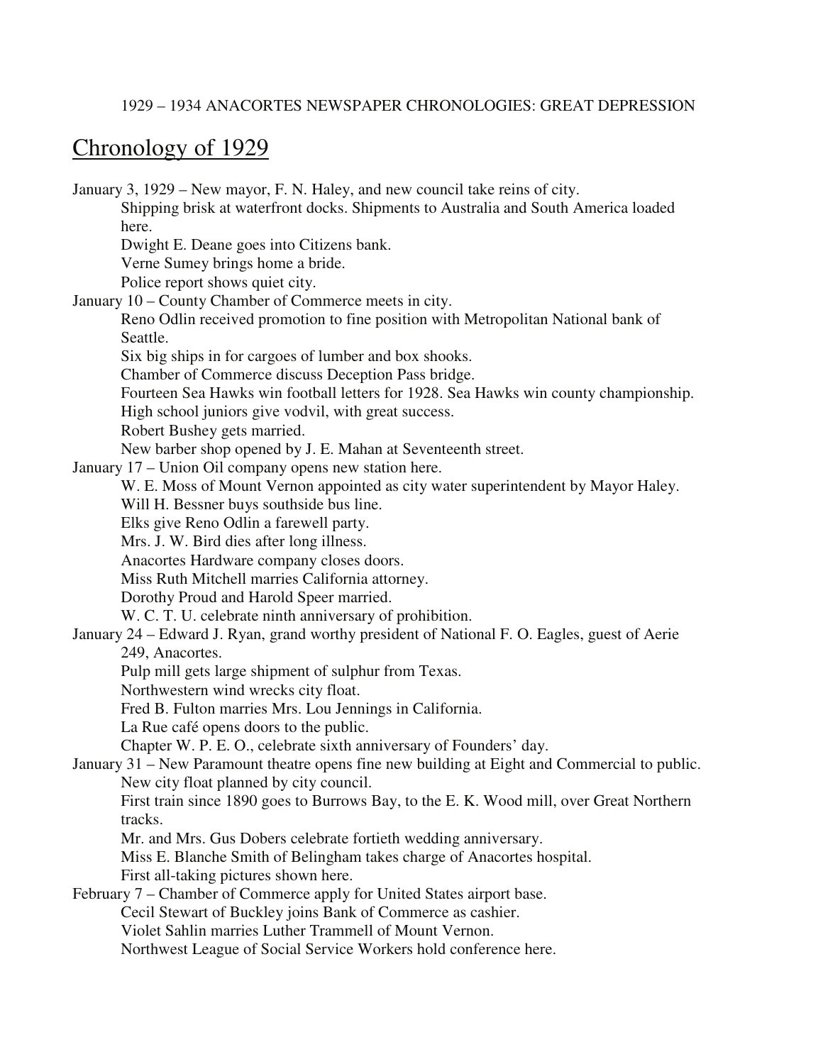1929 – 1934 ANACORTES NEWSPAPER CHRONOLOGIES: GREAT DEPRESSION

# Chronology of 1929

January 3, 1929 – New mayor, F. N. Haley, and new council take reins of city.
- Shipping brisk at waterfront docks. Shipments to Australia and South America loaded here.
- Dwight E. Deane goes into Citizens bank.
- Verne Sumey brings home a bride.
- Police report shows quiet city.

January 10 – County Chamber of Commerce meets in city.
- Reno Odlin received promotion to fine position with Metropolitan National bank of Seattle.
- Six big ships in for cargoes of lumber and box shooks.
- Chamber of Commerce discuss Deception Pass bridge.
- Fourteen Sea Hawks win football letters for 1928. Sea Hawks win county championship.
- High school juniors give vodvil, with great success.
- Robert Bushey gets married.
- New barber shop opened by J. E. Mahan at Seventeenth street.

January 17 – Union Oil company opens new station here.
- W. E. Moss of Mount Vernon appointed as city water superintendent by Mayor Haley.
- Will H. Bessner buys southside bus line.
- Elks give Reno Odlin a farewell party.
- Mrs. J. W. Bird dies after long illness.
- Anacortes Hardware company closes doors.
- Miss Ruth Mitchell marries California attorney.
- Dorothy Proud and Harold Speer married.
- W. C. T. U. celebrate ninth anniversary of prohibition.

January 24 – Edward J. Ryan, grand worthy president of National F. O. Eagles, guest of Aerie 249, Anacortes.
- Pulp mill gets large shipment of sulphur from Texas.
- Northwestern wind wrecks city float.
- Fred B. Fulton marries Mrs. Lou Jennings in California.
- La Rue café opens doors to the public.
- Chapter W. P. E. O., celebrate sixth anniversary of Founders' day.

January 31 – New Paramount theatre opens fine new building at Eight and Commercial to public.
- New city float planned by city council.
- First train since 1890 goes to Burrows Bay, to the E. K. Wood mill, over Great Northern tracks.
- Mr. and Mrs. Gus Dobers celebrate fortieth wedding anniversary.
- Miss E. Blanche Smith of Belingham takes charge of Anacortes hospital.
- First all-taking pictures shown here.

February 7 – Chamber of Commerce apply for United States airport base.
- Cecil Stewart of Buckley joins Bank of Commerce as cashier.
- Violet Sahlin marries Luther Trammell of Mount Vernon.
- Northwest League of Social Service Workers hold conference here.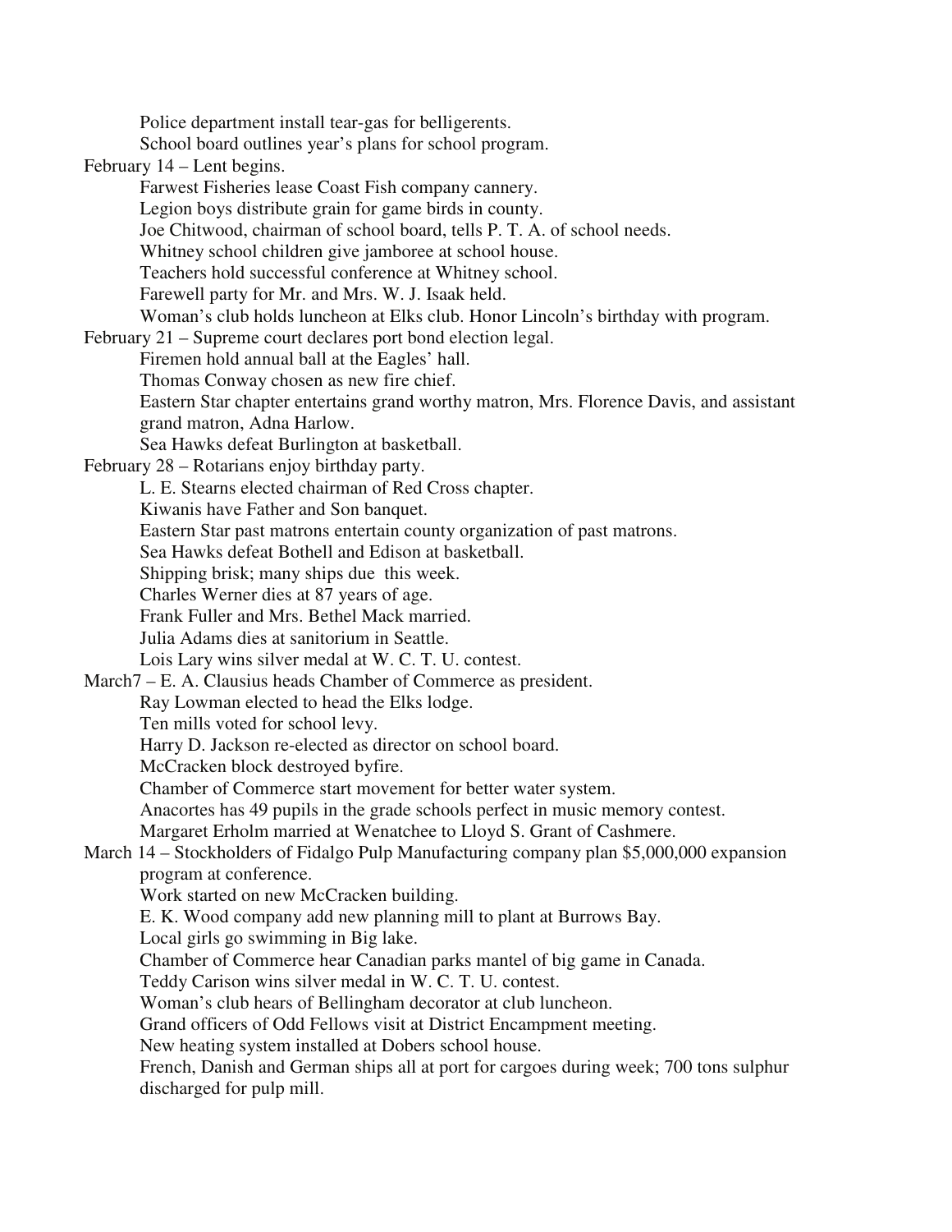Police department install tear-gas for belligerents.

School board outlines year's plans for school program.

February 14 – Lent begins.

- Farwest Fisheries lease Coast Fish company cannery.
- Legion boys distribute grain for game birds in county.
- Joe Chitwood, chairman of school board, tells P. T. A. of school needs.
- Whitney school children give jamboree at school house.
- Teachers hold successful conference at Whitney school.
- Farewell party for Mr. and Mrs. W. J. Isaak held.
- Woman's club holds luncheon at Elks club. Honor Lincoln's birthday with program.

February 21 – Supreme court declares port bond election legal.

- Firemen hold annual ball at the Eagles' hall.
- Thomas Conway chosen as new fire chief.
- Eastern Star chapter entertains grand worthy matron, Mrs. Florence Davis, and assistant grand matron, Adna Harlow.
- Sea Hawks defeat Burlington at basketball.

February 28 – Rotarians enjoy birthday party.

- L. E. Stearns elected chairman of Red Cross chapter.
- Kiwanis have Father and Son banquet.
- Eastern Star past matrons entertain county organization of past matrons.
- Sea Hawks defeat Bothell and Edison at basketball.
- Shipping brisk; many ships due this week.
- Charles Werner dies at 87 years of age.
- Frank Fuller and Mrs. Bethel Mack married.
- Julia Adams dies at sanitorium in Seattle.
- Lois Lary wins silver medal at W. C. T. U. contest.

March7 – E. A. Clausius heads Chamber of Commerce as president.

- Ray Lowman elected to head the Elks lodge.
- Ten mills voted for school levy.
- Harry D. Jackson re-elected as director on school board.
- McCracken block destroyed byfire.
- Chamber of Commerce start movement for better water system.
- Anacortes has 49 pupils in the grade schools perfect in music memory contest.
- Margaret Erholm married at Wenatchee to Lloyd S. Grant of Cashmere.

March 14 – Stockholders of Fidalgo Pulp Manufacturing company plan $5,000,000 expansion program at conference.

- Work started on new McCracken building.
- E. K. Wood company add new planning mill to plant at Burrows Bay.
- Local girls go swimming in Big lake.
- Chamber of Commerce hear Canadian parks mantel of big game in Canada.
- Teddy Carison wins silver medal in W. C. T. U. contest.
- Woman's club hears of Bellingham decorator at club luncheon.
- Grand officers of Odd Fellows visit at District Encampment meeting.
- New heating system installed at Dobers school house.
- French, Danish and German ships all at port for cargoes during week; 700 tons sulphur discharged for pulp mill.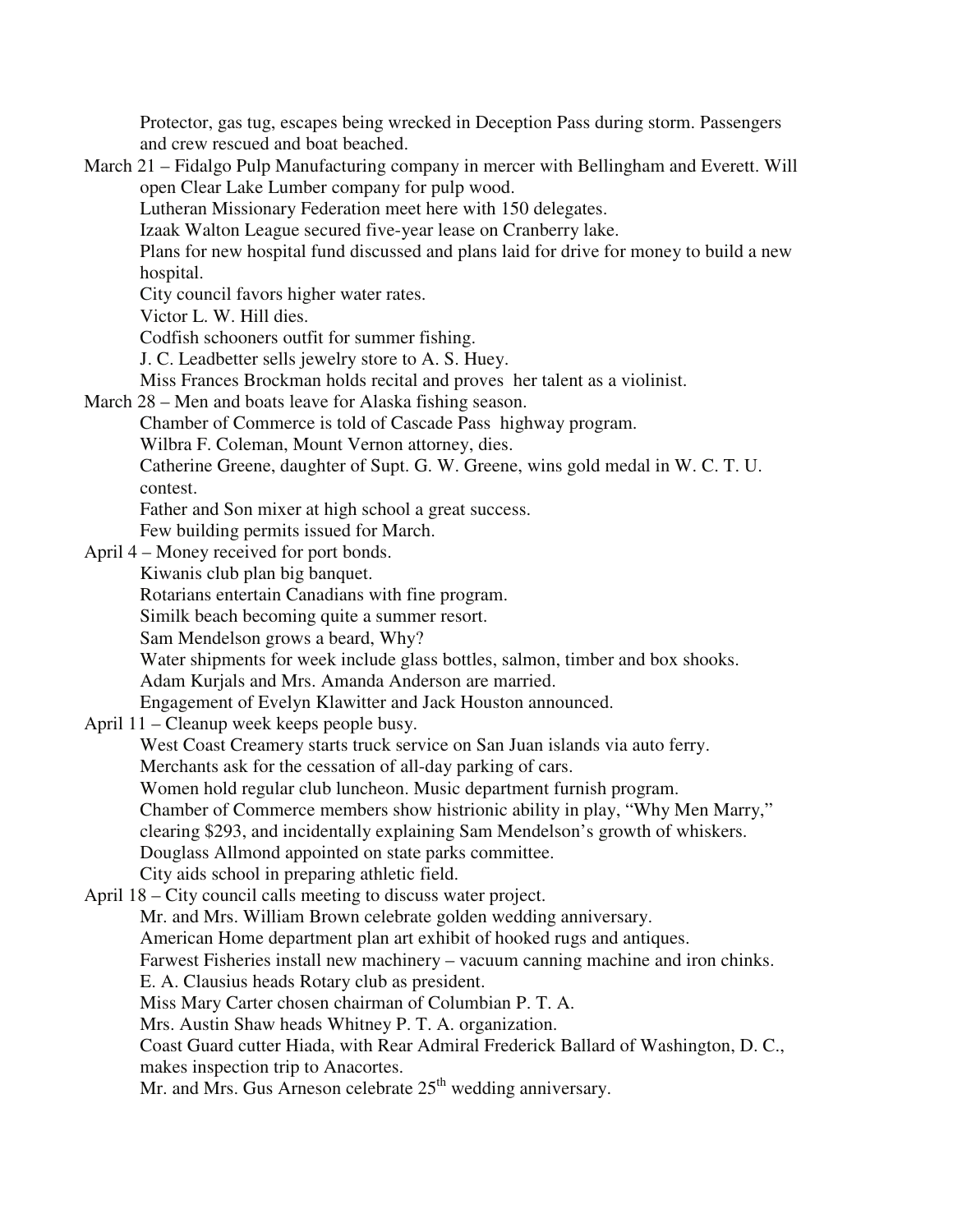Protector, gas tug, escapes being wrecked in Deception Pass during storm. Passengers and crew rescued and boat beached.

March 21 – Fidalgo Pulp Manufacturing company in mercer with Bellingham and Everett. Will open Clear Lake Lumber company for pulp wood.
- Lutheran Missionary Federation meet here with 150 delegates.
- Izaak Walton League secured five-year lease on Cranberry lake.
- Plans for new hospital fund discussed and plans laid for drive for money to build a new hospital.
- City council favors higher water rates.
- Victor L. W. Hill dies.
- Codfish schooners outfit for summer fishing.
- J. C. Leadbetter sells jewelry store to A. S. Huey.
- Miss Frances Brockman holds recital and proves her talent as a violinist.

March 28 – Men and boats leave for Alaska fishing season.
- Chamber of Commerce is told of Cascade Pass highway program.
- Wilbra F. Coleman, Mount Vernon attorney, dies.
- Catherine Greene, daughter of Supt. G. W. Greene, wins gold medal in W. C. T. U. contest.
- Father and Son mixer at high school a great success.
- Few building permits issued for March.

April 4 – Money received for port bonds.
- Kiwanis club plan big banquet.
- Rotarians entertain Canadians with fine program.
- Similk beach becoming quite a summer resort.
- Sam Mendelson grows a beard, Why?
- Water shipments for week include glass bottles, salmon, timber and box shooks.
- Adam Kurjals and Mrs. Amanda Anderson are married.
- Engagement of Evelyn Klawitter and Jack Houston announced.

April 11 – Cleanup week keeps people busy.
- West Coast Creamery starts truck service on San Juan islands via auto ferry.
- Merchants ask for the cessation of all-day parking of cars.
- Women hold regular club luncheon. Music department furnish program.
- Chamber of Commerce members show histrionic ability in play, "Why Men Marry," clearing $293, and incidentally explaining Sam Mendelson's growth of whiskers.
- Douglass Allmond appointed on state parks committee.
- City aids school in preparing athletic field.

April 18 – City council calls meeting to discuss water project.
- Mr. and Mrs. William Brown celebrate golden wedding anniversary.
- American Home department plan art exhibit of hooked rugs and antiques.
- Farwest Fisheries install new machinery – vacuum canning machine and iron chinks.
- E. A. Clausius heads Rotary club as president.
- Miss Mary Carter chosen chairman of Columbian P. T. A.
- Mrs. Austin Shaw heads Whitney P. T. A. organization.
- Coast Guard cutter Hiada, with Rear Admiral Frederick Ballard of Washington, D. C., makes inspection trip to Anacortes.
- Mr. and Mrs. Gus Arneson celebrate 25th wedding anniversary.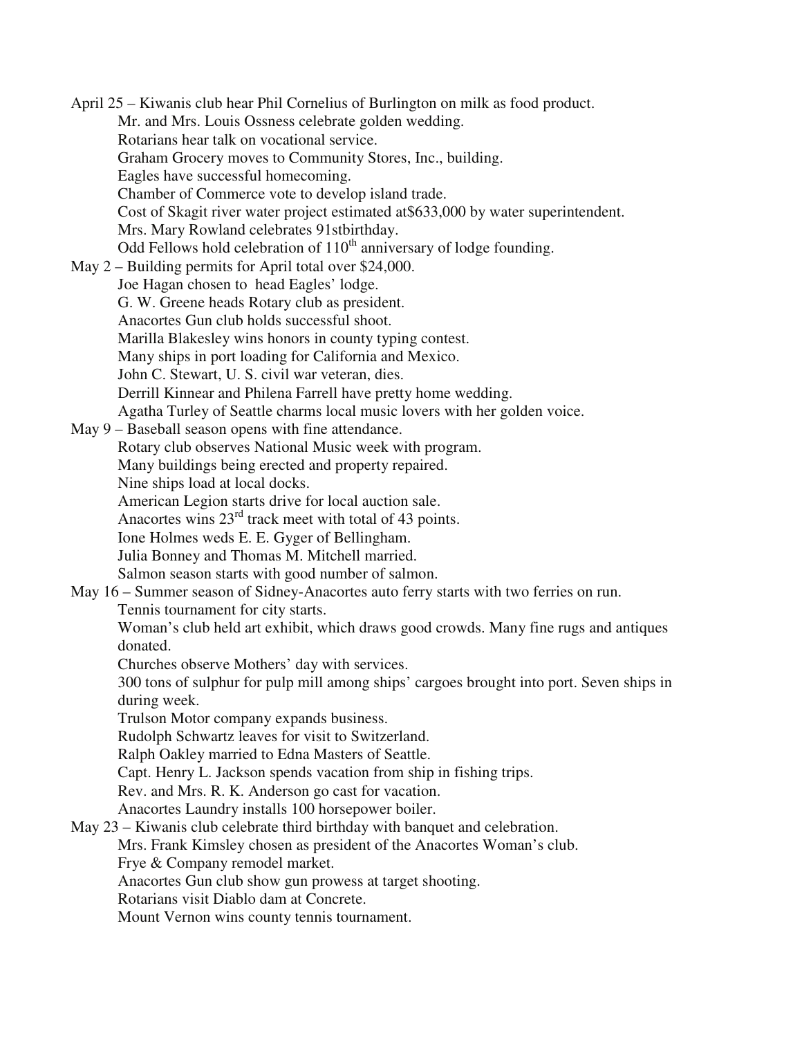April 25 – Kiwanis club hear Phil Cornelius of Burlington on milk as food product.
- Mr. and Mrs. Louis Ossness celebrate golden wedding.
- Rotarians hear talk on vocational service.
- Graham Grocery moves to Community Stores, Inc., building.
- Eagles have successful homecoming.
- Chamber of Commerce vote to develop island trade.
- Cost of Skagit river water project estimated at$633,000 by water superintendent.
- Mrs. Mary Rowland celebrates 91stbirthday.
- Odd Fellows hold celebration of 110th anniversary of lodge founding.

May 2 – Building permits for April total over $24,000.
- Joe Hagan chosen to head Eagles' lodge.
- G. W. Greene heads Rotary club as president.
- Anacortes Gun club holds successful shoot.
- Marilla Blakesley wins honors in county typing contest.
- Many ships in port loading for California and Mexico.
- John C. Stewart, U. S. civil war veteran, dies.
- Derrill Kinnear and Philena Farrell have pretty home wedding.
- Agatha Turley of Seattle charms local music lovers with her golden voice.

May 9 – Baseball season opens with fine attendance.
- Rotary club observes National Music week with program.
- Many buildings being erected and property repaired.
- Nine ships load at local docks.
- American Legion starts drive for local auction sale.
- Anacortes wins 23rd track meet with total of 43 points.
- Ione Holmes weds E. E. Gyger of Bellingham.
- Julia Bonney and Thomas M. Mitchell married.
- Salmon season starts with good number of salmon.

May 16 – Summer season of Sidney-Anacortes auto ferry starts with two ferries on run.
- Tennis tournament for city starts.
- Woman's club held art exhibit, which draws good crowds. Many fine rugs and antiques donated.
- Churches observe Mothers' day with services.
- 300 tons of sulphur for pulp mill among ships' cargoes brought into port. Seven ships in during week.
- Trulson Motor company expands business.
- Rudolph Schwartz leaves for visit to Switzerland.
- Ralph Oakley married to Edna Masters of Seattle.
- Capt. Henry L. Jackson spends vacation from ship in fishing trips.
- Rev. and Mrs. R. K. Anderson go cast for vacation.
- Anacortes Laundry installs 100 horsepower boiler.

May 23 – Kiwanis club celebrate third birthday with banquet and celebration.
- Mrs. Frank Kimsley chosen as president of the Anacortes Woman's club.
- Frye & Company remodel market.
- Anacortes Gun club show gun prowess at target shooting.
- Rotarians visit Diablo dam at Concrete.
- Mount Vernon wins county tennis tournament.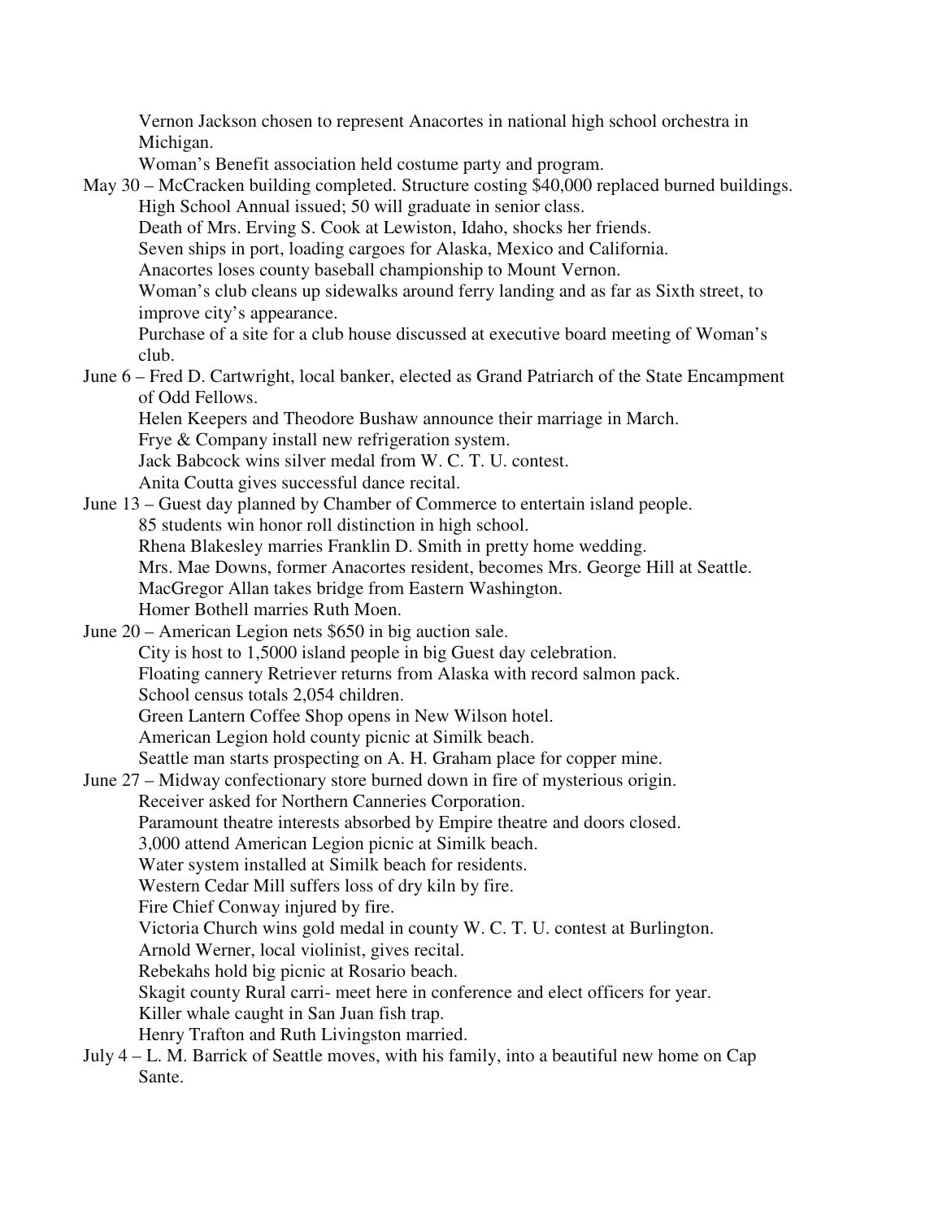Vernon Jackson chosen to represent Anacortes in national high school orchestra in Michigan.
Woman's Benefit association held costume party and program.

May 30 – McCracken building completed. Structure costing $40,000 replaced burned buildings.
High School Annual issued; 50 will graduate in senior class.
Death of Mrs. Erving S. Cook at Lewiston, Idaho, shocks her friends.
Seven ships in port, loading cargoes for Alaska, Mexico and California.
Anacortes loses county baseball championship to Mount Vernon.
Woman's club cleans up sidewalks around ferry landing and as far as Sixth street, to improve city's appearance.
Purchase of a site for a club house discussed at executive board meeting of Woman's club.

June 6 – Fred D. Cartwright, local banker, elected as Grand Patriarch of the State Encampment of Odd Fellows.
Helen Keepers and Theodore Bushaw announce their marriage in March.
Frye & Company install new refrigeration system.
Jack Babcock wins silver medal from W. C. T. U. contest.
Anita Coutta gives successful dance recital.

June 13 – Guest day planned by Chamber of Commerce to entertain island people.
85 students win honor roll distinction in high school.
Rhena Blakesley marries Franklin D. Smith in pretty home wedding.
Mrs. Mae Downs, former Anacortes resident, becomes Mrs. George Hill at Seattle.
MacGregor Allan takes bridge from Eastern Washington.
Homer Bothell marries Ruth Moen.

June 20 – American Legion nets $650 in big auction sale.
City is host to 1,5000 island people in big Guest day celebration.
Floating cannery Retriever returns from Alaska with record salmon pack.
School census totals 2,054 children.
Green Lantern Coffee Shop opens in New Wilson hotel.
American Legion hold county picnic at Similk beach.
Seattle man starts prospecting on A. H. Graham place for copper mine.

June 27 – Midway confectionary store burned down in fire of mysterious origin.
Receiver asked for Northern Canneries Corporation.
Paramount theatre interests absorbed by Empire theatre and doors closed.
3,000 attend American Legion picnic at Similk beach.
Water system installed at Similk beach for residents.
Western Cedar Mill suffers loss of dry kiln by fire.
Fire Chief Conway injured by fire.
Victoria Church wins gold medal in county W. C. T. U. contest at Burlington.
Arnold Werner, local violinist, gives recital.
Rebekahs hold big picnic at Rosario beach.
Skagit county Rural carri- meet here in conference and elect officers for year.
Killer whale caught in San Juan fish trap.
Henry Trafton and Ruth Livingston married.

July 4 – L. M. Barrick of Seattle moves, with his family, into a beautiful new home on Cap Sante.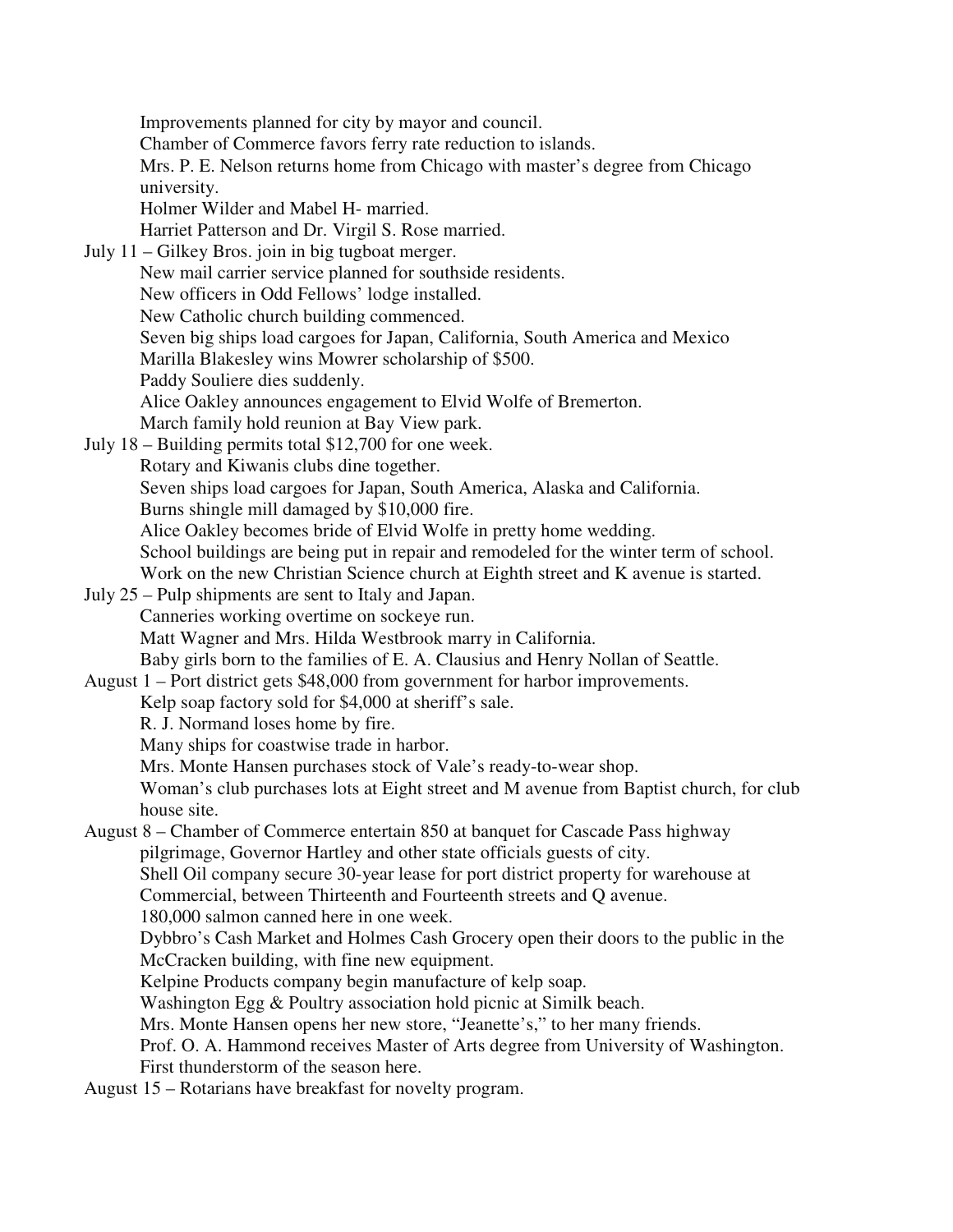Improvements planned for city by mayor and council.
Chamber of Commerce favors ferry rate reduction to islands.
Mrs. P. E. Nelson returns home from Chicago with master's degree from Chicago university.
Holmer Wilder and Mabel H- married.
Harriet Patterson and Dr. Virgil S. Rose married.

July 11 – Gilkey Bros. join in big tugboat merger.
New mail carrier service planned for southside residents.
New officers in Odd Fellows' lodge installed.
New Catholic church building commenced.
Seven big ships load cargoes for Japan, California, South America and Mexico
Marilla Blakesley wins Mowrer scholarship of $500.
Paddy Souliere dies suddenly.
Alice Oakley announces engagement to Elvid Wolfe of Bremerton.
March family hold reunion at Bay View park.

July 18 – Building permits total $12,700 for one week.
Rotary and Kiwanis clubs dine together.
Seven ships load cargoes for Japan, South America, Alaska and California.
Burns shingle mill damaged by $10,000 fire.
Alice Oakley becomes bride of Elvid Wolfe in pretty home wedding.
School buildings are being put in repair and remodeled for the winter term of school.
Work on the new Christian Science church at Eighth street and K avenue is started.

July 25 – Pulp shipments are sent to Italy and Japan.
Canneries working overtime on sockeye run.
Matt Wagner and Mrs. Hilda Westbrook marry in California.
Baby girls born to the families of E. A. Clausius and Henry Nollan of Seattle.

August 1 – Port district gets $48,000 from government for harbor improvements.
Kelp soap factory sold for $4,000 at sheriff's sale.
R. J. Normand loses home by fire.
Many ships for coastwise trade in harbor.
Mrs. Monte Hansen purchases stock of Vale's ready-to-wear shop.
Woman's club purchases lots at Eight street and M avenue from Baptist church, for club house site.

August 8 – Chamber of Commerce entertain 850 at banquet for Cascade Pass highway pilgrimage, Governor Hartley and other state officials guests of city.
Shell Oil company secure 30-year lease for port district property for warehouse at Commercial, between Thirteenth and Fourteenth streets and Q avenue.
180,000 salmon canned here in one week.
Dybbro's Cash Market and Holmes Cash Grocery open their doors to the public in the McCracken building, with fine new equipment.
Kelpine Products company begin manufacture of kelp soap.
Washington Egg & Poultry association hold picnic at Similk beach.
Mrs. Monte Hansen opens her new store, "Jeanette's," to her many friends.
Prof. O. A. Hammond receives Master of Arts degree from University of Washington.
First thunderstorm of the season here.

August 15 – Rotarians have breakfast for novelty program.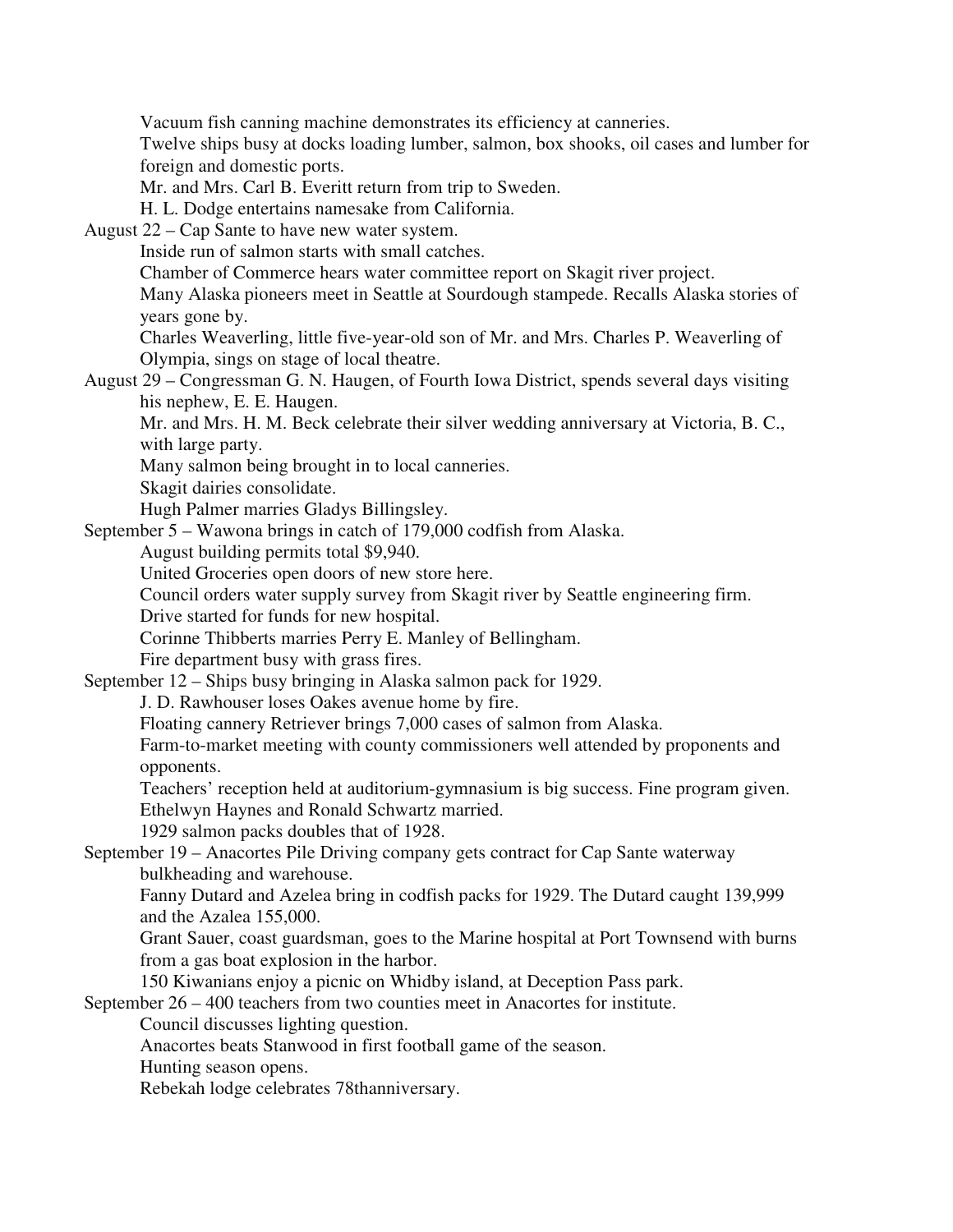Vacuum fish canning machine demonstrates its efficiency at canneries.
Twelve ships busy at docks loading lumber, salmon, box shooks, oil cases and lumber for foreign and domestic ports.
Mr. and Mrs. Carl B. Everitt return from trip to Sweden.
H. L. Dodge entertains namesake from California.

August 22 – Cap Sante to have new water system.
Inside run of salmon starts with small catches.
Chamber of Commerce hears water committee report on Skagit river project.
Many Alaska pioneers meet in Seattle at Sourdough stampede. Recalls Alaska stories of years gone by.
Charles Weaverling, little five-year-old son of Mr. and Mrs. Charles P. Weaverling of Olympia, sings on stage of local theatre.

August 29 – Congressman G. N. Haugen, of Fourth Iowa District, spends several days visiting his nephew, E. E. Haugen.
Mr. and Mrs. H. M. Beck celebrate their silver wedding anniversary at Victoria, B. C., with large party.
Many salmon being brought in to local canneries.
Skagit dairies consolidate.
Hugh Palmer marries Gladys Billingsley.

September 5 – Wawona brings in catch of 179,000 codfish from Alaska.
August building permits total $9,940.
United Groceries open doors of new store here.
Council orders water supply survey from Skagit river by Seattle engineering firm.
Drive started for funds for new hospital.
Corinne Thibberts marries Perry E. Manley of Bellingham.
Fire department busy with grass fires.

September 12 – Ships busy bringing in Alaska salmon pack for 1929.
J. D. Rawhouser loses Oakes avenue home by fire.
Floating cannery Retriever brings 7,000 cases of salmon from Alaska.
Farm-to-market meeting with county commissioners well attended by proponents and opponents.
Teachers' reception held at auditorium-gymnasium is big success. Fine program given.
Ethelwyn Haynes and Ronald Schwartz married.
1929 salmon packs doubles that of 1928.

September 19 – Anacortes Pile Driving company gets contract for Cap Sante waterway bulkheading and warehouse.
Fanny Dutard and Azelea bring in codfish packs for 1929. The Dutard caught 139,999 and the Azalea 155,000.
Grant Sauer, coast guardsman, goes to the Marine hospital at Port Townsend with burns from a gas boat explosion in the harbor.
150 Kiwanians enjoy a picnic on Whidby island, at Deception Pass park.

September 26 – 400 teachers from two counties meet in Anacortes for institute.
Council discusses lighting question.
Anacortes beats Stanwood in first football game of the season.
Hunting season opens.
Rebekah lodge celebrates 78thanniversary.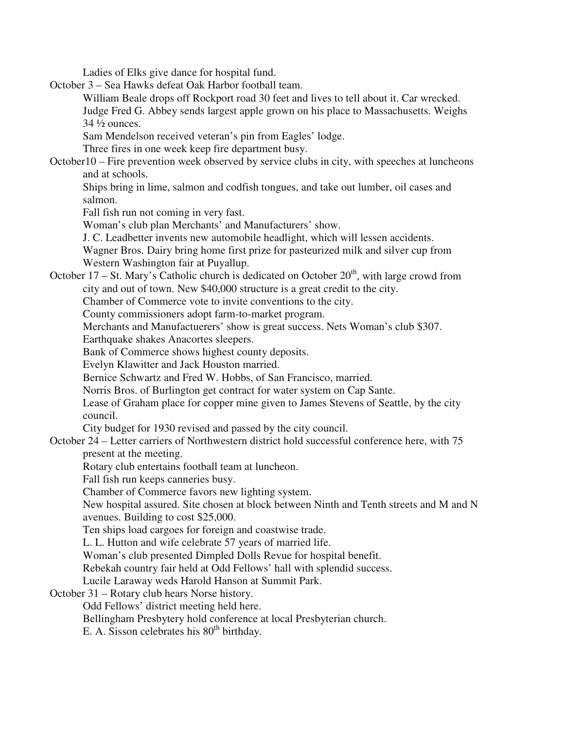Ladies of Elks give dance for hospital fund.

October 3 – Sea Hawks defeat Oak Harbor football team.

William Beale drops off Rockport road 30 feet and lives to tell about it. Car wrecked.

Judge Fred G. Abbey sends largest apple grown on his place to Massachusetts. Weighs 34 ½ ounces.

Sam Mendelson received veteran's pin from Eagles' lodge.

Three fires in one week keep fire department busy.

October10 – Fire prevention week observed by service clubs in city, with speeches at luncheons and at schools.

Ships bring in lime, salmon and codfish tongues, and take out lumber, oil cases and salmon.

Fall fish run not coming in very fast.

Woman's club plan Merchants' and Manufacturers' show.

J. C. Leadbetter invents new automobile headlight, which will lessen accidents.

Wagner Bros. Dairy bring home first prize for pasteurized milk and silver cup from Western Washington fair at Puyallup.

October 17 – St. Mary's Catholic church is dedicated on October 20th, with large crowd from city and out of town. New $40,000 structure is a great credit to the city.

Chamber of Commerce vote to invite conventions to the city.

County commissioners adopt farm-to-market program.

Merchants and Manufactuerers' show is great success. Nets Woman's club $307.

Earthquake shakes Anacortes sleepers.

Bank of Commerce shows highest county deposits.

Evelyn Klawitter and Jack Houston married.

Bernice Schwartz and Fred W. Hobbs, of San Francisco, married.

Norris Bros. of Burlington get contract for water system on Cap Sante.

Lease of Graham place for copper mine given to James Stevens of Seattle, by the city council.

City budget for 1930 revised and passed by the city council.

October 24 – Letter carriers of Northwestern district hold successful conference here, with 75 present at the meeting.

Rotary club entertains football team at luncheon.

Fall fish run keeps canneries busy.

Chamber of Commerce favors new lighting system.

New hospital assured. Site chosen at block between Ninth and Tenth streets and M and N avenues. Building to cost $25,000.

Ten ships load cargoes for foreign and coastwise trade.

L. L. Hutton and wife celebrate 57 years of married life.

Woman's club presented Dimpled Dolls Revue for hospital benefit.

Rebekah country fair held at Odd Fellows' hall with splendid success.

Lucile Laraway weds Harold Hanson at Summit Park.

October 31 – Rotary club hears Norse history.

Odd Fellows' district meeting held here.

Bellingham Presbytery hold conference at local Presbyterian church.

E. A. Sisson celebrates his 80th birthday.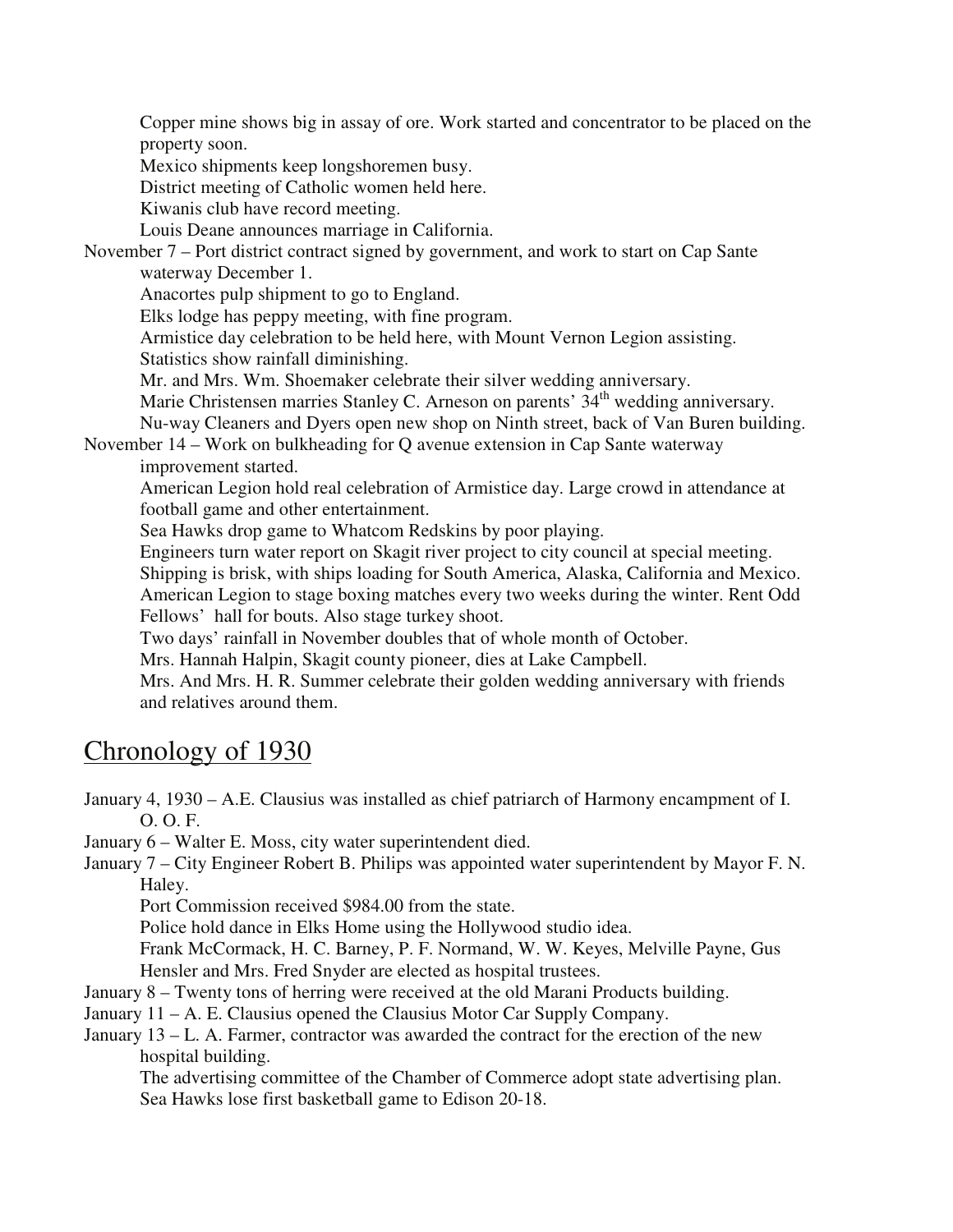Copper mine shows big in assay of ore. Work started and concentrator to be placed on the property soon.

Mexico shipments keep longshoremen busy.

District meeting of Catholic women held here.

Kiwanis club have record meeting.

Louis Deane announces marriage in California.

November 7 – Port district contract signed by government, and work to start on Cap Sante waterway December 1.

Anacortes pulp shipment to go to England.

Elks lodge has peppy meeting, with fine program.

Armistice day celebration to be held here, with Mount Vernon Legion assisting.

Statistics show rainfall diminishing.

Mr. and Mrs. Wm. Shoemaker celebrate their silver wedding anniversary.

Marie Christensen marries Stanley C. Arneson on parents' 34th wedding anniversary.

Nu-way Cleaners and Dyers open new shop on Ninth street, back of Van Buren building.

November 14 – Work on bulkheading for Q avenue extension in Cap Sante waterway improvement started.

American Legion hold real celebration of Armistice day. Large crowd in attendance at football game and other entertainment.

Sea Hawks drop game to Whatcom Redskins by poor playing.

Engineers turn water report on Skagit river project to city council at special meeting.

Shipping is brisk, with ships loading for South America, Alaska, California and Mexico.

American Legion to stage boxing matches every two weeks during the winter. Rent Odd Fellows' hall for bouts. Also stage turkey shoot.

Two days' rainfall in November doubles that of whole month of October.

Mrs. Hannah Halpin, Skagit county pioneer, dies at Lake Campbell.

Mrs. And Mrs. H. R. Summer celebrate their golden wedding anniversary with friends and relatives around them.

## Chronology of 1930

January 4, 1930 – A.E. Clausius was installed as chief patriarch of Harmony encampment of I. O. O. F.

January 6 – Walter E. Moss, city water superintendent died.

January 7 – City Engineer Robert B. Philips was appointed water superintendent by Mayor F. N. Haley.

Port Commission received $984.00 from the state.

Police hold dance in Elks Home using the Hollywood studio idea.

Frank McCormack, H. C. Barney, P. F. Normand, W. W. Keyes, Melville Payne, Gus Hensler and Mrs. Fred Snyder are elected as hospital trustees.

January 8 – Twenty tons of herring were received at the old Marani Products building.

January 11 – A. E. Clausius opened the Clausius Motor Car Supply Company.

January 13 – L. A. Farmer, contractor was awarded the contract for the erection of the new hospital building.

The advertising committee of the Chamber of Commerce adopt state advertising plan.

Sea Hawks lose first basketball game to Edison 20-18.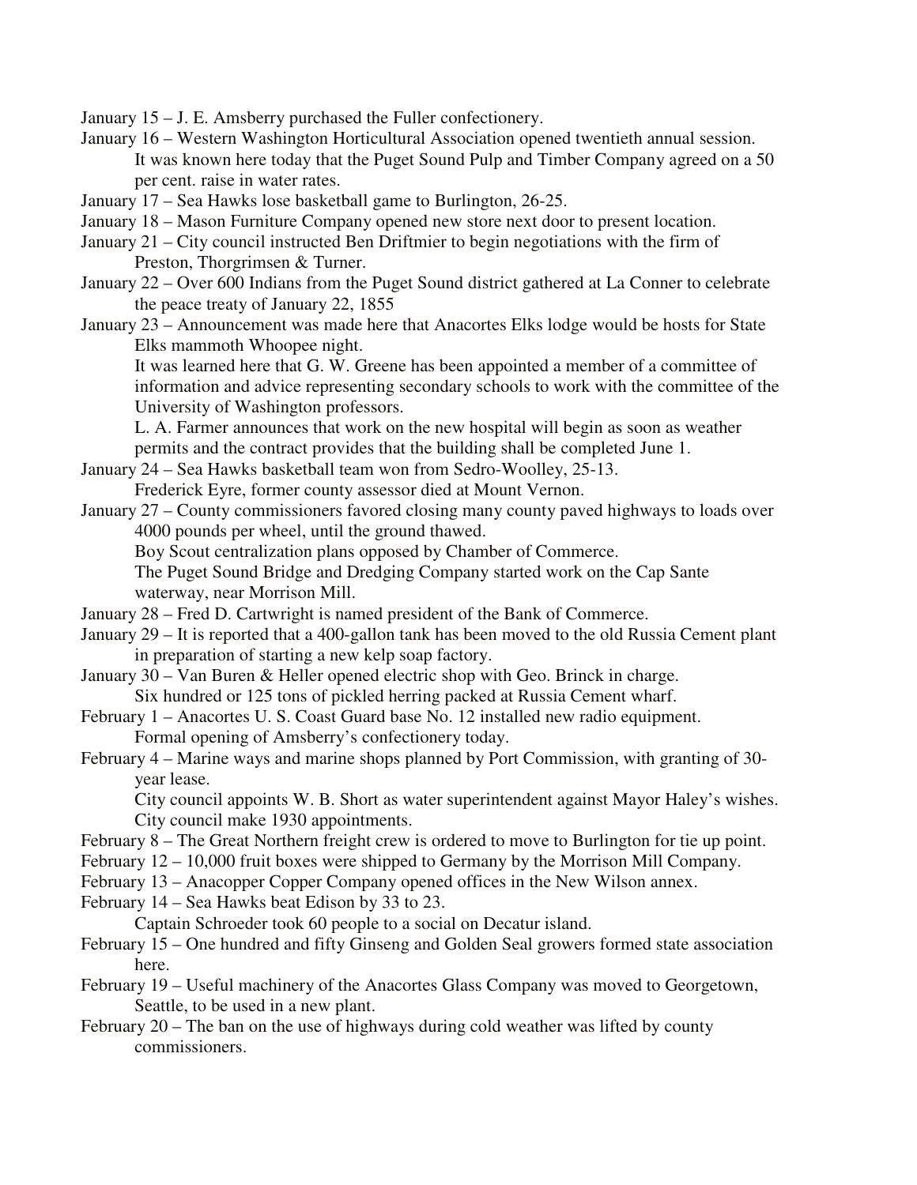January 15 – J. E. Amsberry purchased the Fuller confectionery.

January 16 – Western Washington Horticultural Association opened twentieth annual session.
It was known here today that the Puget Sound Pulp and Timber Company agreed on a 50 per cent. raise in water rates.

January 17 – Sea Hawks lose basketball game to Burlington, 26-25.

January 18 – Mason Furniture Company opened new store next door to present location.

January 21 – City council instructed Ben Driftmier to begin negotiations with the firm of Preston, Thorgrimsen & Turner.

January 22 – Over 600 Indians from the Puget Sound district gathered at La Conner to celebrate the peace treaty of January 22, 1855

January 23 – Announcement was made here that Anacortes Elks lodge would be hosts for State Elks mammoth Whoopee night.
It was learned here that G. W. Greene has been appointed a member of a committee of information and advice representing secondary schools to work with the committee of the University of Washington professors.
L. A. Farmer announces that work on the new hospital will begin as soon as weather permits and the contract provides that the building shall be completed June 1.

January 24 – Sea Hawks basketball team won from Sedro-Woolley, 25-13.
Frederick Eyre, former county assessor died at Mount Vernon.

January 27 – County commissioners favored closing many county paved highways to loads over 4000 pounds per wheel, until the ground thawed.
Boy Scout centralization plans opposed by Chamber of Commerce.
The Puget Sound Bridge and Dredging Company started work on the Cap Sante waterway, near Morrison Mill.

January 28 – Fred D. Cartwright is named president of the Bank of Commerce.

January 29 – It is reported that a 400-gallon tank has been moved to the old Russia Cement plant in preparation of starting a new kelp soap factory.

January 30 – Van Buren & Heller opened electric shop with Geo. Brinck in charge.
Six hundred or 125 tons of pickled herring packed at Russia Cement wharf.

February 1 – Anacortes U. S. Coast Guard base No. 12 installed new radio equipment.
Formal opening of Amsberry's confectionery today.

February 4 – Marine ways and marine shops planned by Port Commission, with granting of 30-year lease.
City council appoints W. B. Short as water superintendent against Mayor Haley's wishes.
City council make 1930 appointments.

February 8 – The Great Northern freight crew is ordered to move to Burlington for tie up point.

February 12 – 10,000 fruit boxes were shipped to Germany by the Morrison Mill Company.

February 13 – Anacopper Copper Company opened offices in the New Wilson annex.

February 14 – Sea Hawks beat Edison by 33 to 23.
Captain Schroeder took 60 people to a social on Decatur island.

February 15 – One hundred and fifty Ginseng and Golden Seal growers formed state association here.

February 19 – Useful machinery of the Anacortes Glass Company was moved to Georgetown, Seattle, to be used in a new plant.

February 20 – The ban on the use of highways during cold weather was lifted by county commissioners.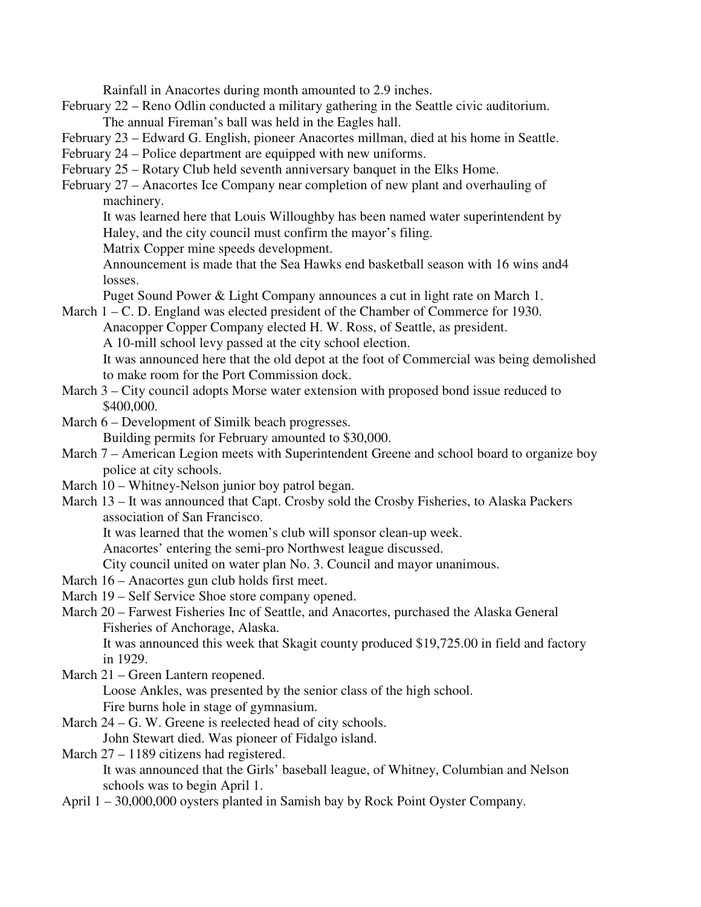Rainfall in Anacortes during month amounted to 2.9 inches.

February 22 – Reno Odlin conducted a military gathering in the Seattle civic auditorium.
The annual Fireman's ball was held in the Eagles hall.

February 23 – Edward G. English, pioneer Anacortes millman, died at his home in Seattle.

February 24 – Police department are equipped with new uniforms.

February 25 – Rotary Club held seventh anniversary banquet in the Elks Home.

February 27 – Anacortes Ice Company near completion of new plant and overhauling of machinery.
It was learned here that Louis Willoughby has been named water superintendent by Haley, and the city council must confirm the mayor's filing.
Matrix Copper mine speeds development.
Announcement is made that the Sea Hawks end basketball season with 16 wins and4 losses.
Puget Sound Power & Light Company announces a cut in light rate on March 1.

March 1 – C. D. England was elected president of the Chamber of Commerce for 1930.
Anacopper Copper Company elected H. W. Ross, of Seattle, as president.
A 10-mill school levy passed at the city school election.
It was announced here that the old depot at the foot of Commercial was being demolished to make room for the Port Commission dock.

March 3 – City council adopts Morse water extension with proposed bond issue reduced to $400,000.

March 6 – Development of Similk beach progresses.
Building permits for February amounted to $30,000.

March 7 – American Legion meets with Superintendent Greene and school board to organize boy police at city schools.

March 10 – Whitney-Nelson junior boy patrol began.

March 13 – It was announced that Capt. Crosby sold the Crosby Fisheries, to Alaska Packers association of San Francisco.
It was learned that the women's club will sponsor clean-up week.
Anacortes' entering the semi-pro Northwest league discussed.
City council united on water plan No. 3. Council and mayor unanimous.

March 16 – Anacortes gun club holds first meet.

March 19 – Self Service Shoe store company opened.

March 20 – Farwest Fisheries Inc of Seattle, and Anacortes, purchased the Alaska General Fisheries of Anchorage, Alaska.
It was announced this week that Skagit county produced $19,725.00 in field and factory in 1929.

March 21 – Green Lantern reopened.
Loose Ankles, was presented by the senior class of the high school.
Fire burns hole in stage of gymnasium.

March 24 – G. W. Greene is reelected head of city schools.
John Stewart died. Was pioneer of Fidalgo island.

March 27 – 1189 citizens had registered.
It was announced that the Girls' baseball league, of Whitney, Columbian and Nelson schools was to begin April 1.

April 1 – 30,000,000 oysters planted in Samish bay by Rock Point Oyster Company.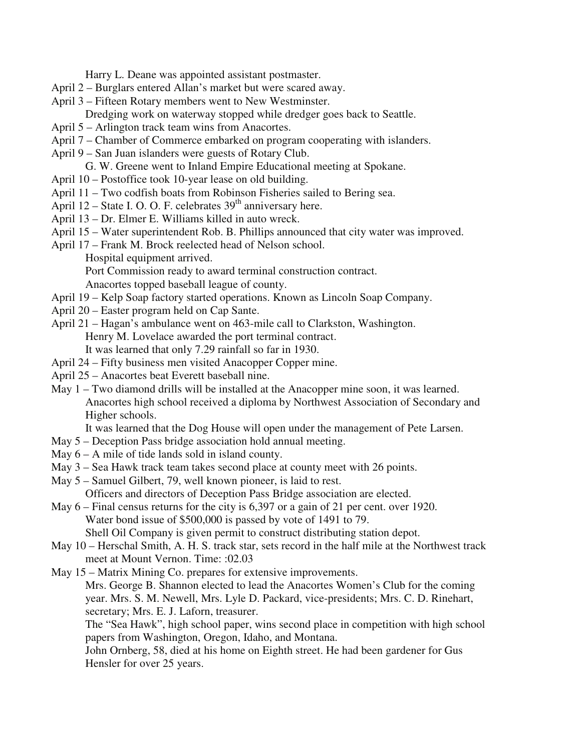Harry L. Deane was appointed assistant postmaster.

April 2 – Burglars entered Allan's market but were scared away.

April 3 – Fifteen Rotary members went to New Westminster.
Dredging work on waterway stopped while dredger goes back to Seattle.

April 5 – Arlington track team wins from Anacortes.

April 7 – Chamber of Commerce embarked on program cooperating with islanders.

April 9 – San Juan islanders were guests of Rotary Club.
G. W. Greene went to Inland Empire Educational meeting at Spokane.

April 10 – Postoffice took 10-year lease on old building.

April 11 – Two codfish boats from Robinson Fisheries sailed to Bering sea.

April 12 – State I. O. O. F. celebrates 39th anniversary here.

April 13 – Dr. Elmer E. Williams killed in auto wreck.

April 15 – Water superintendent Rob. B. Phillips announced that city water was improved.

April 17 – Frank M. Brock reelected head of Nelson school.
Hospital equipment arrived.
Port Commission ready to award terminal construction contract.
Anacortes topped baseball league of county.

April 19 – Kelp Soap factory started operations. Known as Lincoln Soap Company.

April 20 – Easter program held on Cap Sante.

April 21 – Hagan's ambulance went on 463-mile call to Clarkston, Washington.
Henry M. Lovelace awarded the port terminal contract.
It was learned that only 7.29 rainfall so far in 1930.

April 24 – Fifty business men visited Anacopper Copper mine.

April 25 – Anacortes beat Everett baseball nine.

May 1 – Two diamond drills will be installed at the Anacopper mine soon, it was learned.
Anacortes high school received a diploma by Northwest Association of Secondary and Higher schools.
It was learned that the Dog House will open under the management of Pete Larsen.

May 5 – Deception Pass bridge association hold annual meeting.

May 6 – A mile of tide lands sold in island county.

May 3 – Sea Hawk track team takes second place at county meet with 26 points.

May 5 – Samuel Gilbert, 79, well known pioneer, is laid to rest.
Officers and directors of Deception Pass Bridge association are elected.

May 6 – Final census returns for the city is 6,397 or a gain of 21 per cent. over 1920.
Water bond issue of $500,000 is passed by vote of 1491 to 79.
Shell Oil Company is given permit to construct distributing station depot.

May 10 – Herschal Smith, A. H. S. track star, sets record in the half mile at the Northwest track meet at Mount Vernon. Time: :02.03

May 15 – Matrix Mining Co. prepares for extensive improvements.
Mrs. George B. Shannon elected to lead the Anacortes Women's Club for the coming year. Mrs. S. M. Newell, Mrs. Lyle D. Packard, vice-presidents; Mrs. C. D. Rinehart, secretary; Mrs. E. J. Laforn, treasurer.
The "Sea Hawk", high school paper, wins second place in competition with high school papers from Washington, Oregon, Idaho, and Montana.
John Ornberg, 58, died at his home on Eighth street. He had been gardener for Gus Hensler for over 25 years.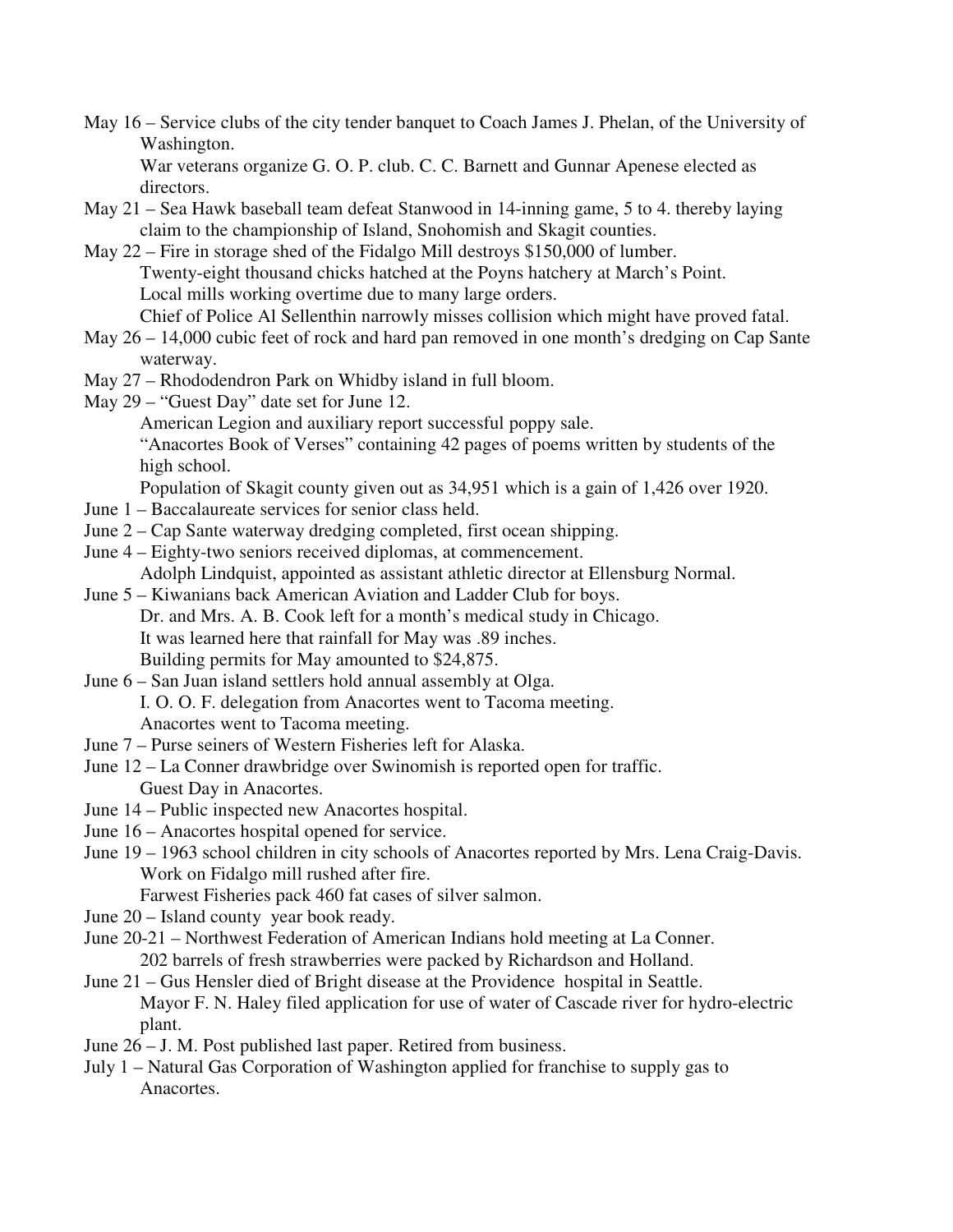May 16 – Service clubs of the city tender banquet to Coach James J. Phelan, of the University of Washington.
War veterans organize G. O. P. club. C. C. Barnett and Gunnar Apenese elected as directors.

May 21 – Sea Hawk baseball team defeat Stanwood in 14-inning game, 5 to 4. thereby laying claim to the championship of Island, Snohomish and Skagit counties.

May 22 – Fire in storage shed of the Fidalgo Mill destroys $150,000 of lumber.
Twenty-eight thousand chicks hatched at the Poyns hatchery at March's Point.
Local mills working overtime due to many large orders.
Chief of Police Al Sellenthin narrowly misses collision which might have proved fatal.

May 26 – 14,000 cubic feet of rock and hard pan removed in one month's dredging on Cap Sante waterway.

May 27 – Rhododendron Park on Whidby island in full bloom.

May 29 – "Guest Day" date set for June 12.
American Legion and auxiliary report successful poppy sale.
"Anacortes Book of Verses" containing 42 pages of poems written by students of the high school.
Population of Skagit county given out as 34,951 which is a gain of 1,426 over 1920.

June 1 – Baccalaureate services for senior class held.

June 2 – Cap Sante waterway dredging completed, first ocean shipping.

June 4 – Eighty-two seniors received diplomas, at commencement.
Adolph Lindquist, appointed as assistant athletic director at Ellensburg Normal.

June 5 – Kiwanians back American Aviation and Ladder Club for boys.
Dr. and Mrs. A. B. Cook left for a month's medical study in Chicago.
It was learned here that rainfall for May was .89 inches.
Building permits for May amounted to $24,875.

June 6 – San Juan island settlers hold annual assembly at Olga.
I. O. O. F. delegation from Anacortes went to Tacoma meeting.
Anacortes went to Tacoma meeting.

June 7 – Purse seiners of Western Fisheries left for Alaska.

June 12 – La Conner drawbridge over Swinomish is reported open for traffic.
Guest Day in Anacortes.

June 14 – Public inspected new Anacortes hospital.

June 16 – Anacortes hospital opened for service.

June 19 – 1963 school children in city schools of Anacortes reported by Mrs. Lena Craig-Davis.
Work on Fidalgo mill rushed after fire.
Farwest Fisheries pack 460 fat cases of silver salmon.

June 20 – Island county year book ready.

June 20-21 – Northwest Federation of American Indians hold meeting at La Conner.
202 barrels of fresh strawberries were packed by Richardson and Holland.

June 21 – Gus Hensler died of Bright disease at the Providence hospital in Seattle.
Mayor F. N. Haley filed application for use of water of Cascade river for hydro-electric plant.

June 26 – J. M. Post published last paper. Retired from business.

July 1 – Natural Gas Corporation of Washington applied for franchise to supply gas to Anacortes.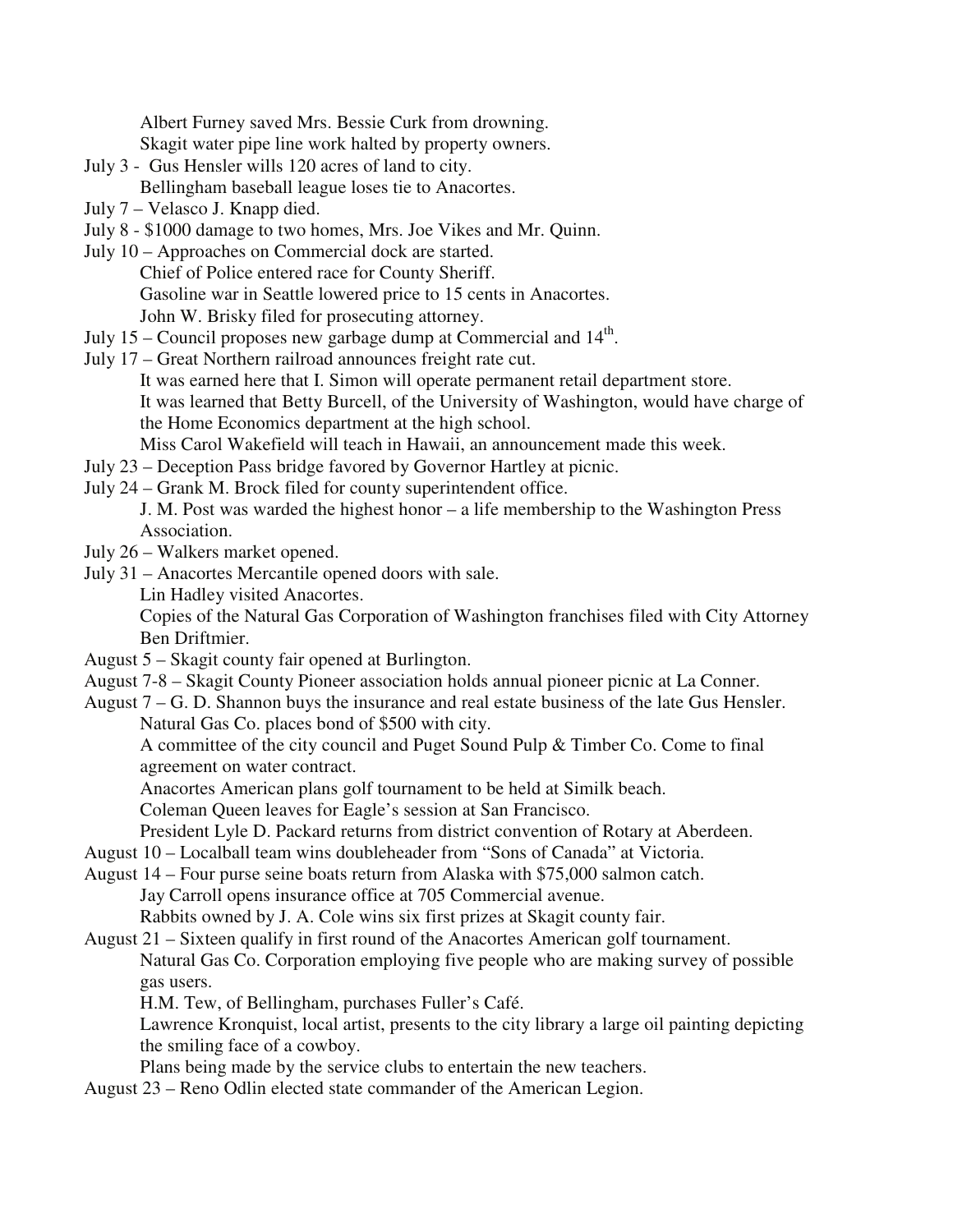Albert Furney saved Mrs. Bessie Curk from drowning.
Skagit water pipe line work halted by property owners.

July 3 - Gus Hensler wills 120 acres of land to city.
Bellingham baseball league loses tie to Anacortes.

July 7 – Velasco J. Knapp died.

July 8 - $1000 damage to two homes, Mrs. Joe Vikes and Mr. Quinn.

July 10 – Approaches on Commercial dock are started.
Chief of Police entered race for County Sheriff.
Gasoline war in Seattle lowered price to 15 cents in Anacortes.
John W. Brisky filed for prosecuting attorney.

July 15 – Council proposes new garbage dump at Commercial and 14th.

July 17 – Great Northern railroad announces freight rate cut.
It was earned here that I. Simon will operate permanent retail department store.
It was learned that Betty Burcell, of the University of Washington, would have charge of the Home Economics department at the high school.
Miss Carol Wakefield will teach in Hawaii, an announcement made this week.

July 23 – Deception Pass bridge favored by Governor Hartley at picnic.

July 24 – Grank M. Brock filed for county superintendent office.
J. M. Post was warded the highest honor – a life membership to the Washington Press Association.

July 26 – Walkers market opened.

July 31 – Anacortes Mercantile opened doors with sale.
Lin Hadley visited Anacortes.
Copies of the Natural Gas Corporation of Washington franchises filed with City Attorney Ben Driftmier.

August 5 – Skagit county fair opened at Burlington.

August 7-8 – Skagit County Pioneer association holds annual pioneer picnic at La Conner.

August 7 – G. D. Shannon buys the insurance and real estate business of the late Gus Hensler.
Natural Gas Co. places bond of $500 with city.
A committee of the city council and Puget Sound Pulp & Timber Co. Come to final agreement on water contract.
Anacortes American plans golf tournament to be held at Similk beach.
Coleman Queen leaves for Eagle's session at San Francisco.
President Lyle D. Packard returns from district convention of Rotary at Aberdeen.

August 10 – Localball team wins doubleheader from "Sons of Canada" at Victoria.

August 14 – Four purse seine boats return from Alaska with $75,000 salmon catch.
Jay Carroll opens insurance office at 705 Commercial avenue.
Rabbits owned by J. A. Cole wins six first prizes at Skagit county fair.

August 21 – Sixteen qualify in first round of the Anacortes American golf tournament.
Natural Gas Co. Corporation employing five people who are making survey of possible gas users.
H.M. Tew, of Bellingham, purchases Fuller's Café.
Lawrence Kronquist, local artist, presents to the city library a large oil painting depicting the smiling face of a cowboy.
Plans being made by the service clubs to entertain the new teachers.

August 23 – Reno Odlin elected state commander of the American Legion.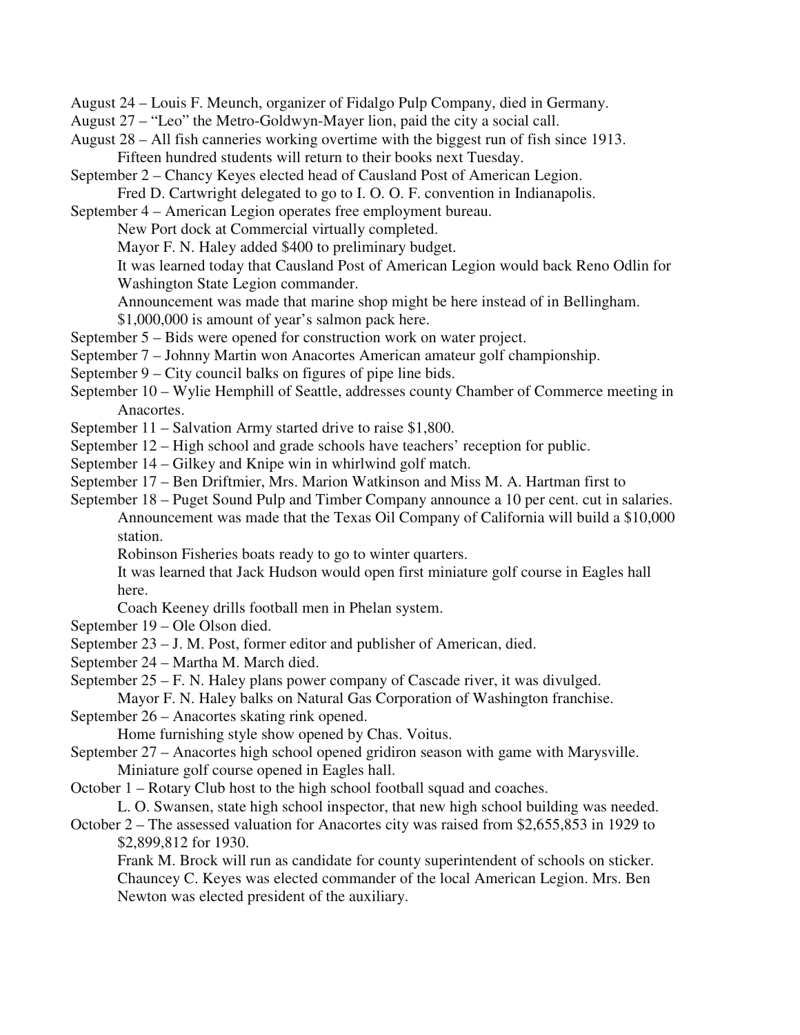August 24 – Louis F. Meunch, organizer of Fidalgo Pulp Company, died in Germany.
August 27 – "Leo" the Metro-Goldwyn-Mayer lion, paid the city a social call.
August 28 – All fish canneries working overtime with the biggest run of fish since 1913.
 Fifteen hundred students will return to their books next Tuesday.
September 2 – Chancy Keyes elected head of Causland Post of American Legion.
 Fred D. Cartwright delegated to go to I. O. O. F. convention in Indianapolis.
September 4 – American Legion operates free employment bureau.
 New Port dock at Commercial virtually completed.
 Mayor F. N. Haley added $400 to preliminary budget.
 It was learned today that Causland Post of American Legion would back Reno Odlin for Washington State Legion commander.
 Announcement was made that marine shop might be here instead of in Bellingham.
 $1,000,000 is amount of year's salmon pack here.
September 5 – Bids were opened for construction work on water project.
September 7 – Johnny Martin won Anacortes American amateur golf championship.
September 9 – City council balks on figures of pipe line bids.
September 10 – Wylie Hemphill of Seattle, addresses county Chamber of Commerce meeting in Anacortes.
September 11 – Salvation Army started drive to raise $1,800.
September 12 – High school and grade schools have teachers' reception for public.
September 14 – Gilkey and Knipe win in whirlwind golf match.
September 17 – Ben Driftmier, Mrs. Marion Watkinson and Miss M. A. Hartman first to
September 18 – Puget Sound Pulp and Timber Company announce a 10 per cent. cut in salaries.
 Announcement was made that the Texas Oil Company of California will build a $10,000 station.
 Robinson Fisheries boats ready to go to winter quarters.
 It was learned that Jack Hudson would open first miniature golf course in Eagles hall here.
 Coach Keeney drills football men in Phelan system.
September 19 – Ole Olson died.
September 23 – J. M. Post, former editor and publisher of American, died.
September 24 – Martha M. March died.
September 25 – F. N. Haley plans power company of Cascade river, it was divulged.
 Mayor F. N. Haley balks on Natural Gas Corporation of Washington franchise.
September 26 – Anacortes skating rink opened.
 Home furnishing style show opened by Chas. Voitus.
September 27 – Anacortes high school opened gridiron season with game with Marysville.
 Miniature golf course opened in Eagles hall.
October 1 – Rotary Club host to the high school football squad and coaches.
 L. O. Swansen, state high school inspector, that new high school building was needed.
October 2 – The assessed valuation for Anacortes city was raised from $2,655,853 in 1929 to $2,899,812 for 1930.
 Frank M. Brock will run as candidate for county superintendent of schools on sticker.
 Chauncey C. Keyes was elected commander of the local American Legion. Mrs. Ben Newton was elected president of the auxiliary.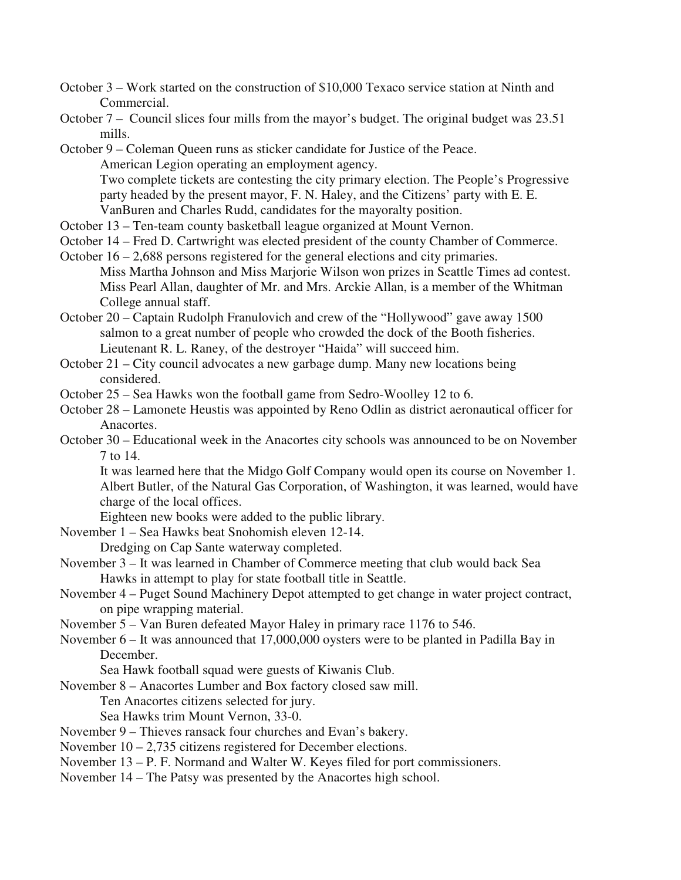October 3 – Work started on the construction of $10,000 Texaco service station at Ninth and Commercial.

October 7 – Council slices four mills from the mayor's budget. The original budget was 23.51 mills.

October 9 – Coleman Queen runs as sticker candidate for Justice of the Peace.
American Legion operating an employment agency.
Two complete tickets are contesting the city primary election. The People's Progressive party headed by the present mayor, F. N. Haley, and the Citizens' party with E. E. VanBuren and Charles Rudd, candidates for the mayoralty position.

October 13 – Ten-team county basketball league organized at Mount Vernon.

October 14 – Fred D. Cartwright was elected president of the county Chamber of Commerce.

October 16 – 2,688 persons registered for the general elections and city primaries.
Miss Martha Johnson and Miss Marjorie Wilson won prizes in Seattle Times ad contest.
Miss Pearl Allan, daughter of Mr. and Mrs. Arckie Allan, is a member of the Whitman College annual staff.

October 20 – Captain Rudolph Franulovich and crew of the "Hollywood" gave away 1500 salmon to a great number of people who crowded the dock of the Booth fisheries.
Lieutenant R. L. Raney, of the destroyer "Haida" will succeed him.

October 21 – City council advocates a new garbage dump. Many new locations being considered.

October 25 – Sea Hawks won the football game from Sedro-Woolley 12 to 6.

October 28 – Lamonete Heustis was appointed by Reno Odlin as district aeronautical officer for Anacortes.

October 30 – Educational week in the Anacortes city schools was announced to be on November 7 to 14.
It was learned here that the Midgo Golf Company would open its course on November 1.
Albert Butler, of the Natural Gas Corporation, of Washington, it was learned, would have charge of the local offices.
Eighteen new books were added to the public library.

November 1 – Sea Hawks beat Snohomish eleven 12-14.
Dredging on Cap Sante waterway completed.

November 3 – It was learned in Chamber of Commerce meeting that club would back Sea Hawks in attempt to play for state football title in Seattle.

November 4 – Puget Sound Machinery Depot attempted to get change in water project contract, on pipe wrapping material.

November 5 – Van Buren defeated Mayor Haley in primary race 1176 to 546.

November 6 – It was announced that 17,000,000 oysters were to be planted in Padilla Bay in December.
Sea Hawk football squad were guests of Kiwanis Club.

November 8 – Anacortes Lumber and Box factory closed saw mill.
Ten Anacortes citizens selected for jury.
Sea Hawks trim Mount Vernon, 33-0.

November 9 – Thieves ransack four churches and Evan's bakery.

November 10 – 2,735 citizens registered for December elections.

November 13 – P. F. Normand and Walter W. Keyes filed for port commissioners.

November 14 – The Patsy was presented by the Anacortes high school.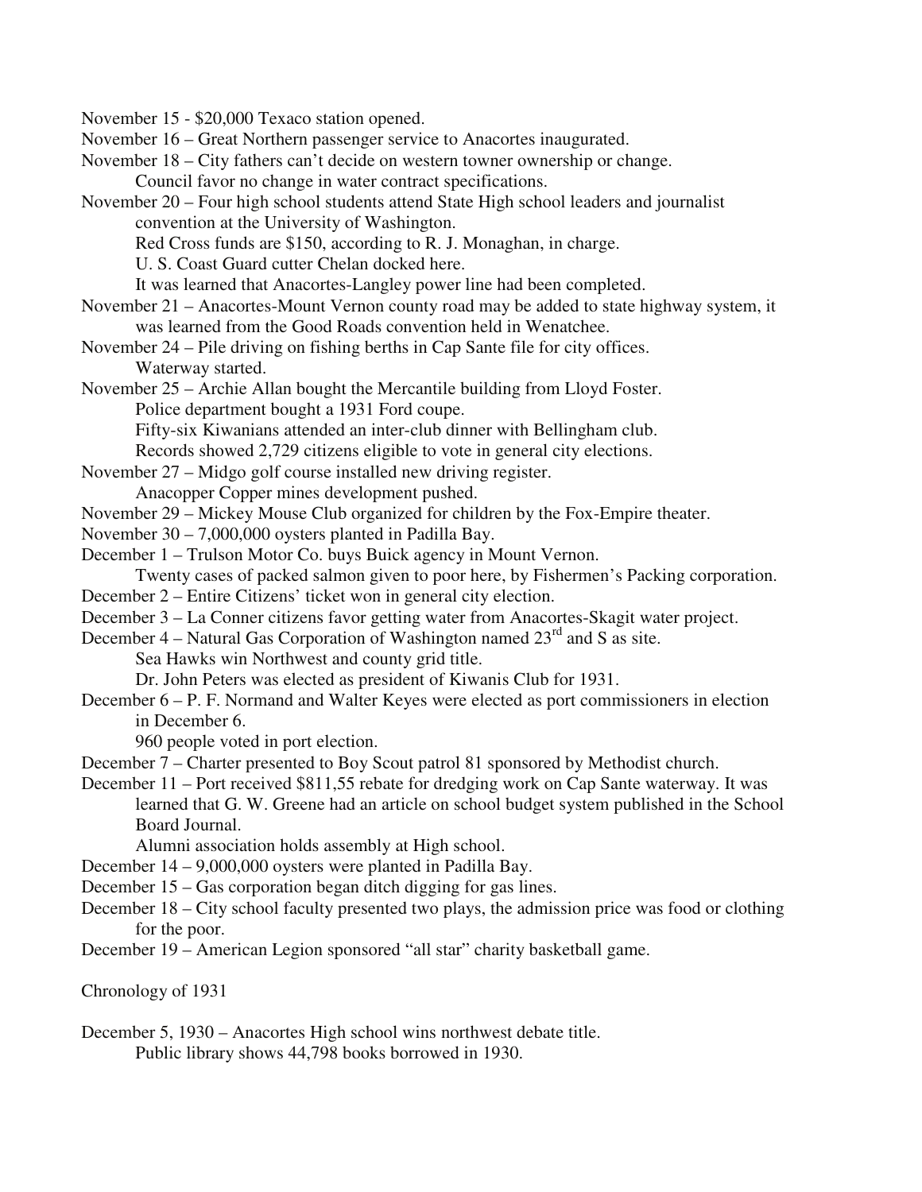November 15 - $20,000 Texaco station opened.

November 16 – Great Northern passenger service to Anacortes inaugurated.

November 18 – City fathers can't decide on western towner ownership or change.
Council favor no change in water contract specifications.

November 20 – Four high school students attend State High school leaders and journalist convention at the University of Washington.
Red Cross funds are $150, according to R. J. Monaghan, in charge.
U. S. Coast Guard cutter Chelan docked here.
It was learned that Anacortes-Langley power line had been completed.

November 21 – Anacortes-Mount Vernon county road may be added to state highway system, it was learned from the Good Roads convention held in Wenatchee.

November 24 – Pile driving on fishing berths in Cap Sante file for city offices.
Waterway started.

November 25 – Archie Allan bought the Mercantile building from Lloyd Foster.
Police department bought a 1931 Ford coupe.
Fifty-six Kiwanians attended an inter-club dinner with Bellingham club.
Records showed 2,729 citizens eligible to vote in general city elections.

November 27 – Midgo golf course installed new driving register.
Anacopper Copper mines development pushed.

November 29 – Mickey Mouse Club organized for children by the Fox-Empire theater.

November 30 – 7,000,000 oysters planted in Padilla Bay.

December 1 – Trulson Motor Co. buys Buick agency in Mount Vernon.
Twenty cases of packed salmon given to poor here, by Fishermen's Packing corporation.

December 2 – Entire Citizens' ticket won in general city election.

December 3 – La Conner citizens favor getting water from Anacortes-Skagit water project.

December 4 – Natural Gas Corporation of Washington named 23rd and S as site.
Sea Hawks win Northwest and county grid title.
Dr. John Peters was elected as president of Kiwanis Club for 1931.

December 6 – P. F. Normand and Walter Keyes were elected as port commissioners in election in December 6.
960 people voted in port election.

December 7 – Charter presented to Boy Scout patrol 81 sponsored by Methodist church.

December 11 – Port received $811,55 rebate for dredging work on Cap Sante waterway. It was learned that G. W. Greene had an article on school budget system published in the School Board Journal.
Alumni association holds assembly at High school.

December 14 – 9,000,000 oysters were planted in Padilla Bay.

December 15 – Gas corporation began ditch digging for gas lines.

December 18 – City school faculty presented two plays, the admission price was food or clothing for the poor.

December 19 – American Legion sponsored "all star" charity basketball game.

Chronology of 1931

December 5, 1930 – Anacortes High school wins northwest debate title.
Public library shows 44,798 books borrowed in 1930.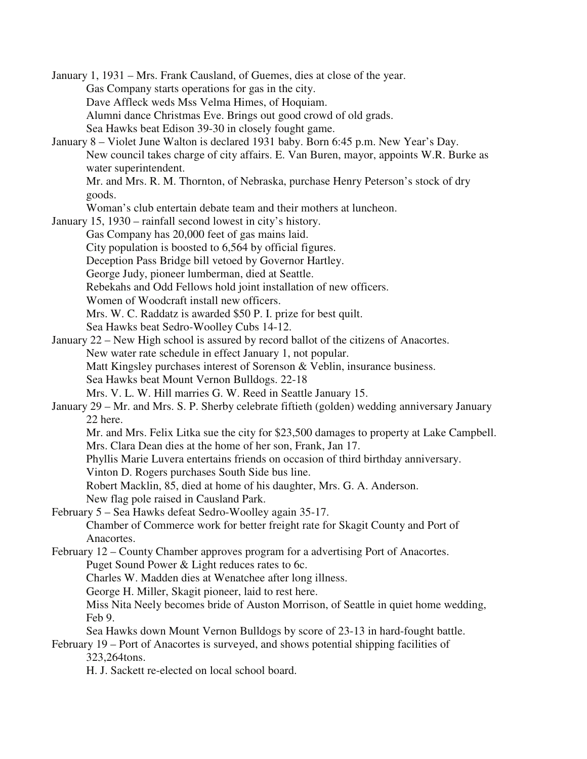January 1, 1931 – Mrs. Frank Causland, of Guemes, dies at close of the year.

Gas Company starts operations for gas in the city.

Dave Affleck weds Mss Velma Himes, of Hoquiam.

Alumni dance Christmas Eve. Brings out good crowd of old grads.

Sea Hawks beat Edison 39-30 in closely fought game.

January 8 – Violet June Walton is declared 1931 baby. Born 6:45 p.m. New Year's Day.

New council takes charge of city affairs. E. Van Buren, mayor, appoints W.R. Burke as water superintendent.

Mr. and Mrs. R. M. Thornton, of Nebraska, purchase Henry Peterson's stock of dry goods.

Woman's club entertain debate team and their mothers at luncheon.

January 15, 1930 – rainfall second lowest in city's history.

Gas Company has 20,000 feet of gas mains laid.

City population is boosted to 6,564 by official figures.

Deception Pass Bridge bill vetoed by Governor Hartley.

George Judy, pioneer lumberman, died at Seattle.

Rebekahs and Odd Fellows hold joint installation of new officers.

Women of Woodcraft install new officers.

Mrs. W. C. Raddatz is awarded $50 P. I. prize for best quilt.

Sea Hawks beat Sedro-Woolley Cubs 14-12.

January 22 – New High school is assured by record ballot of the citizens of Anacortes.

New water rate schedule in effect January 1, not popular.

Matt Kingsley purchases interest of Sorenson & Veblin, insurance business.

Sea Hawks beat Mount Vernon Bulldogs. 22-18

Mrs. V. L. W. Hill marries G. W. Reed in Seattle January 15.

January 29 – Mr. and Mrs. S. P. Sherby celebrate fiftieth (golden) wedding anniversary January 22 here.

Mr. and Mrs. Felix Litka sue the city for $23,500 damages to property at Lake Campbell.

Mrs. Clara Dean dies at the home of her son, Frank, Jan 17.

Phyllis Marie Luvera entertains friends on occasion of third birthday anniversary.

Vinton D. Rogers purchases South Side bus line.

Robert Macklin, 85, died at home of his daughter, Mrs. G. A. Anderson.

New flag pole raised in Causland Park.

February 5 – Sea Hawks defeat Sedro-Woolley again 35-17.

Chamber of Commerce work for better freight rate for Skagit County and Port of Anacortes.

February 12 – County Chamber approves program for a advertising Port of Anacortes.

Puget Sound Power & Light reduces rates to 6c.

Charles W. Madden dies at Wenatchee after long illness.

George H. Miller, Skagit pioneer, laid to rest here.

Miss Nita Neely becomes bride of Auston Morrison, of Seattle in quiet home wedding, Feb 9.

Sea Hawks down Mount Vernon Bulldogs by score of 23-13 in hard-fought battle.

February 19 – Port of Anacortes is surveyed, and shows potential shipping facilities of 323,264tons.

H. J. Sackett re-elected on local school board.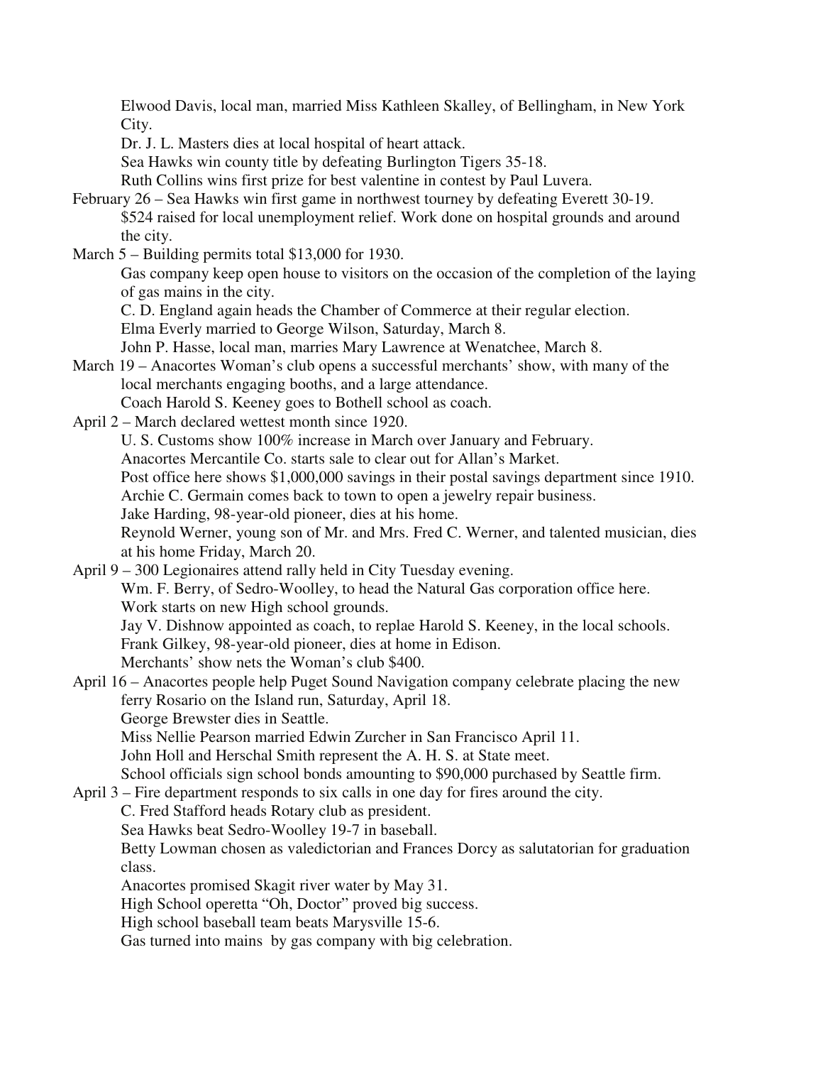Elwood Davis, local man, married Miss Kathleen Skalley, of Bellingham, in New York City.

Dr. J. L. Masters dies at local hospital of heart attack.

Sea Hawks win county title by defeating Burlington Tigers 35-18.

Ruth Collins wins first prize for best valentine in contest by Paul Luvera.

February 26 – Sea Hawks win first game in northwest tourney by defeating Everett 30-19.

$524 raised for local unemployment relief. Work done on hospital grounds and around the city.

March 5 – Building permits total $13,000 for 1930.

Gas company keep open house to visitors on the occasion of the completion of the laying of gas mains in the city.

C. D. England again heads the Chamber of Commerce at their regular election.

Elma Everly married to George Wilson, Saturday, March 8.

John P. Hasse, local man, marries Mary Lawrence at Wenatchee, March 8.

March 19 – Anacortes Woman's club opens a successful merchants' show, with many of the local merchants engaging booths, and a large attendance.

Coach Harold S. Keeney goes to Bothell school as coach.

April 2 – March declared wettest month since 1920.

U. S. Customs show 100% increase in March over January and February.

Anacortes Mercantile Co. starts sale to clear out for Allan's Market.

Post office here shows $1,000,000 savings in their postal savings department since 1910.

Archie C. Germain comes back to town to open a jewelry repair business.

Jake Harding, 98-year-old pioneer, dies at his home.

Reynold Werner, young son of Mr. and Mrs. Fred C. Werner, and talented musician, dies at his home Friday, March 20.

April 9 – 300 Legionaires attend rally held in City Tuesday evening.

Wm. F. Berry, of Sedro-Woolley, to head the Natural Gas corporation office here.

Work starts on new High school grounds.

Jay V. Dishnow appointed as coach, to replae Harold S. Keeney, in the local schools.

Frank Gilkey, 98-year-old pioneer, dies at home in Edison.

Merchants' show nets the Woman's club $400.

April 16 – Anacortes people help Puget Sound Navigation company celebrate placing the new ferry Rosario on the Island run, Saturday, April 18.

George Brewster dies in Seattle.

Miss Nellie Pearson married Edwin Zurcher in San Francisco April 11.

John Holl and Herschal Smith represent the A. H. S. at State meet.

School officials sign school bonds amounting to $90,000 purchased by Seattle firm.

April 3 – Fire department responds to six calls in one day for fires around the city.

C. Fred Stafford heads Rotary club as president.

Sea Hawks beat Sedro-Woolley 19-7 in baseball.

Betty Lowman chosen as valedictorian and Frances Dorcy as salutatorian for graduation class.

Anacortes promised Skagit river water by May 31.

High School operetta "Oh, Doctor" proved big success.

High school baseball team beats Marysville 15-6.

Gas turned into mains by gas company with big celebration.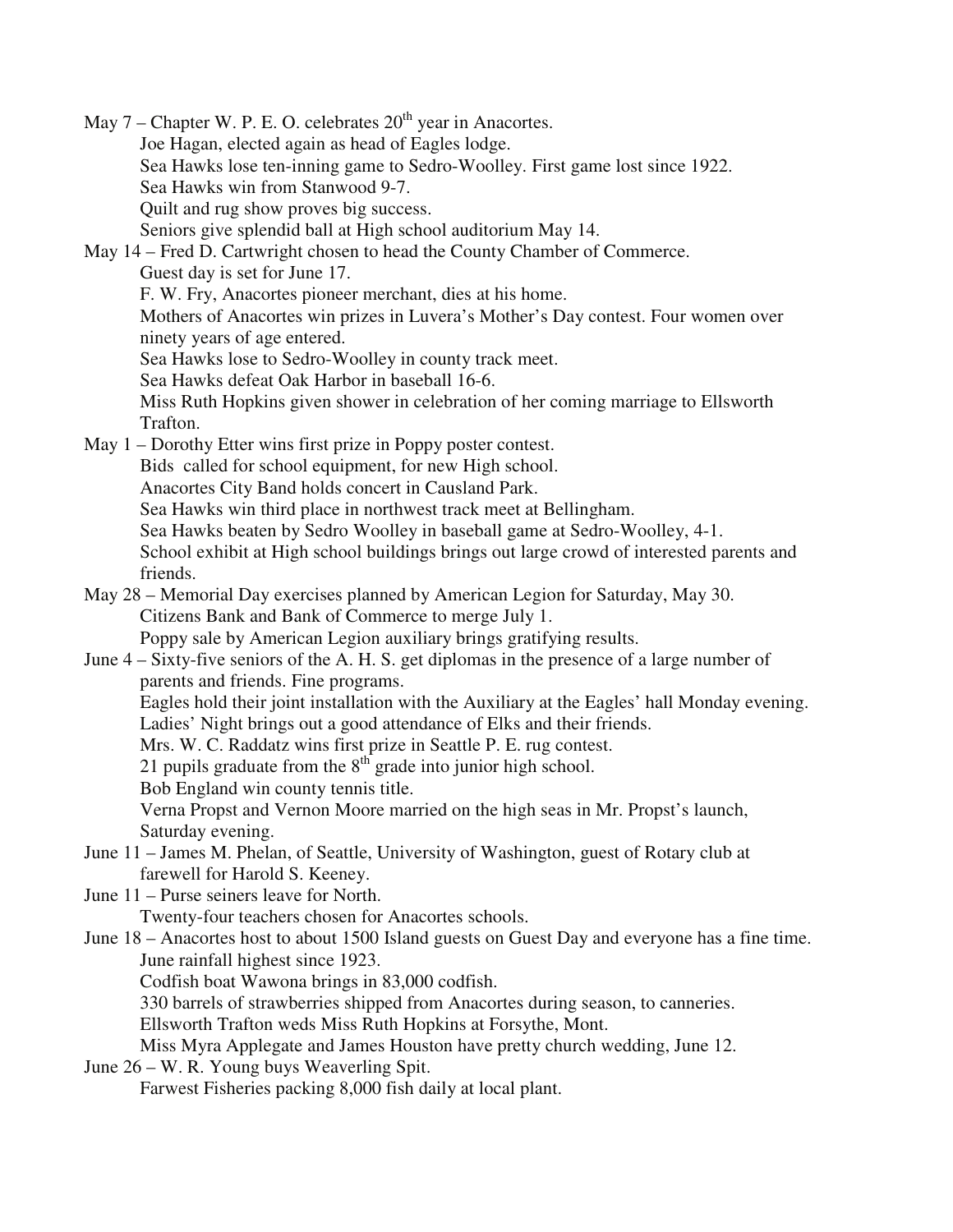May 7 – Chapter W. P. E. O. celebrates 20th year in Anacortes.
Joe Hagan, elected again as head of Eagles lodge.
Sea Hawks lose ten-inning game to Sedro-Woolley. First game lost since 1922.
Sea Hawks win from Stanwood 9-7.
Quilt and rug show proves big success.
Seniors give splendid ball at High school auditorium May 14.

May 14 – Fred D. Cartwright chosen to head the County Chamber of Commerce.
Guest day is set for June 17.
F. W. Fry, Anacortes pioneer merchant, dies at his home.
Mothers of Anacortes win prizes in Luvera's Mother's Day contest. Four women over ninety years of age entered.
Sea Hawks lose to Sedro-Woolley in county track meet.
Sea Hawks defeat Oak Harbor in baseball 16-6.
Miss Ruth Hopkins given shower in celebration of her coming marriage to Ellsworth Trafton.

May 1 – Dorothy Etter wins first prize in Poppy poster contest.
Bids called for school equipment, for new High school.
Anacortes City Band holds concert in Causland Park.
Sea Hawks win third place in northwest track meet at Bellingham.
Sea Hawks beaten by Sedro Woolley in baseball game at Sedro-Woolley, 4-1.
School exhibit at High school buildings brings out large crowd of interested parents and friends.

May 28 – Memorial Day exercises planned by American Legion for Saturday, May 30.
Citizens Bank and Bank of Commerce to merge July 1.
Poppy sale by American Legion auxiliary brings gratifying results.

June 4 – Sixty-five seniors of the A. H. S. get diplomas in the presence of a large number of parents and friends. Fine programs.
Eagles hold their joint installation with the Auxiliary at the Eagles' hall Monday evening.
Ladies' Night brings out a good attendance of Elks and their friends.
Mrs. W. C. Raddatz wins first prize in Seattle P. E. rug contest.
21 pupils graduate from the 8th grade into junior high school.
Bob England win county tennis title.
Verna Propst and Vernon Moore married on the high seas in Mr. Propst's launch, Saturday evening.

June 11 – James M. Phelan, of Seattle, University of Washington, guest of Rotary club at farewell for Harold S. Keeney.

June 11 – Purse seiners leave for North.
Twenty-four teachers chosen for Anacortes schools.

June 18 – Anacortes host to about 1500 Island guests on Guest Day and everyone has a fine time.
June rainfall highest since 1923.
Codfish boat Wawona brings in 83,000 codfish.
330 barrels of strawberries shipped from Anacortes during season, to canneries.
Ellsworth Trafton weds Miss Ruth Hopkins at Forsythe, Mont.
Miss Myra Applegate and James Houston have pretty church wedding, June 12.

June 26 – W. R. Young buys Weaverling Spit.
Farwest Fisheries packing 8,000 fish daily at local plant.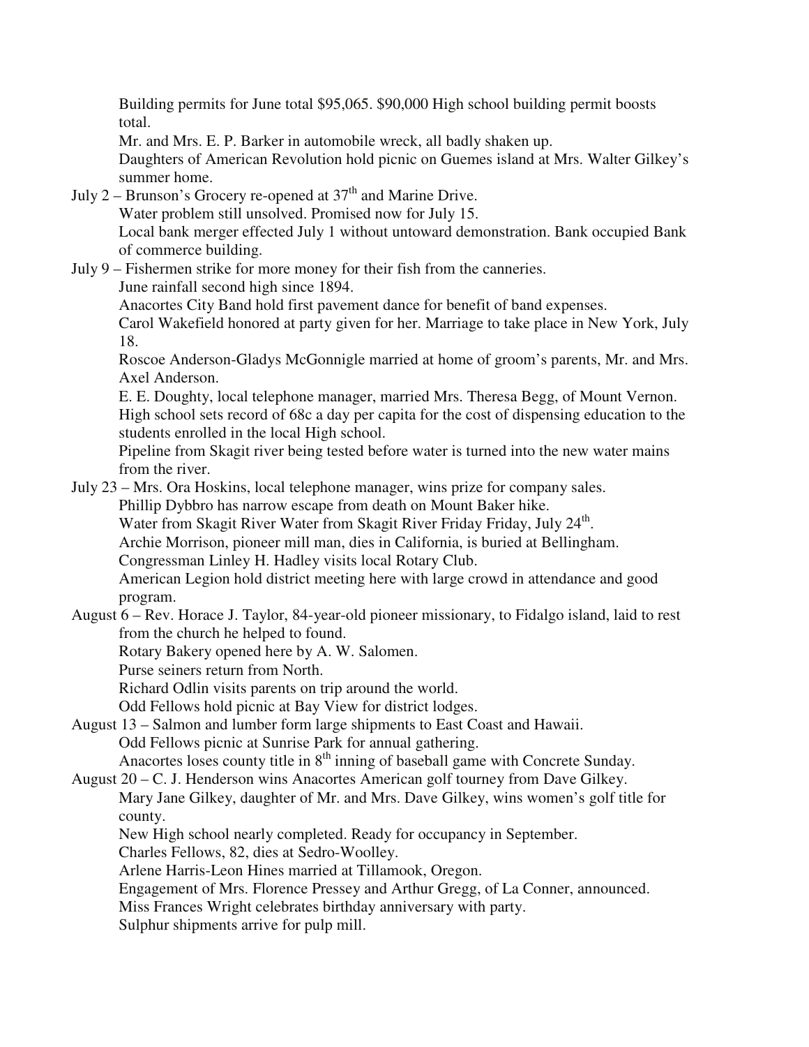Building permits for June total $95,065. $90,000 High school building permit boosts total.

Mr. and Mrs. E. P. Barker in automobile wreck, all badly shaken up.

Daughters of American Revolution hold picnic on Guemes island at Mrs. Walter Gilkey's summer home.

July 2 – Brunson's Grocery re-opened at 37th and Marine Drive.

Water problem still unsolved. Promised now for July 15.

Local bank merger effected July 1 without untoward demonstration. Bank occupied Bank of commerce building.

July 9 – Fishermen strike for more money for their fish from the canneries.

June rainfall second high since 1894.

Anacortes City Band hold first pavement dance for benefit of band expenses.

Carol Wakefield honored at party given for her. Marriage to take place in New York, July 18.

Roscoe Anderson-Gladys McGonnigle married at home of groom's parents, Mr. and Mrs. Axel Anderson.

E. E. Doughty, local telephone manager, married Mrs. Theresa Begg, of Mount Vernon.

High school sets record of 68c a day per capita for the cost of dispensing education to the students enrolled in the local High school.

Pipeline from Skagit river being tested before water is turned into the new water mains from the river.

July 23 – Mrs. Ora Hoskins, local telephone manager, wins prize for company sales.

Phillip Dybbro has narrow escape from death on Mount Baker hike.

Water from Skagit River Water from Skagit River Friday Friday, July 24th.

Archie Morrison, pioneer mill man, dies in California, is buried at Bellingham.

Congressman Linley H. Hadley visits local Rotary Club.

American Legion hold district meeting here with large crowd in attendance and good program.

August 6 – Rev. Horace J. Taylor, 84-year-old pioneer missionary, to Fidalgo island, laid to rest from the church he helped to found.

Rotary Bakery opened here by A. W. Salomen.

Purse seiners return from North.

Richard Odlin visits parents on trip around the world.

Odd Fellows hold picnic at Bay View for district lodges.

August 13 – Salmon and lumber form large shipments to East Coast and Hawaii.

Odd Fellows picnic at Sunrise Park for annual gathering.

Anacortes loses county title in 8th inning of baseball game with Concrete Sunday.

August 20 – C. J. Henderson wins Anacortes American golf tourney from Dave Gilkey.

Mary Jane Gilkey, daughter of Mr. and Mrs. Dave Gilkey, wins women's golf title for county.

New High school nearly completed. Ready for occupancy in September.

Charles Fellows, 82, dies at Sedro-Woolley.

Arlene Harris-Leon Hines married at Tillamook, Oregon.

Engagement of Mrs. Florence Pressey and Arthur Gregg, of La Conner, announced.

Miss Frances Wright celebrates birthday anniversary with party.

Sulphur shipments arrive for pulp mill.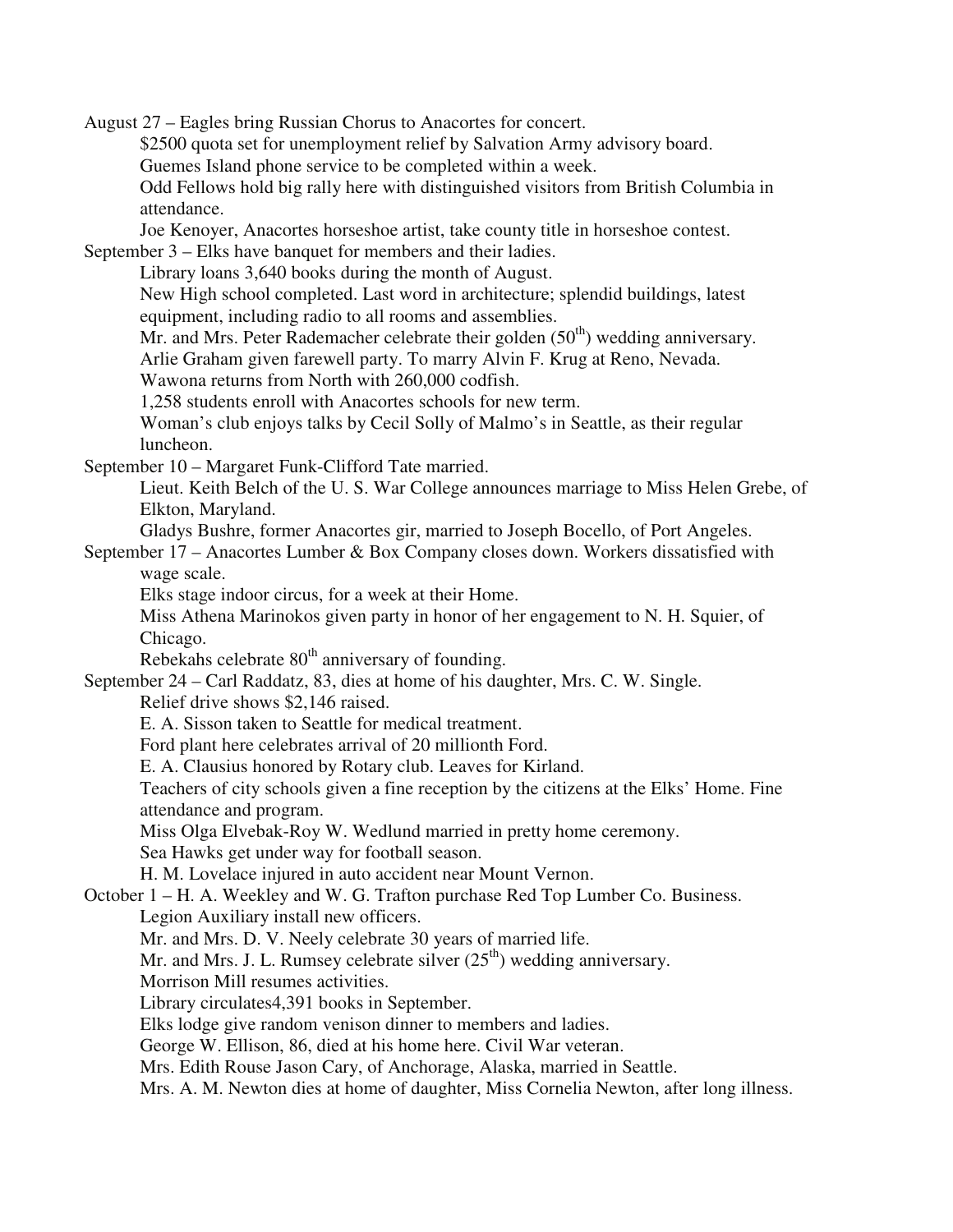August 27 – Eagles bring Russian Chorus to Anacortes for concert.

- $2500 quota set for unemployment relief by Salvation Army advisory board.
- Guemes Island phone service to be completed within a week.
- Odd Fellows hold big rally here with distinguished visitors from British Columbia in attendance.
- Joe Kenoyer, Anacortes horseshoe artist, take county title in horseshoe contest.

September 3 – Elks have banquet for members and their ladies.

- Library loans 3,640 books during the month of August.
- New High school completed. Last word in architecture; splendid buildings, latest equipment, including radio to all rooms and assemblies.
- Mr. and Mrs. Peter Rademacher celebrate their golden (50th) wedding anniversary.
- Arlie Graham given farewell party. To marry Alvin F. Krug at Reno, Nevada.
- Wawona returns from North with 260,000 codfish.
- 1,258 students enroll with Anacortes schools for new term.
- Woman's club enjoys talks by Cecil Solly of Malmo's in Seattle, as their regular luncheon.

September 10 – Margaret Funk-Clifford Tate married.

- Lieut. Keith Belch of the U. S. War College announces marriage to Miss Helen Grebe, of Elkton, Maryland.
- Gladys Bushre, former Anacortes gir, married to Joseph Bocello, of Port Angeles.

September 17 – Anacortes Lumber & Box Company closes down. Workers dissatisfied with wage scale.

- Elks stage indoor circus, for a week at their Home.
- Miss Athena Marinokos given party in honor of her engagement to N. H. Squier, of Chicago.
- Rebekahs celebrate 80th anniversary of founding.

September 24 – Carl Raddatz, 83, dies at home of his daughter, Mrs. C. W. Single.

- Relief drive shows $2,146 raised.
- E. A. Sisson taken to Seattle for medical treatment.
- Ford plant here celebrates arrival of 20 millionth Ford.
- E. A. Clausius honored by Rotary club. Leaves for Kirland.
- Teachers of city schools given a fine reception by the citizens at the Elks' Home. Fine attendance and program.
- Miss Olga Elvebak-Roy W. Wedlund married in pretty home ceremony.
- Sea Hawks get under way for football season.
- H. M. Lovelace injured in auto accident near Mount Vernon.

October 1 – H. A. Weekley and W. G. Trafton purchase Red Top Lumber Co. Business.

- Legion Auxiliary install new officers.
- Mr. and Mrs. D. V. Neely celebrate 30 years of married life.
- Mr. and Mrs. J. L. Rumsey celebrate silver (25th) wedding anniversary.
- Morrison Mill resumes activities.
- Library circulates4,391 books in September.
- Elks lodge give random venison dinner to members and ladies.
- George W. Ellison, 86, died at his home here. Civil War veteran.
- Mrs. Edith Rouse Jason Cary, of Anchorage, Alaska, married in Seattle.
- Mrs. A. M. Newton dies at home of daughter, Miss Cornelia Newton, after long illness.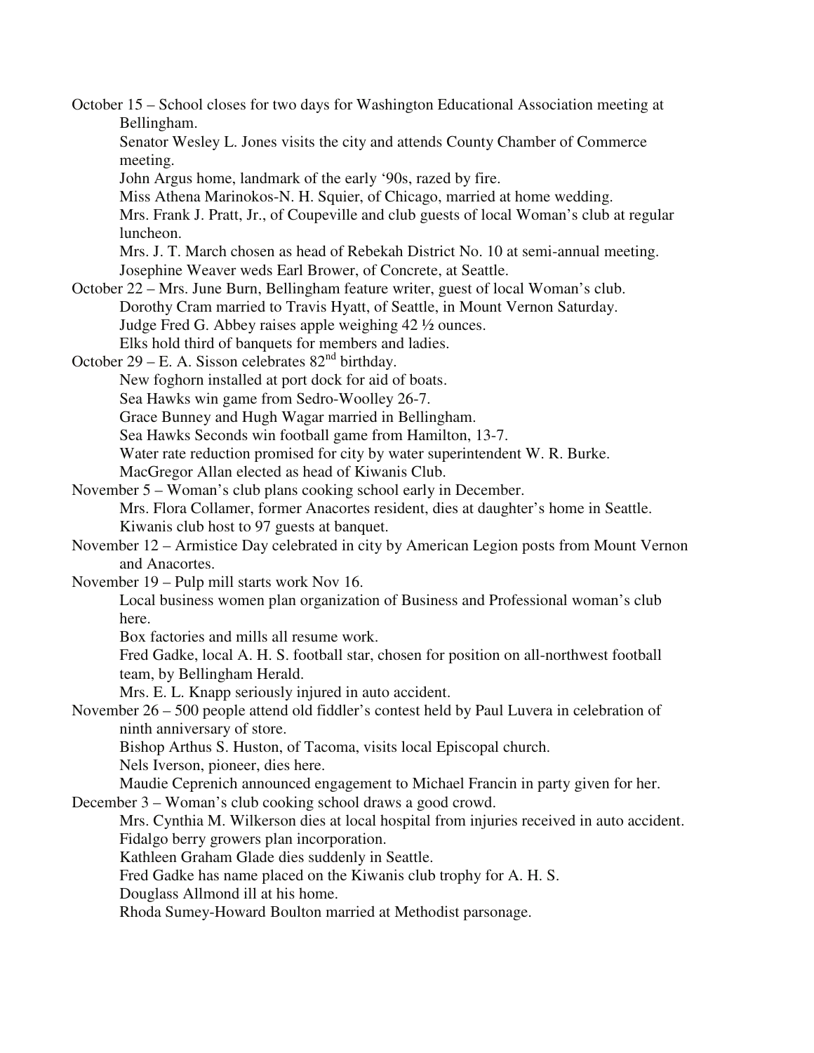October 15 – School closes for two days for Washington Educational Association meeting at Bellingham.
Senator Wesley L. Jones visits the city and attends County Chamber of Commerce meeting.
John Argus home, landmark of the early '90s, razed by fire.
Miss Athena Marinokos-N. H. Squier, of Chicago, married at home wedding.
Mrs. Frank J. Pratt, Jr., of Coupeville and club guests of local Woman's club at regular luncheon.
Mrs. J. T. March chosen as head of Rebekah District No. 10 at semi-annual meeting.
Josephine Weaver weds Earl Brower, of Concrete, at Seattle.

October 22 – Mrs. June Burn, Bellingham feature writer, guest of local Woman's club.
Dorothy Cram married to Travis Hyatt, of Seattle, in Mount Vernon Saturday.
Judge Fred G. Abbey raises apple weighing 42 ½ ounces.
Elks hold third of banquets for members and ladies.

October 29 – E. A. Sisson celebrates 82nd birthday.
New foghorn installed at port dock for aid of boats.
Sea Hawks win game from Sedro-Woolley 26-7.
Grace Bunney and Hugh Wagar married in Bellingham.
Sea Hawks Seconds win football game from Hamilton, 13-7.
Water rate reduction promised for city by water superintendent W. R. Burke.
MacGregor Allan elected as head of Kiwanis Club.

November 5 – Woman's club plans cooking school early in December.
Mrs. Flora Collamer, former Anacortes resident, dies at daughter's home in Seattle.
Kiwanis club host to 97 guests at banquet.

November 12 – Armistice Day celebrated in city by American Legion posts from Mount Vernon and Anacortes.

November 19 – Pulp mill starts work Nov 16.
Local business women plan organization of Business and Professional woman's club here.
Box factories and mills all resume work.
Fred Gadke, local A. H. S. football star, chosen for position on all-northwest football team, by Bellingham Herald.
Mrs. E. L. Knapp seriously injured in auto accident.

November 26 – 500 people attend old fiddler's contest held by Paul Luvera in celebration of ninth anniversary of store.
Bishop Arthus S. Huston, of Tacoma, visits local Episcopal church.
Nels Iverson, pioneer, dies here.
Maudie Ceprenich announced engagement to Michael Francin in party given for her.

December 3 – Woman's club cooking school draws a good crowd.
Mrs. Cynthia M. Wilkerson dies at local hospital from injuries received in auto accident.
Fidalgo berry growers plan incorporation.
Kathleen Graham Glade dies suddenly in Seattle.
Fred Gadke has name placed on the Kiwanis club trophy for A. H. S.
Douglass Allmond ill at his home.
Rhoda Sumey-Howard Boulton married at Methodist parsonage.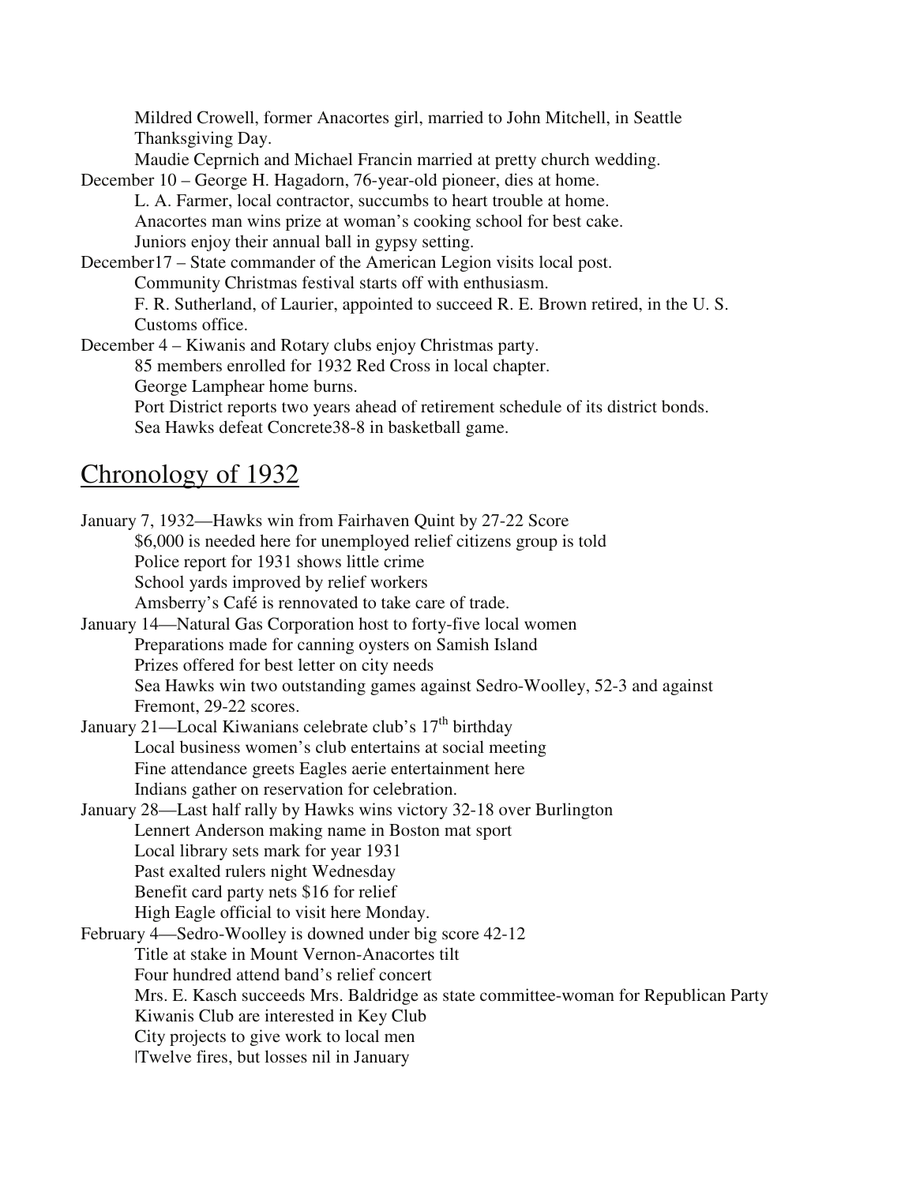Mildred Crowell, former Anacortes girl, married to John Mitchell, in Seattle Thanksgiving Day.
Maudie Ceprnich and Michael Francin married at pretty church wedding.

December 10 – George H. Hagadorn, 76-year-old pioneer, dies at home.
L. A. Farmer, local contractor, succumbs to heart trouble at home.
Anacortes man wins prize at woman's cooking school for best cake.
Juniors enjoy their annual ball in gypsy setting.

December17 – State commander of the American Legion visits local post.
Community Christmas festival starts off with enthusiasm.
F. R. Sutherland, of Laurier, appointed to succeed R. E. Brown retired, in the U. S. Customs office.

December 4 – Kiwanis and Rotary clubs enjoy Christmas party.
85 members enrolled for 1932 Red Cross in local chapter.
George Lamphear home burns.
Port District reports two years ahead of retirement schedule of its district bonds.
Sea Hawks defeat Concrete38-8 in basketball game.

## Chronology of 1932

January 7, 1932—Hawks win from Fairhaven Quint by 27-22 Score
$6,000 is needed here for unemployed relief citizens group is told
Police report for 1931 shows little crime
School yards improved by relief workers
Amsberry's Café is rennovated to take care of trade.

January 14—Natural Gas Corporation host to forty-five local women
Preparations made for canning oysters on Samish Island
Prizes offered for best letter on city needs
Sea Hawks win two outstanding games against Sedro-Woolley, 52-3 and against Fremont, 29-22 scores.

January 21—Local Kiwanians celebrate club's 17th birthday
Local business women's club entertains at social meeting
Fine attendance greets Eagles aerie entertainment here
Indians gather on reservation for celebration.

January 28—Last half rally by Hawks wins victory 32-18 over Burlington
Lennert Anderson making name in Boston mat sport
Local library sets mark for year 1931
Past exalted rulers night Wednesday
Benefit card party nets $16 for relief
High Eagle official to visit here Monday.

February 4—Sedro-Woolley is downed under big score 42-12
Title at stake in Mount Vernon-Anacortes tilt
Four hundred attend band's relief concert
Mrs. E. Kasch succeeds Mrs. Baldridge as state committee-woman for Republican Party
Kiwanis Club are interested in Key Club
City projects to give work to local men
|Twelve fires, but losses nil in January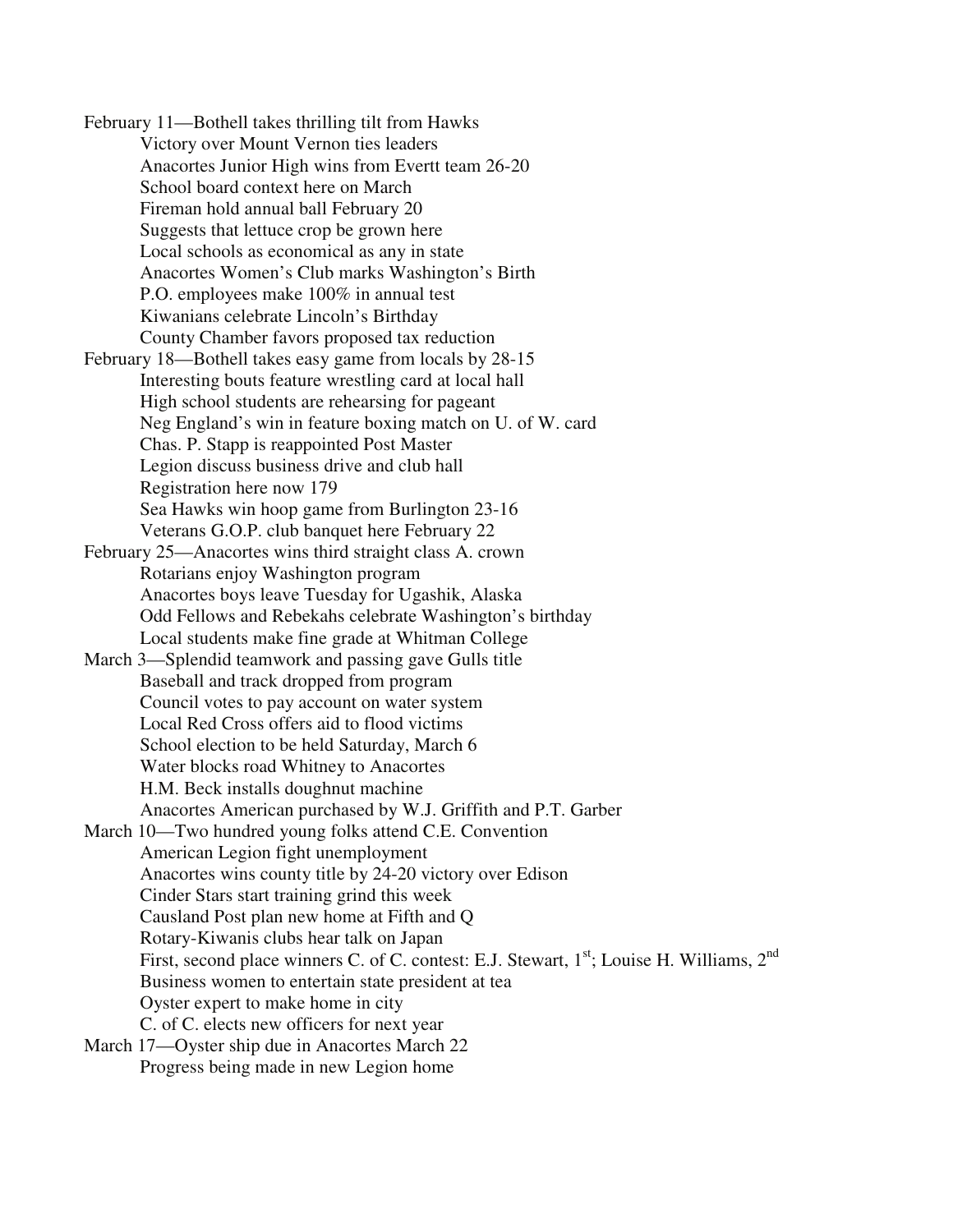February 11—Bothell takes thrilling tilt from Hawks
- Victory over Mount Vernon ties leaders
- Anacortes Junior High wins from Evertt team 26-20
- School board context here on March
- Fireman hold annual ball February 20
- Suggests that lettuce crop be grown here
- Local schools as economical as any in state
- Anacortes Women's Club marks Washington's Birth
- P.O. employees make 100% in annual test
- Kiwanians celebrate Lincoln's Birthday
- County Chamber favors proposed tax reduction

February 18—Bothell takes easy game from locals by 28-15
- Interesting bouts feature wrestling card at local hall
- High school students are rehearsing for pageant
- Neg England's win in feature boxing match on U. of W. card
- Chas. P. Stapp is reappointed Post Master
- Legion discuss business drive and club hall
- Registration here now 179
- Sea Hawks win hoop game from Burlington 23-16
- Veterans G.O.P. club banquet here February 22

February 25—Anacortes wins third straight class A. crown
- Rotarians enjoy Washington program
- Anacortes boys leave Tuesday for Ugashik, Alaska
- Odd Fellows and Rebekahs celebrate Washington's birthday
- Local students make fine grade at Whitman College

March 3—Splendid teamwork and passing gave Gulls title
- Baseball and track dropped from program
- Council votes to pay account on water system
- Local Red Cross offers aid to flood victims
- School election to be held Saturday, March 6
- Water blocks road Whitney to Anacortes
- H.M. Beck installs doughnut machine
- Anacortes American purchased by W.J. Griffith and P.T. Garber

March 10—Two hundred young folks attend C.E. Convention
- American Legion fight unemployment
- Anacortes wins county title by 24-20 victory over Edison
- Cinder Stars start training grind this week
- Causland Post plan new home at Fifth and Q
- Rotary-Kiwanis clubs hear talk on Japan
- First, second place winners C. of C. contest: E.J. Stewart, 1st; Louise H. Williams, 2nd
- Business women to entertain state president at tea
- Oyster expert to make home in city
- C. of C. elects new officers for next year

March 17—Oyster ship due in Anacortes March 22
- Progress being made in new Legion home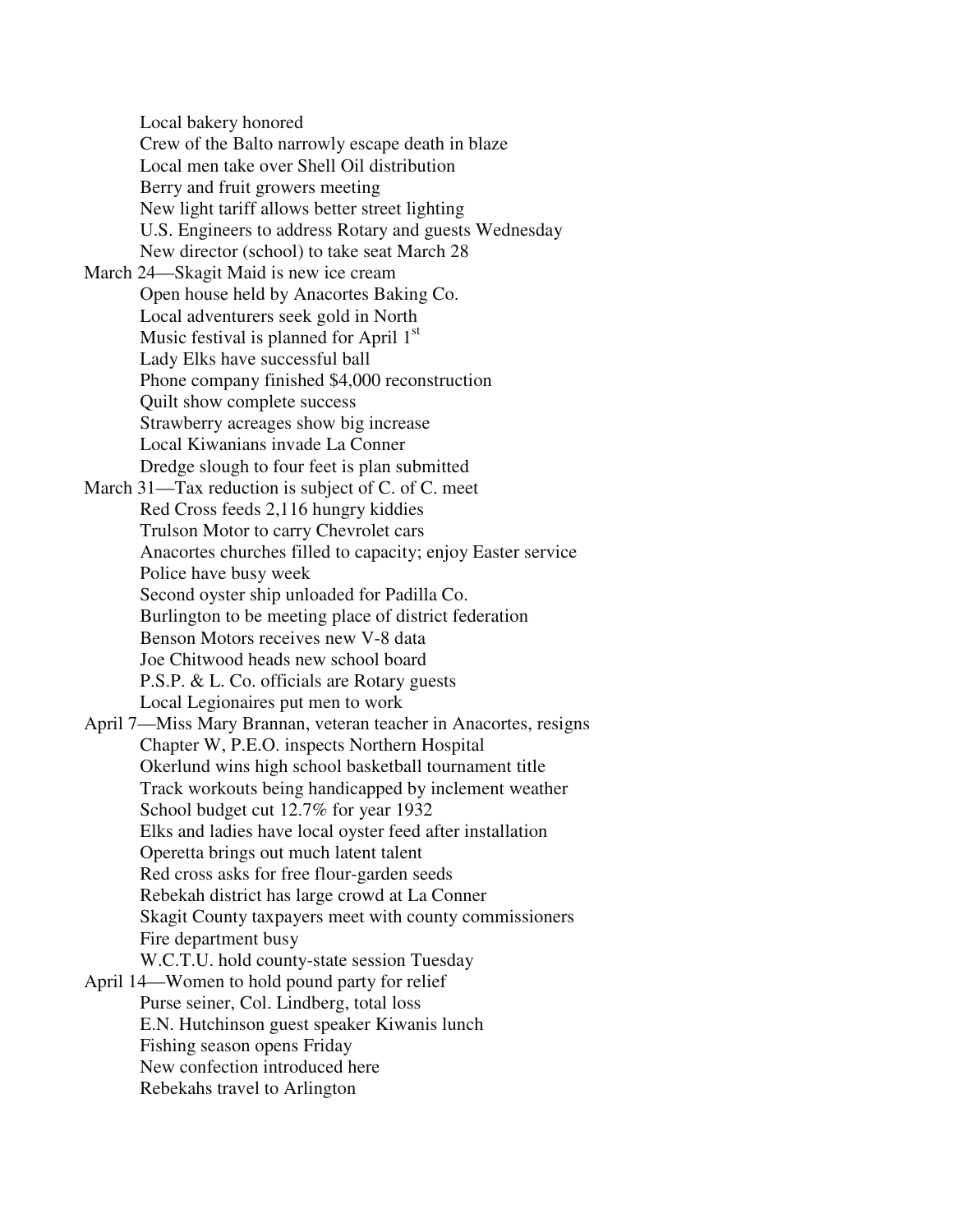Local bakery honored
Crew of the Balto narrowly escape death in blaze
Local men take over Shell Oil distribution
Berry and fruit growers meeting
New light tariff allows better street lighting
U.S. Engineers to address Rotary and guests Wednesday
New director (school) to take seat March 28

March 24—Skagit Maid is new ice cream
Open house held by Anacortes Baking Co.
Local adventurers seek gold in North
Music festival is planned for April 1st
Lady Elks have successful ball
Phone company finished $4,000 reconstruction
Quilt show complete success
Strawberry acreages show big increase
Local Kiwanians invade La Conner
Dredge slough to four feet is plan submitted

March 31—Tax reduction is subject of C. of C. meet
Red Cross feeds 2,116 hungry kiddies
Trulson Motor to carry Chevrolet cars
Anacortes churches filled to capacity; enjoy Easter service
Police have busy week
Second oyster ship unloaded for Padilla Co.
Burlington to be meeting place of district federation
Benson Motors receives new V-8 data
Joe Chitwood heads new school board
P.S.P. & L. Co. officials are Rotary guests
Local Legionaires put men to work

April 7—Miss Mary Brannan, veteran teacher in Anacortes, resigns
Chapter W, P.E.O. inspects Northern Hospital
Okerlund wins high school basketball tournament title
Track workouts being handicapped by inclement weather
School budget cut 12.7% for year 1932
Elks and ladies have local oyster feed after installation
Operetta brings out much latent talent
Red cross asks for free flour-garden seeds
Rebekah district has large crowd at La Conner
Skagit County taxpayers meet with county commissioners
Fire department busy
W.C.T.U. hold county-state session Tuesday

April 14—Women to hold pound party for relief
Purse seiner, Col. Lindberg, total loss
E.N. Hutchinson guest speaker Kiwanis lunch
Fishing season opens Friday
New confection introduced here
Rebekahs travel to Arlington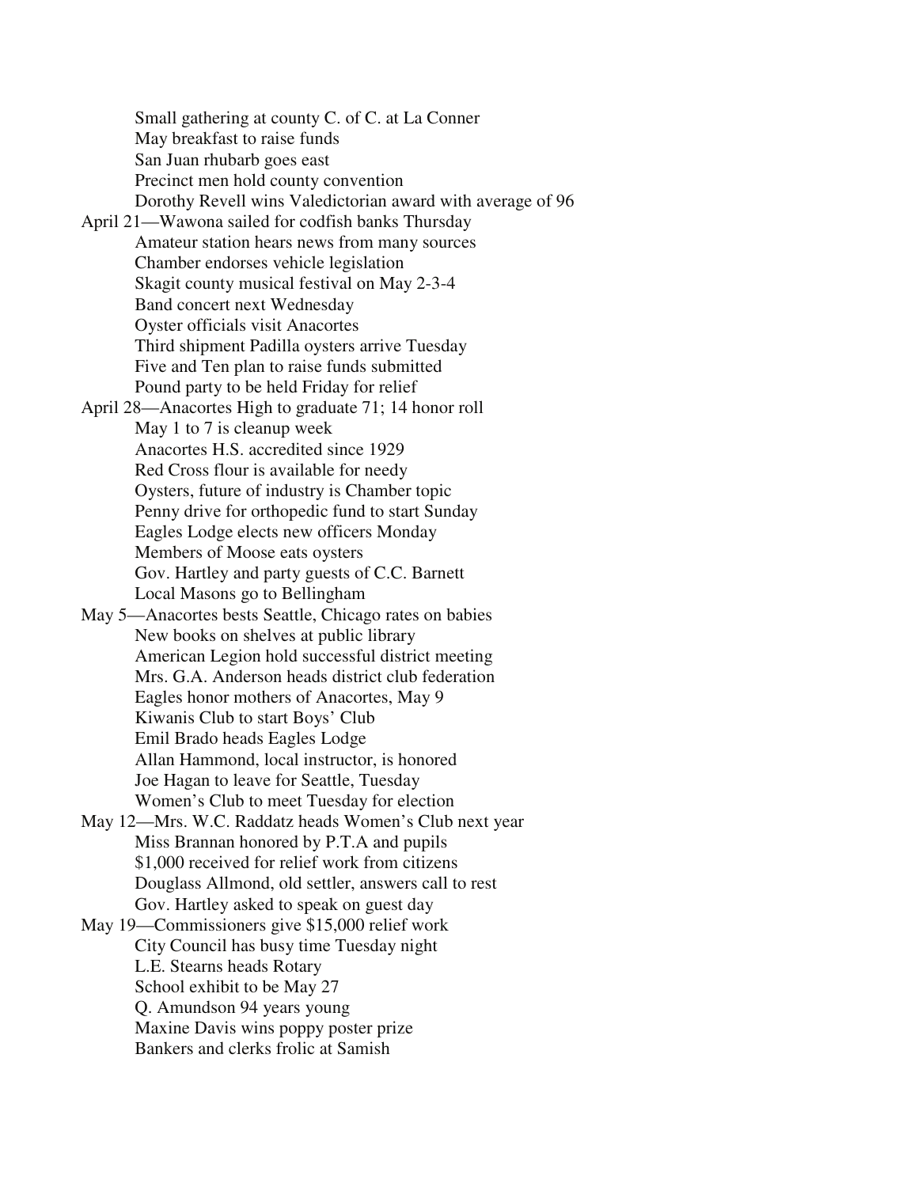Small gathering at county C. of C. at La Conner
May breakfast to raise funds
San Juan rhubarb goes east
Precinct men hold county convention
Dorothy Revell wins Valedictorian award with average of 96

April 21—Wawona sailed for codfish banks Thursday
Amateur station hears news from many sources
Chamber endorses vehicle legislation
Skagit county musical festival on May 2-3-4
Band concert next Wednesday
Oyster officials visit Anacortes
Third shipment Padilla oysters arrive Tuesday
Five and Ten plan to raise funds submitted
Pound party to be held Friday for relief

April 28—Anacortes High to graduate 71; 14 honor roll
May 1 to 7 is cleanup week
Anacortes H.S. accredited since 1929
Red Cross flour is available for needy
Oysters, future of industry is Chamber topic
Penny drive for orthopedic fund to start Sunday
Eagles Lodge elects new officers Monday
Members of Moose eats oysters
Gov. Hartley and party guests of C.C. Barnett
Local Masons go to Bellingham

May 5—Anacortes bests Seattle, Chicago rates on babies
New books on shelves at public library
American Legion hold successful district meeting
Mrs. G.A. Anderson heads district club federation
Eagles honor mothers of Anacortes, May 9
Kiwanis Club to start Boys' Club
Emil Brado heads Eagles Lodge
Allan Hammond, local instructor, is honored
Joe Hagan to leave for Seattle, Tuesday
Women's Club to meet Tuesday for election

May 12—Mrs. W.C. Raddatz heads Women's Club next year
Miss Brannan honored by P.T.A and pupils
$1,000 received for relief work from citizens
Douglass Allmond, old settler, answers call to rest
Gov. Hartley asked to speak on guest day

May 19—Commissioners give $15,000 relief work
City Council has busy time Tuesday night
L.E. Stearns heads Rotary
School exhibit to be May 27
Q. Amundson 94 years young
Maxine Davis wins poppy poster prize
Bankers and clerks frolic at Samish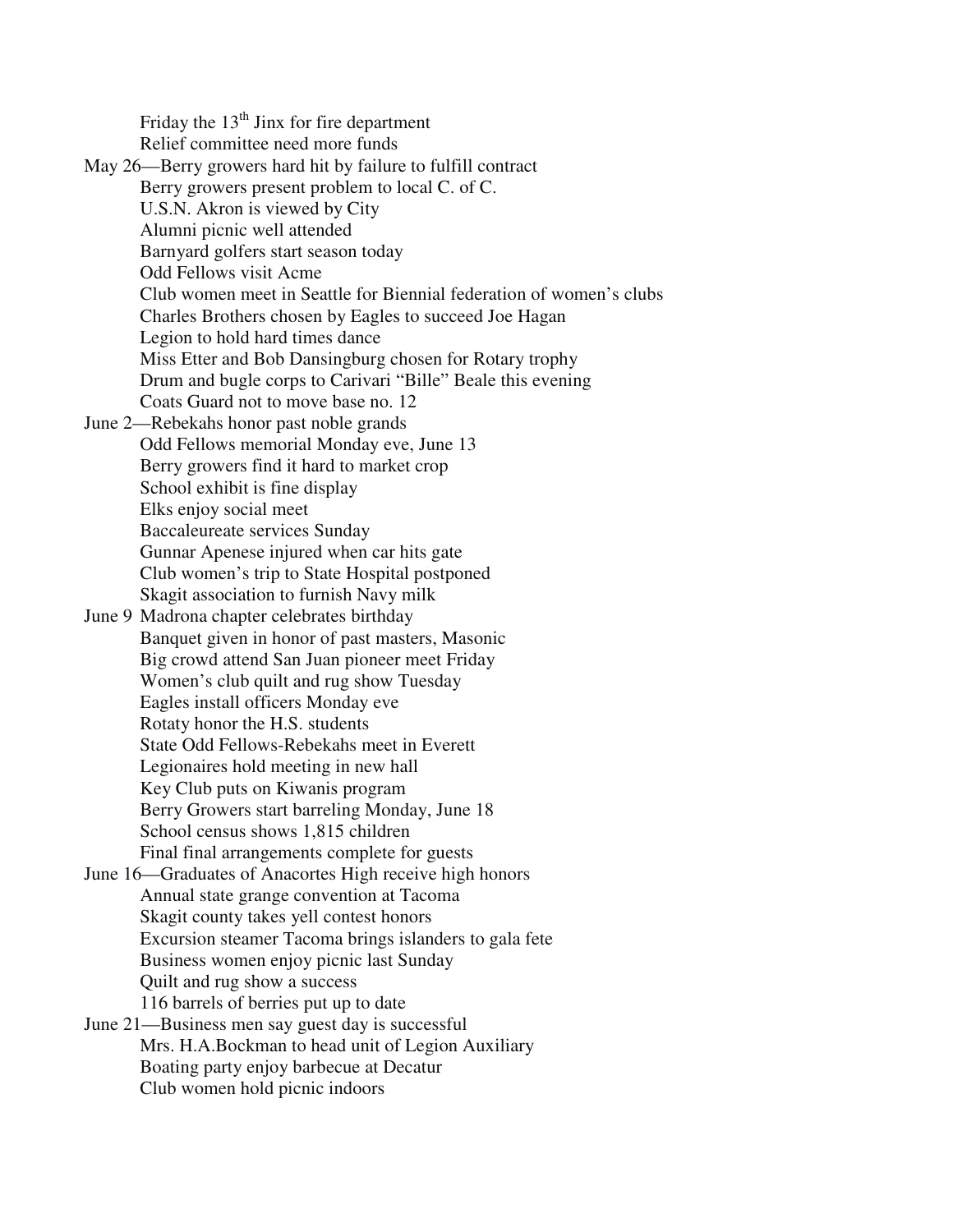Friday the 13th Jinx for fire department
Relief committee need more funds

May 26—Berry growers hard hit by failure to fulfill contract
Berry growers present problem to local C. of C.
U.S.N. Akron is viewed by City
Alumni picnic well attended
Barnyard golfers start season today
Odd Fellows visit Acme
Club women meet in Seattle for Biennial federation of women's clubs
Charles Brothers chosen by Eagles to succeed Joe Hagan
Legion to hold hard times dance
Miss Etter and Bob Dansingburg chosen for Rotary trophy
Drum and bugle corps to Carivari "Bille" Beale this evening
Coats Guard not to move base no. 12

June 2—Rebekahs honor past noble grands
Odd Fellows memorial Monday eve, June 13
Berry growers find it hard to market crop
School exhibit is fine display
Elks enjoy social meet
Baccaleureate services Sunday
Gunnar Apenese injured when car hits gate
Club women's trip to State Hospital postponed
Skagit association to furnish Navy milk

June 9 Madrona chapter celebrates birthday
Banquet given in honor of past masters, Masonic
Big crowd attend San Juan pioneer meet Friday
Women's club quilt and rug show Tuesday
Eagles install officers Monday eve
Rotaty honor the H.S. students
State Odd Fellows-Rebekahs meet in Everett
Legionaires hold meeting in new hall
Key Club puts on Kiwanis program
Berry Growers start barreling Monday, June 18
School census shows 1,815 children
Final final arrangements complete for guests

June 16—Graduates of Anacortes High receive high honors
Annual state grange convention at Tacoma
Skagit county takes yell contest honors
Excursion steamer Tacoma brings islanders to gala fete
Business women enjoy picnic last Sunday
Quilt and rug show a success
116 barrels of berries put up to date

June 21—Business men say guest day is successful
Mrs. H.A.Bockman to head unit of Legion Auxiliary
Boating party enjoy barbecue at Decatur
Club women hold picnic indoors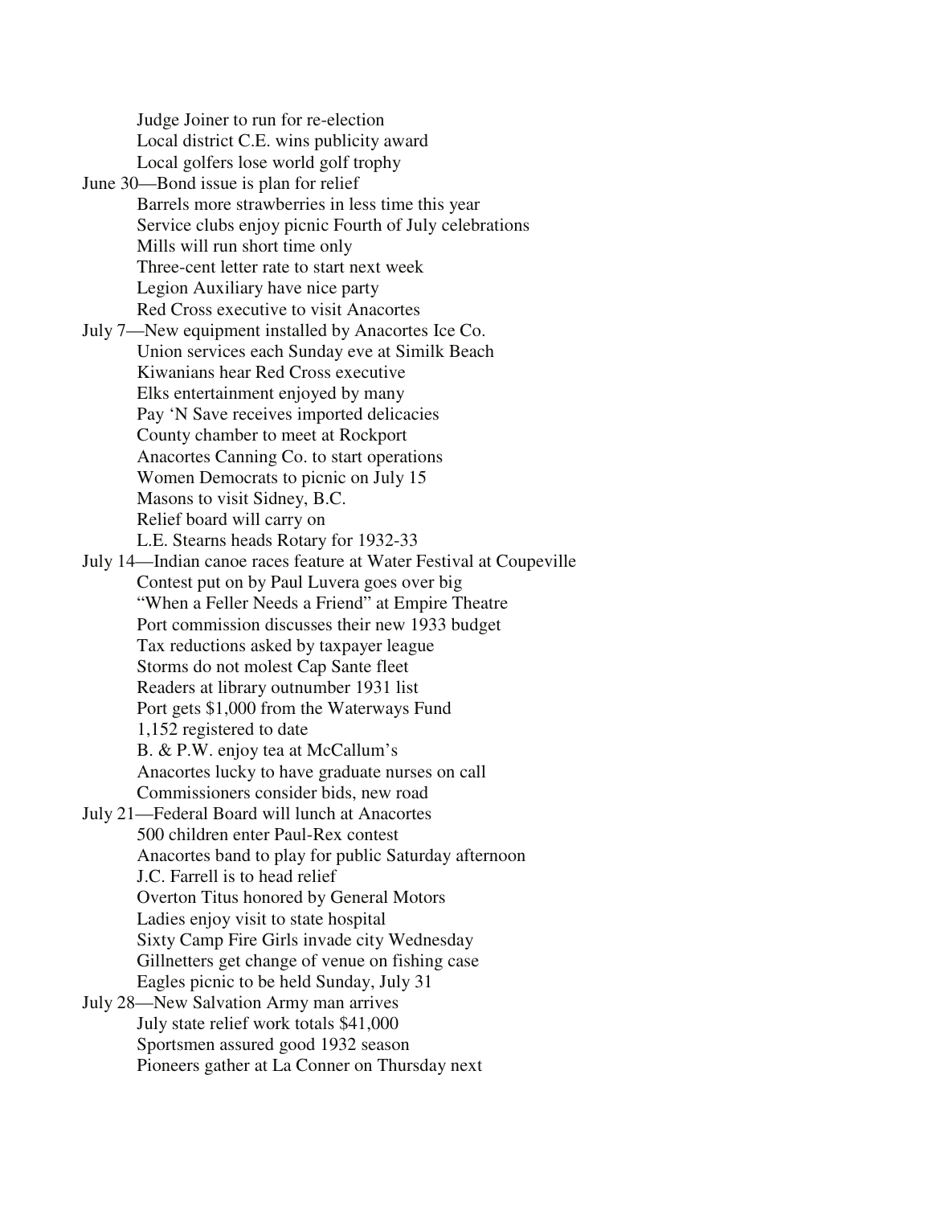Judge Joiner to run for re-election
Local district C.E. wins publicity award
Local golfers lose world golf trophy

June 30—Bond issue is plan for relief
Barrels more strawberries in less time this year
Service clubs enjoy picnic Fourth of July celebrations
Mills will run short time only
Three-cent letter rate to start next week
Legion Auxiliary have nice party
Red Cross executive to visit Anacortes

July 7—New equipment installed by Anacortes Ice Co.
Union services each Sunday eve at Similk Beach
Kiwanians hear Red Cross executive
Elks entertainment enjoyed by many
Pay 'N Save receives imported delicacies
County chamber to meet at Rockport
Anacortes Canning Co. to start operations
Women Democrats to picnic on July 15
Masons to visit Sidney, B.C.
Relief board will carry on
L.E. Stearns heads Rotary for 1932-33

July 14—Indian canoe races feature at Water Festival at Coupeville
Contest put on by Paul Luvera goes over big
"When a Feller Needs a Friend" at Empire Theatre
Port commission discusses their new 1933 budget
Tax reductions asked by taxpayer league
Storms do not molest Cap Sante fleet
Readers at library outnumber 1931 list
Port gets $1,000 from the Waterways Fund
1,152 registered to date
B. & P.W. enjoy tea at McCallum's
Anacortes lucky to have graduate nurses on call
Commissioners consider bids, new road

July 21—Federal Board will lunch at Anacortes
500 children enter Paul-Rex contest
Anacortes band to play for public Saturday afternoon
J.C. Farrell is to head relief
Overton Titus honored by General Motors
Ladies enjoy visit to state hospital
Sixty Camp Fire Girls invade city Wednesday
Gillnetters get change of venue on fishing case
Eagles picnic to be held Sunday, July 31

July 28—New Salvation Army man arrives
July state relief work totals $41,000
Sportsmen assured good 1932 season
Pioneers gather at La Conner on Thursday next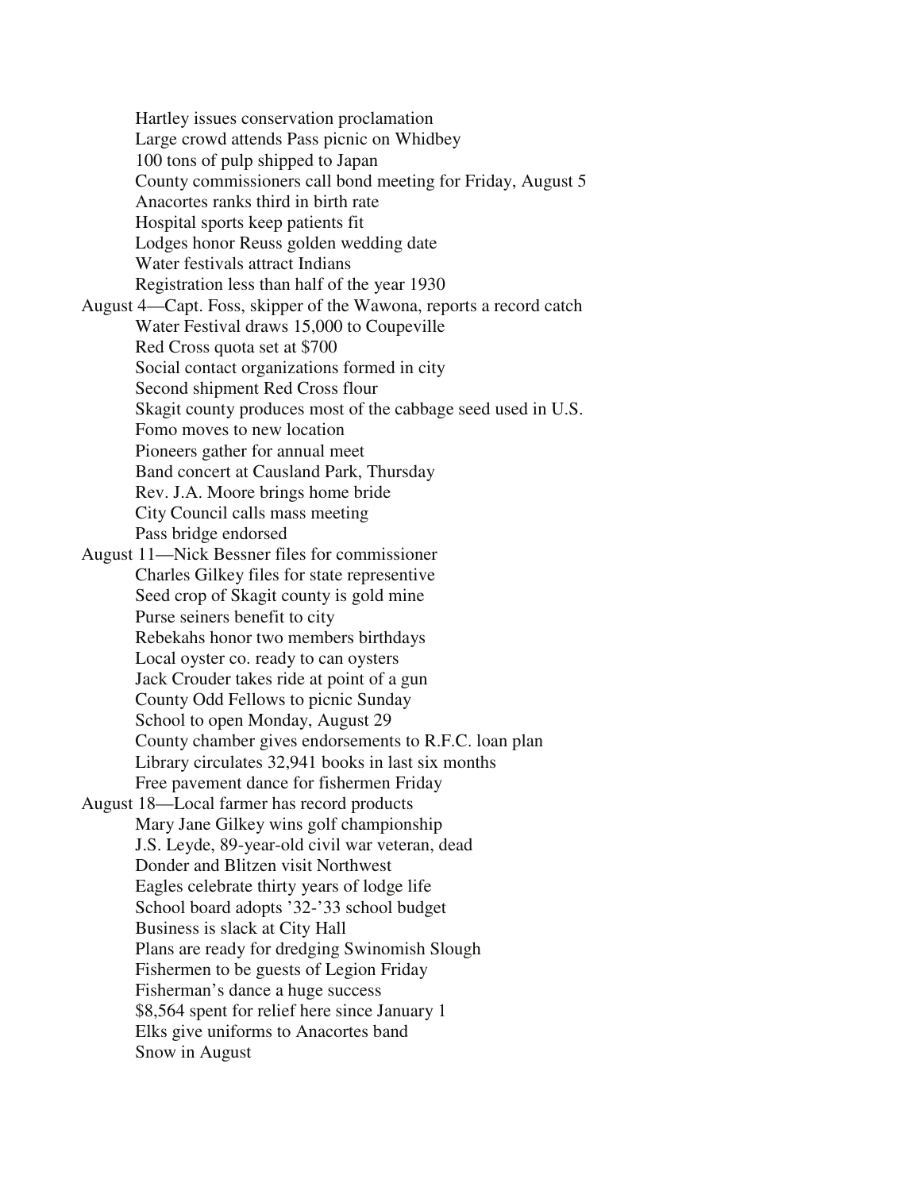Hartley issues conservation proclamation
Large crowd attends Pass picnic on Whidbey
100 tons of pulp shipped to Japan
County commissioners call bond meeting for Friday, August 5
Anacortes ranks third in birth rate
Hospital sports keep patients fit
Lodges honor Reuss golden wedding date
Water festivals attract Indians
Registration less than half of the year 1930

August 4—Capt. Foss, skipper of the Wawona, reports a record catch
Water Festival draws 15,000 to Coupeville
Red Cross quota set at $700
Social contact organizations formed in city
Second shipment Red Cross flour
Skagit county produces most of the cabbage seed used in U.S.
Fomo moves to new location
Pioneers gather for annual meet
Band concert at Causland Park, Thursday
Rev. J.A. Moore brings home bride
City Council calls mass meeting
Pass bridge endorsed

August 11—Nick Bessner files for commissioner
Charles Gilkey files for state representive
Seed crop of Skagit county is gold mine
Purse seiners benefit to city
Rebekahs honor two members birthdays
Local oyster co. ready to can oysters
Jack Crouder takes ride at point of a gun
County Odd Fellows to picnic Sunday
School to open Monday, August 29
County chamber gives endorsements to R.F.C. loan plan
Library circulates 32,941 books in last six months
Free pavement dance for fishermen Friday

August 18—Local farmer has record products
Mary Jane Gilkey wins golf championship
J.S. Leyde, 89-year-old civil war veteran, dead
Donder and Blitzen visit Northwest
Eagles celebrate thirty years of lodge life
School board adopts '32-'33 school budget
Business is slack at City Hall
Plans are ready for dredging Swinomish Slough
Fishermen to be guests of Legion Friday
Fisherman's dance a huge success
$8,564 spent for relief here since January 1
Elks give uniforms to Anacortes band
Snow in August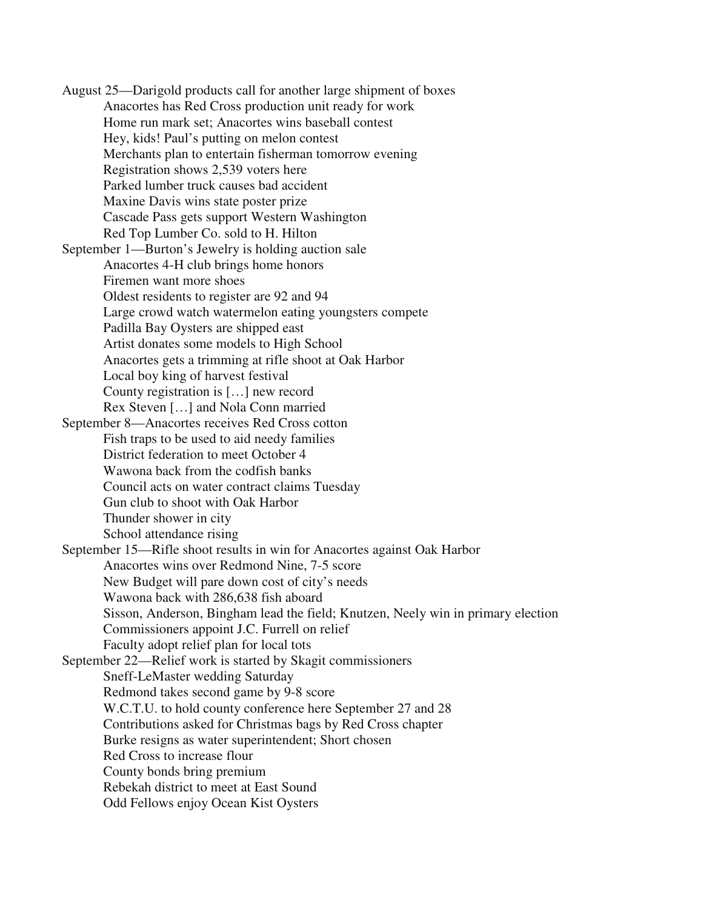August 25—Darigold products call for another large shipment of boxes

Anacortes has Red Cross production unit ready for work

Home run mark set; Anacortes wins baseball contest

Hey, kids! Paul's putting on melon contest

Merchants plan to entertain fisherman tomorrow evening

Registration shows 2,539 voters here

Parked lumber truck causes bad accident

Maxine Davis wins state poster prize

Cascade Pass gets support Western Washington

Red Top Lumber Co. sold to H. Hilton

September 1—Burton's Jewelry is holding auction sale

Anacortes 4-H club brings home honors

Firemen want more shoes

Oldest residents to register are 92 and 94

Large crowd watch watermelon eating youngsters compete

Padilla Bay Oysters are shipped east

Artist donates some models to High School

Anacortes gets a trimming at rifle shoot at Oak Harbor

Local boy king of harvest festival

County registration is […] new record

Rex Steven […] and Nola Conn married

September 8—Anacortes receives Red Cross cotton

Fish traps to be used to aid needy families

District federation to meet October 4

Wawona back from the codfish banks

Council acts on water contract claims Tuesday

Gun club to shoot with Oak Harbor

Thunder shower in city

School attendance rising

September 15—Rifle shoot results in win for Anacortes against Oak Harbor

Anacortes wins over Redmond Nine, 7-5 score

New Budget will pare down cost of city's needs

Wawona back with 286,638 fish aboard

Sisson, Anderson, Bingham lead the field; Knutzen, Neely win in primary election

Commissioners appoint J.C. Furrell on relief

Faculty adopt relief plan for local tots

September 22—Relief work is started by Skagit commissioners

Sneff-LeMaster wedding Saturday

Redmond takes second game by 9-8 score

W.C.T.U. to hold county conference here September 27 and 28

Contributions asked for Christmas bags by Red Cross chapter

Burke resigns as water superintendent; Short chosen

Red Cross to increase flour

County bonds bring premium

Rebekah district to meet at East Sound

Odd Fellows enjoy Ocean Kist Oysters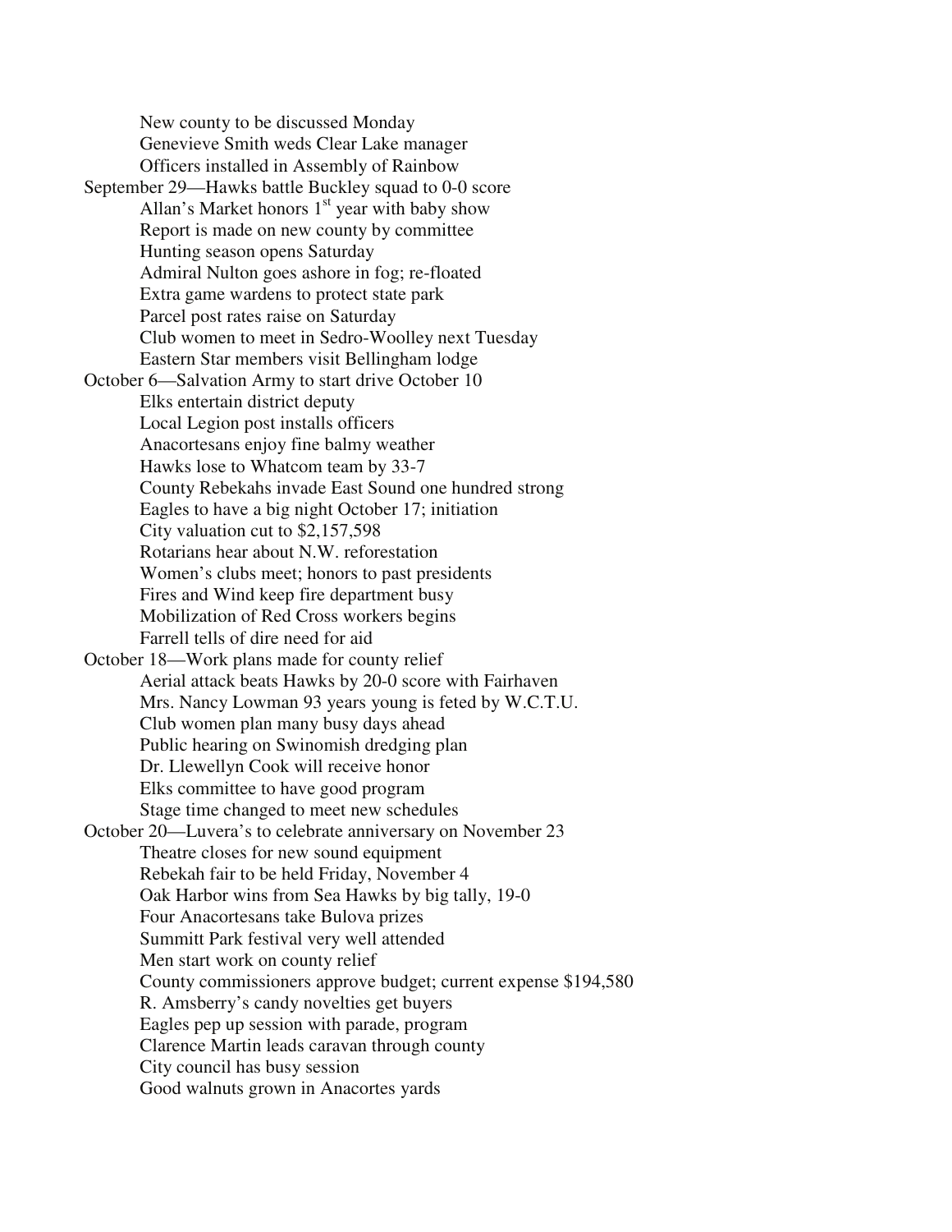New county to be discussed Monday
Genevieve Smith weds Clear Lake manager
Officers installed in Assembly of Rainbow

September 29—Hawks battle Buckley squad to 0-0 score
Allan's Market honors 1st year with baby show
Report is made on new county by committee
Hunting season opens Saturday
Admiral Nulton goes ashore in fog; re-floated
Extra game wardens to protect state park
Parcel post rates raise on Saturday
Club women to meet in Sedro-Woolley next Tuesday
Eastern Star members visit Bellingham lodge

October 6—Salvation Army to start drive October 10
Elks entertain district deputy
Local Legion post installs officers
Anacortesans enjoy fine balmy weather
Hawks lose to Whatcom team by 33-7
County Rebekahs invade East Sound one hundred strong
Eagles to have a big night October 17; initiation
City valuation cut to $2,157,598
Rotarians hear about N.W. reforestation
Women's clubs meet; honors to past presidents
Fires and Wind keep fire department busy
Mobilization of Red Cross workers begins
Farrell tells of dire need for aid

October 18—Work plans made for county relief
Aerial attack beats Hawks by 20-0 score with Fairhaven
Mrs. Nancy Lowman 93 years young is feted by W.C.T.U.
Club women plan many busy days ahead
Public hearing on Swinomish dredging plan
Dr. Llewellyn Cook will receive honor
Elks committee to have good program
Stage time changed to meet new schedules

October 20—Luvera's to celebrate anniversary on November 23
Theatre closes for new sound equipment
Rebekah fair to be held Friday, November 4
Oak Harbor wins from Sea Hawks by big tally, 19-0
Four Anacortesans take Bulova prizes
Summitt Park festival very well attended
Men start work on county relief
County commissioners approve budget; current expense $194,580
R. Amsberry's candy novelties get buyers
Eagles pep up session with parade, program
Clarence Martin leads caravan through county
City council has busy session
Good walnuts grown in Anacortes yards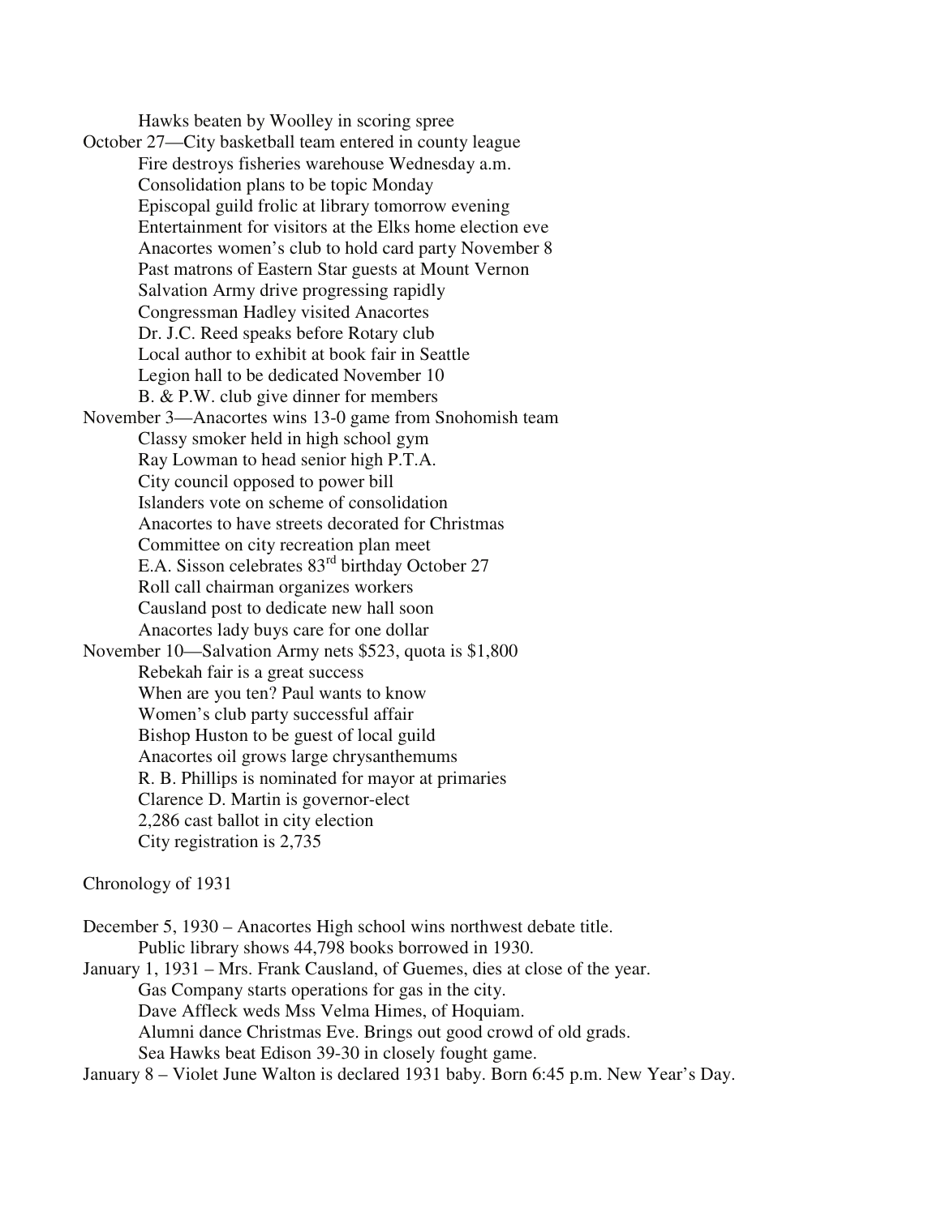Hawks beaten by Woolley in scoring spree

October 27—City basketball team entered in county league
- Fire destroys fisheries warehouse Wednesday a.m.
- Consolidation plans to be topic Monday
- Episcopal guild frolic at library tomorrow evening
- Entertainment for visitors at the Elks home election eve
- Anacortes women's club to hold card party November 8
- Past matrons of Eastern Star guests at Mount Vernon
- Salvation Army drive progressing rapidly
- Congressman Hadley visited Anacortes
- Dr. J.C. Reed speaks before Rotary club
- Local author to exhibit at book fair in Seattle
- Legion hall to be dedicated November 10
- B. & P.W. club give dinner for members

November 3—Anacortes wins 13-0 game from Snohomish team
- Classy smoker held in high school gym
- Ray Lowman to head senior high P.T.A.
- City council opposed to power bill
- Islanders vote on scheme of consolidation
- Anacortes to have streets decorated for Christmas
- Committee on city recreation plan meet
- E.A. Sisson celebrates 83rd birthday October 27
- Roll call chairman organizes workers
- Causland post to dedicate new hall soon
- Anacortes lady buys care for one dollar

November 10—Salvation Army nets $523, quota is $1,800
- Rebekah fair is a great success
- When are you ten? Paul wants to know
- Women's club party successful affair
- Bishop Huston to be guest of local guild
- Anacortes oil grows large chrysanthemums
- R. B. Phillips is nominated for mayor at primaries
- Clarence D. Martin is governor-elect
- 2,286 cast ballot in city election
- City registration is 2,735

Chronology of 1931

December 5, 1930 – Anacortes High school wins northwest debate title.
- Public library shows 44,798 books borrowed in 1930.

January 1, 1931 – Mrs. Frank Causland, of Guemes, dies at close of the year.
- Gas Company starts operations for gas in the city.
- Dave Affleck weds Mss Velma Himes, of Hoquiam.
- Alumni dance Christmas Eve. Brings out good crowd of old grads.
- Sea Hawks beat Edison 39-30 in closely fought game.

January 8 – Violet June Walton is declared 1931 baby. Born 6:45 p.m. New Year's Day.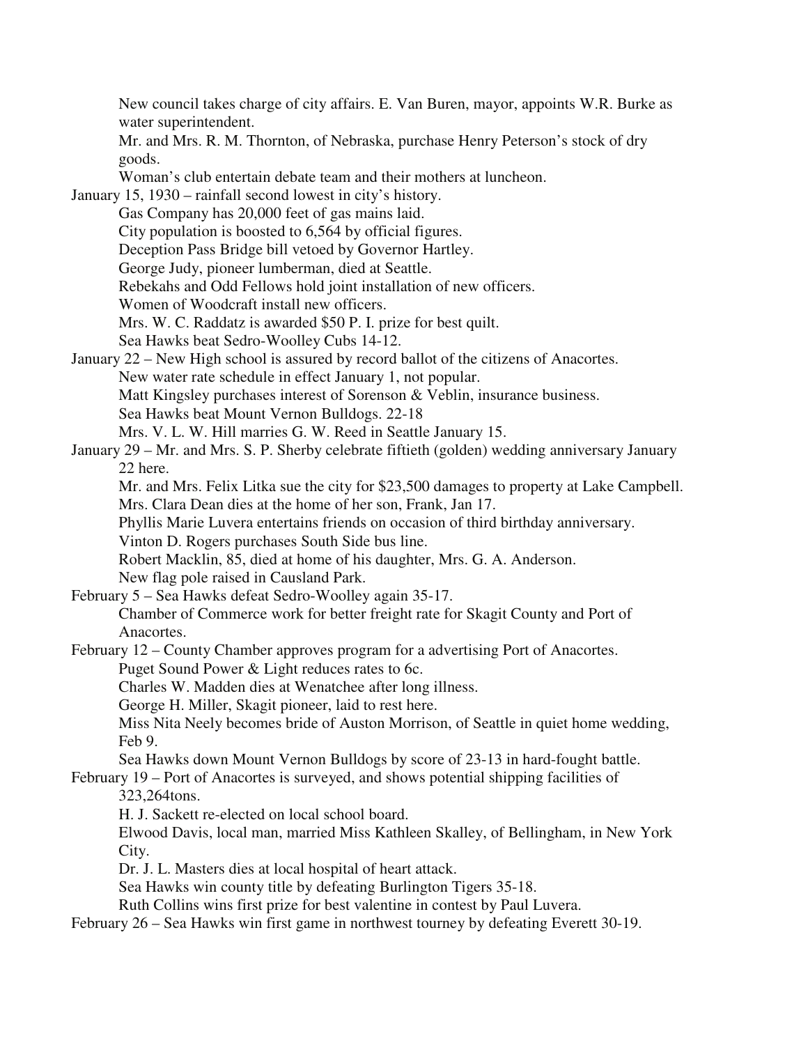New council takes charge of city affairs. E. Van Buren, mayor, appoints W.R. Burke as water superintendent.

Mr. and Mrs. R. M. Thornton, of Nebraska, purchase Henry Peterson's stock of dry goods.

Woman's club entertain debate team and their mothers at luncheon.

January 15, 1930 – rainfall second lowest in city's history.

Gas Company has 20,000 feet of gas mains laid.

City population is boosted to 6,564 by official figures.

Deception Pass Bridge bill vetoed by Governor Hartley.

George Judy, pioneer lumberman, died at Seattle.

Rebekahs and Odd Fellows hold joint installation of new officers.

Women of Woodcraft install new officers.

Mrs. W. C. Raddatz is awarded $50 P. I. prize for best quilt.

Sea Hawks beat Sedro-Woolley Cubs 14-12.

January 22 – New High school is assured by record ballot of the citizens of Anacortes.

New water rate schedule in effect January 1, not popular.

Matt Kingsley purchases interest of Sorenson & Veblin, insurance business.

Sea Hawks beat Mount Vernon Bulldogs. 22-18

Mrs. V. L. W. Hill marries G. W. Reed in Seattle January 15.

January 29 – Mr. and Mrs. S. P. Sherby celebrate fiftieth (golden) wedding anniversary January 22 here.

Mr. and Mrs. Felix Litka sue the city for $23,500 damages to property at Lake Campbell.

Mrs. Clara Dean dies at the home of her son, Frank, Jan 17.

Phyllis Marie Luvera entertains friends on occasion of third birthday anniversary.

Vinton D. Rogers purchases South Side bus line.

Robert Macklin, 85, died at home of his daughter, Mrs. G. A. Anderson.

New flag pole raised in Causland Park.

February 5 – Sea Hawks defeat Sedro-Woolley again 35-17.

Chamber of Commerce work for better freight rate for Skagit County and Port of Anacortes.

February 12 – County Chamber approves program for a advertising Port of Anacortes.

Puget Sound Power & Light reduces rates to 6c.

Charles W. Madden dies at Wenatchee after long illness.

George H. Miller, Skagit pioneer, laid to rest here.

Miss Nita Neely becomes bride of Auston Morrison, of Seattle in quiet home wedding, Feb 9.

Sea Hawks down Mount Vernon Bulldogs by score of 23-13 in hard-fought battle.

February 19 – Port of Anacortes is surveyed, and shows potential shipping facilities of 323,264tons.

H. J. Sackett re-elected on local school board.

Elwood Davis, local man, married Miss Kathleen Skalley, of Bellingham, in New York City.

Dr. J. L. Masters dies at local hospital of heart attack.

Sea Hawks win county title by defeating Burlington Tigers 35-18.

Ruth Collins wins first prize for best valentine in contest by Paul Luvera.

February 26 – Sea Hawks win first game in northwest tourney by defeating Everett 30-19.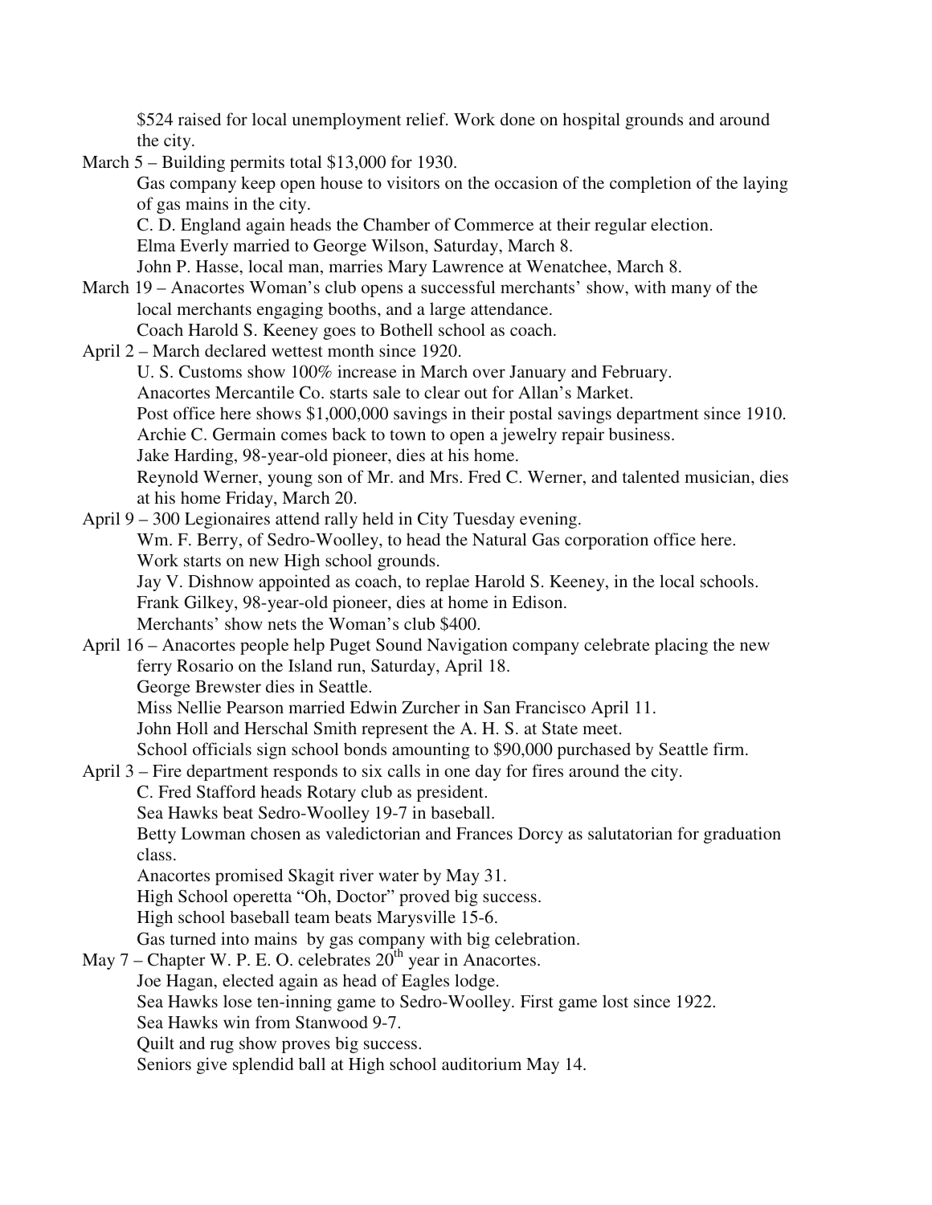$524 raised for local unemployment relief. Work done on hospital grounds and around the city.

March 5 – Building permits total $13,000 for 1930.
Gas company keep open house to visitors on the occasion of the completion of the laying of gas mains in the city.
C. D. England again heads the Chamber of Commerce at their regular election.
Elma Everly married to George Wilson, Saturday, March 8.
John P. Hasse, local man, marries Mary Lawrence at Wenatchee, March 8.

March 19 – Anacortes Woman's club opens a successful merchants' show, with many of the local merchants engaging booths, and a large attendance.
Coach Harold S. Keeney goes to Bothell school as coach.

April 2 – March declared wettest month since 1920.
U. S. Customs show 100% increase in March over January and February.
Anacortes Mercantile Co. starts sale to clear out for Allan's Market.
Post office here shows $1,000,000 savings in their postal savings department since 1910.
Archie C. Germain comes back to town to open a jewelry repair business.
Jake Harding, 98-year-old pioneer, dies at his home.
Reynold Werner, young son of Mr. and Mrs. Fred C. Werner, and talented musician, dies at his home Friday, March 20.

April 9 – 300 Legionaires attend rally held in City Tuesday evening.
Wm. F. Berry, of Sedro-Woolley, to head the Natural Gas corporation office here.
Work starts on new High school grounds.
Jay V. Dishnow appointed as coach, to replae Harold S. Keeney, in the local schools.
Frank Gilkey, 98-year-old pioneer, dies at home in Edison.
Merchants' show nets the Woman's club $400.

April 16 – Anacortes people help Puget Sound Navigation company celebrate placing the new ferry Rosario on the Island run, Saturday, April 18.
George Brewster dies in Seattle.
Miss Nellie Pearson married Edwin Zurcher in San Francisco April 11.
John Holl and Herschal Smith represent the A. H. S. at State meet.
School officials sign school bonds amounting to $90,000 purchased by Seattle firm.

April 3 – Fire department responds to six calls in one day for fires around the city.
C. Fred Stafford heads Rotary club as president.
Sea Hawks beat Sedro-Woolley 19-7 in baseball.
Betty Lowman chosen as valedictorian and Frances Dorcy as salutatorian for graduation class.
Anacortes promised Skagit river water by May 31.
High School operetta "Oh, Doctor" proved big success.
High school baseball team beats Marysville 15-6.
Gas turned into mains by gas company with big celebration.

May 7 – Chapter W. P. E. O. celebrates 20th year in Anacortes.
Joe Hagan, elected again as head of Eagles lodge.
Sea Hawks lose ten-inning game to Sedro-Woolley. First game lost since 1922.
Sea Hawks win from Stanwood 9-7.
Quilt and rug show proves big success.
Seniors give splendid ball at High school auditorium May 14.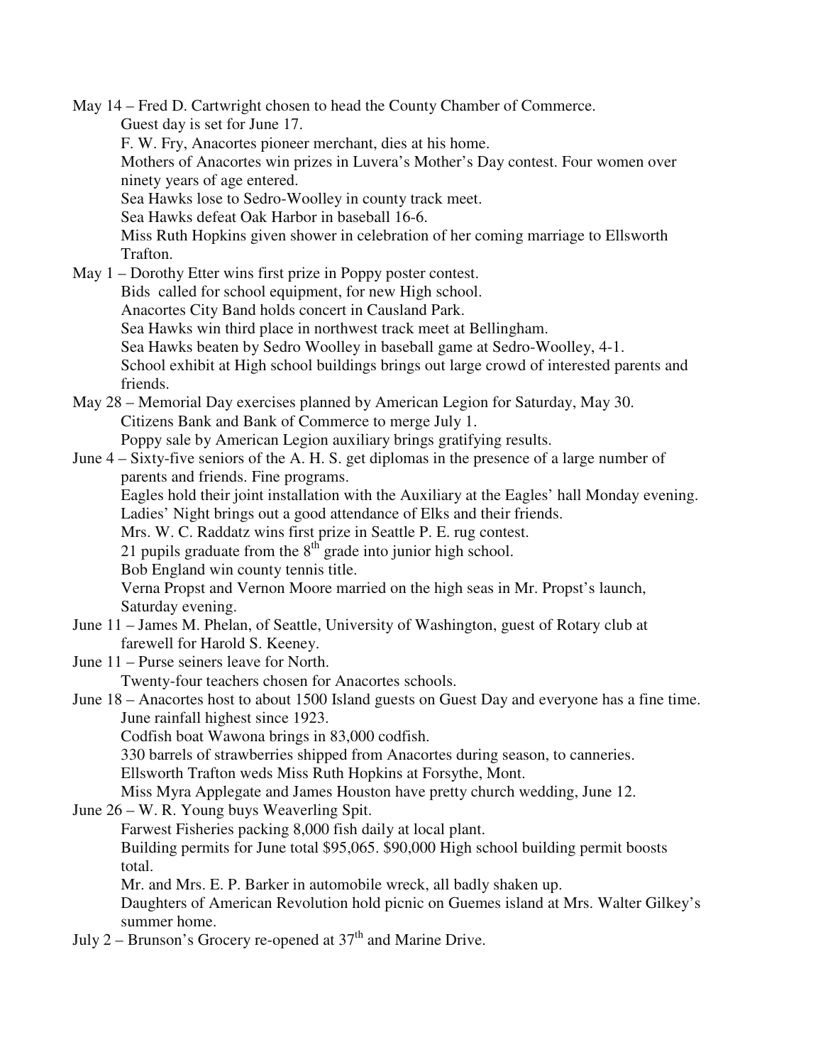May 14 – Fred D. Cartwright chosen to head the County Chamber of Commerce.
Guest day is set for June 17.
F. W. Fry, Anacortes pioneer merchant, dies at his home.
Mothers of Anacortes win prizes in Luvera's Mother's Day contest. Four women over ninety years of age entered.
Sea Hawks lose to Sedro-Woolley in county track meet.
Sea Hawks defeat Oak Harbor in baseball 16-6.
Miss Ruth Hopkins given shower in celebration of her coming marriage to Ellsworth Trafton.

May 1 – Dorothy Etter wins first prize in Poppy poster contest.
Bids called for school equipment, for new High school.
Anacortes City Band holds concert in Causland Park.
Sea Hawks win third place in northwest track meet at Bellingham.
Sea Hawks beaten by Sedro Woolley in baseball game at Sedro-Woolley, 4-1.
School exhibit at High school buildings brings out large crowd of interested parents and friends.

May 28 – Memorial Day exercises planned by American Legion for Saturday, May 30.
Citizens Bank and Bank of Commerce to merge July 1.
Poppy sale by American Legion auxiliary brings gratifying results.

June 4 – Sixty-five seniors of the A. H. S. get diplomas in the presence of a large number of parents and friends. Fine programs.
Eagles hold their joint installation with the Auxiliary at the Eagles' hall Monday evening.
Ladies' Night brings out a good attendance of Elks and their friends.
Mrs. W. C. Raddatz wins first prize in Seattle P. E. rug contest.
21 pupils graduate from the 8th grade into junior high school.
Bob England win county tennis title.
Verna Propst and Vernon Moore married on the high seas in Mr. Propst's launch, Saturday evening.

June 11 – James M. Phelan, of Seattle, University of Washington, guest of Rotary club at farewell for Harold S. Keeney.

June 11 – Purse seiners leave for North.
Twenty-four teachers chosen for Anacortes schools.

June 18 – Anacortes host to about 1500 Island guests on Guest Day and everyone has a fine time.
June rainfall highest since 1923.
Codfish boat Wawona brings in 83,000 codfish.
330 barrels of strawberries shipped from Anacortes during season, to canneries.
Ellsworth Trafton weds Miss Ruth Hopkins at Forsythe, Mont.
Miss Myra Applegate and James Houston have pretty church wedding, June 12.

June 26 – W. R. Young buys Weaverling Spit.
Farwest Fisheries packing 8,000 fish daily at local plant.
Building permits for June total $95,065. $90,000 High school building permit boosts total.
Mr. and Mrs. E. P. Barker in automobile wreck, all badly shaken up.
Daughters of American Revolution hold picnic on Guemes island at Mrs. Walter Gilkey's summer home.

July 2 – Brunson's Grocery re-opened at 37th and Marine Drive.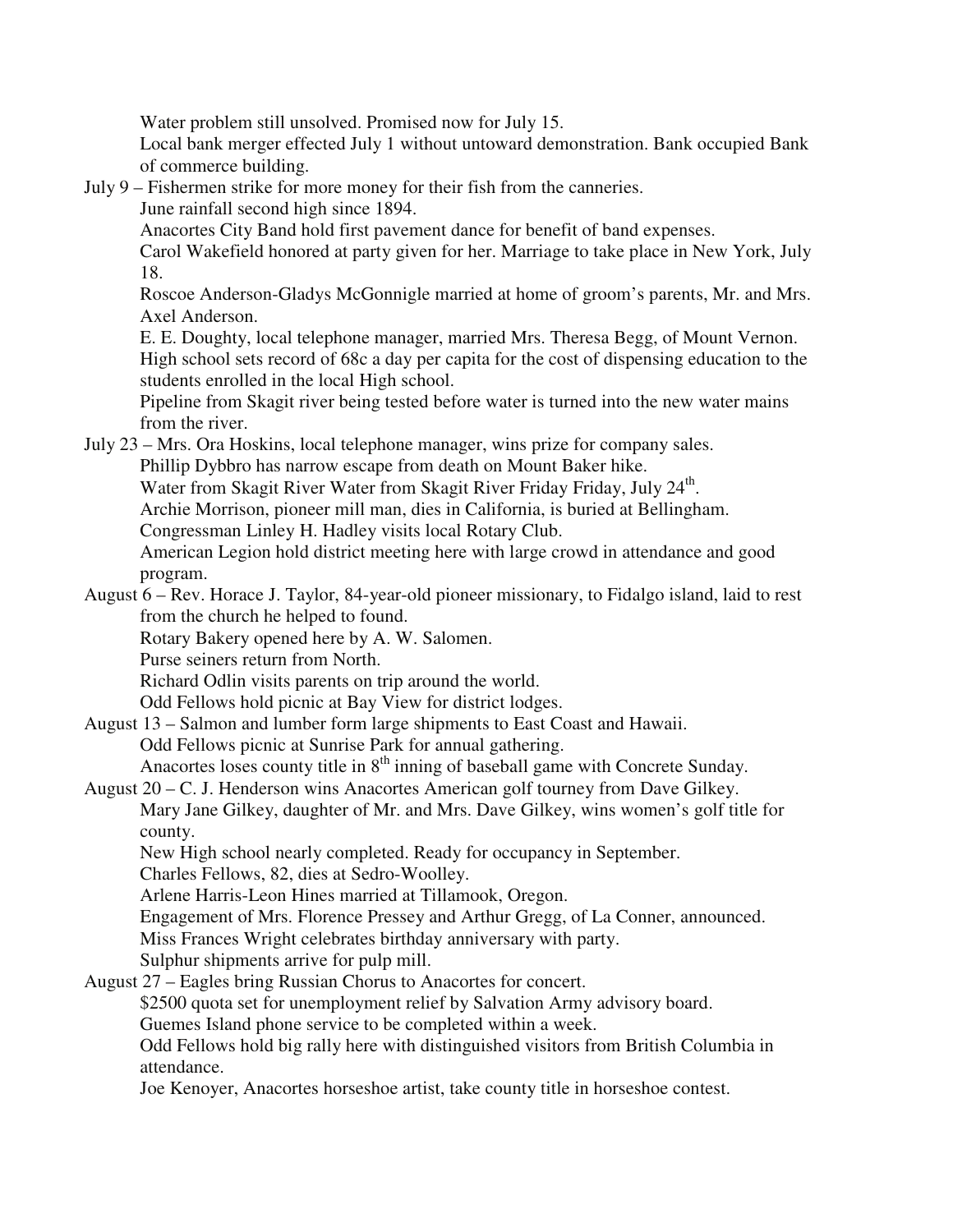Water problem still unsolved. Promised now for July 15.

Local bank merger effected July 1 without untoward demonstration. Bank occupied Bank of commerce building.

July 9 – Fishermen strike for more money for their fish from the canneries.

June rainfall second high since 1894.

Anacortes City Band hold first pavement dance for benefit of band expenses.

Carol Wakefield honored at party given for her. Marriage to take place in New York, July 18.

Roscoe Anderson-Gladys McGonnigle married at home of groom's parents, Mr. and Mrs. Axel Anderson.

E. E. Doughty, local telephone manager, married Mrs. Theresa Begg, of Mount Vernon.

High school sets record of 68c a day per capita for the cost of dispensing education to the students enrolled in the local High school.

Pipeline from Skagit river being tested before water is turned into the new water mains from the river.

July 23 – Mrs. Ora Hoskins, local telephone manager, wins prize for company sales.

Phillip Dybbro has narrow escape from death on Mount Baker hike.

Water from Skagit River Water from Skagit River Friday Friday, July 24th.

Archie Morrison, pioneer mill man, dies in California, is buried at Bellingham.

Congressman Linley H. Hadley visits local Rotary Club.

American Legion hold district meeting here with large crowd in attendance and good program.

August 6 – Rev. Horace J. Taylor, 84-year-old pioneer missionary, to Fidalgo island, laid to rest from the church he helped to found.

Rotary Bakery opened here by A. W. Salomen.

Purse seiners return from North.

Richard Odlin visits parents on trip around the world.

Odd Fellows hold picnic at Bay View for district lodges.

August 13 – Salmon and lumber form large shipments to East Coast and Hawaii.

Odd Fellows picnic at Sunrise Park for annual gathering.

Anacortes loses county title in 8th inning of baseball game with Concrete Sunday.

August 20 – C. J. Henderson wins Anacortes American golf tourney from Dave Gilkey.

Mary Jane Gilkey, daughter of Mr. and Mrs. Dave Gilkey, wins women's golf title for county.

New High school nearly completed. Ready for occupancy in September.

Charles Fellows, 82, dies at Sedro-Woolley.

Arlene Harris-Leon Hines married at Tillamook, Oregon.

Engagement of Mrs. Florence Pressey and Arthur Gregg, of La Conner, announced.

Miss Frances Wright celebrates birthday anniversary with party.

Sulphur shipments arrive for pulp mill.

August 27 – Eagles bring Russian Chorus to Anacortes for concert.

$2500 quota set for unemployment relief by Salvation Army advisory board.

Guemes Island phone service to be completed within a week.

Odd Fellows hold big rally here with distinguished visitors from British Columbia in attendance.

Joe Kenoyer, Anacortes horseshoe artist, take county title in horseshoe contest.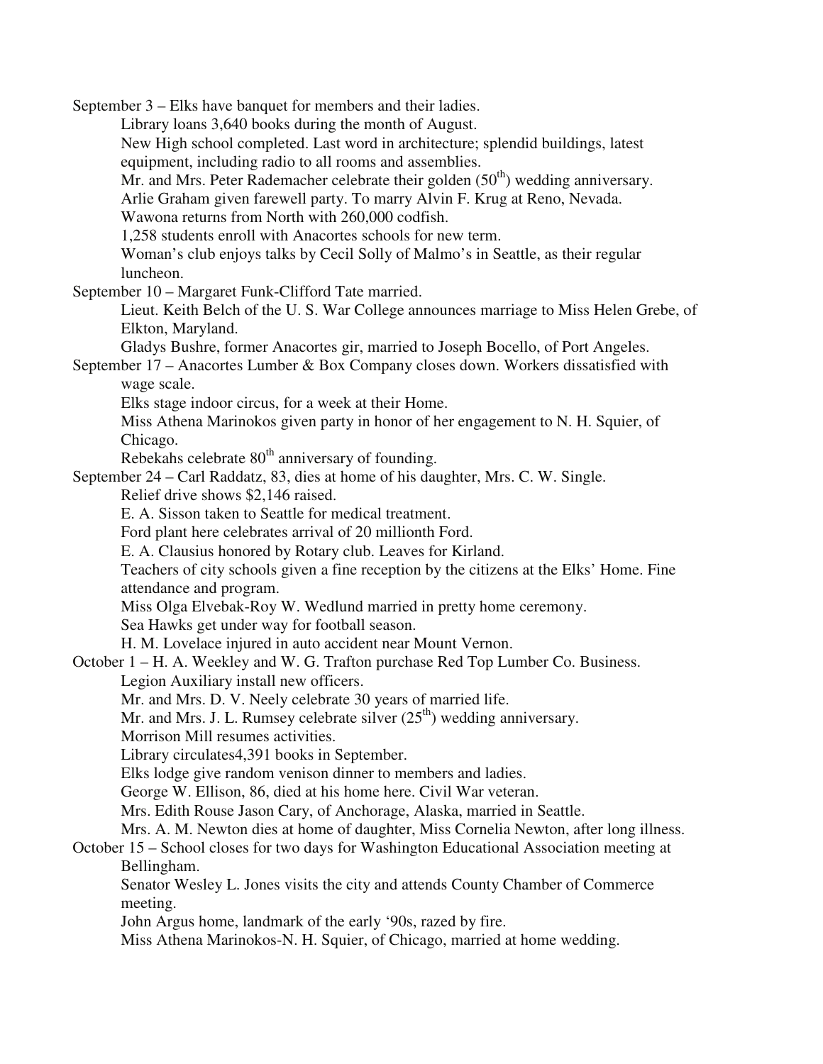September 3 – Elks have banquet for members and their ladies.

Library loans 3,640 books during the month of August.

New High school completed. Last word in architecture; splendid buildings, latest equipment, including radio to all rooms and assemblies.

Mr. and Mrs. Peter Rademacher celebrate their golden (50th) wedding anniversary.

Arlie Graham given farewell party. To marry Alvin F. Krug at Reno, Nevada.

Wawona returns from North with 260,000 codfish.

1,258 students enroll with Anacortes schools for new term.

Woman's club enjoys talks by Cecil Solly of Malmo's in Seattle, as their regular luncheon.

September 10 – Margaret Funk-Clifford Tate married.

Lieut. Keith Belch of the U. S. War College announces marriage to Miss Helen Grebe, of Elkton, Maryland.

Gladys Bushre, former Anacortes gir, married to Joseph Bocello, of Port Angeles.

September 17 – Anacortes Lumber & Box Company closes down. Workers dissatisfied with wage scale.

Elks stage indoor circus, for a week at their Home.

Miss Athena Marinokos given party in honor of her engagement to N. H. Squier, of Chicago.

Rebekahs celebrate 80th anniversary of founding.

September 24 – Carl Raddatz, 83, dies at home of his daughter, Mrs. C. W. Single.

Relief drive shows $2,146 raised.

E. A. Sisson taken to Seattle for medical treatment.

Ford plant here celebrates arrival of 20 millionth Ford.

E. A. Clausius honored by Rotary club. Leaves for Kirland.

Teachers of city schools given a fine reception by the citizens at the Elks' Home. Fine attendance and program.

Miss Olga Elvebak-Roy W. Wedlund married in pretty home ceremony.

Sea Hawks get under way for football season.

H. M. Lovelace injured in auto accident near Mount Vernon.

October 1 – H. A. Weekley and W. G. Trafton purchase Red Top Lumber Co. Business.

Legion Auxiliary install new officers.

Mr. and Mrs. D. V. Neely celebrate 30 years of married life.

Mr. and Mrs. J. L. Rumsey celebrate silver (25th) wedding anniversary.

Morrison Mill resumes activities.

Library circulates4,391 books in September.

Elks lodge give random venison dinner to members and ladies.

George W. Ellison, 86, died at his home here. Civil War veteran.

Mrs. Edith Rouse Jason Cary, of Anchorage, Alaska, married in Seattle.

Mrs. A. M. Newton dies at home of daughter, Miss Cornelia Newton, after long illness.

October 15 – School closes for two days for Washington Educational Association meeting at Bellingham.

Senator Wesley L. Jones visits the city and attends County Chamber of Commerce meeting.

John Argus home, landmark of the early '90s, razed by fire.

Miss Athena Marinokos-N. H. Squier, of Chicago, married at home wedding.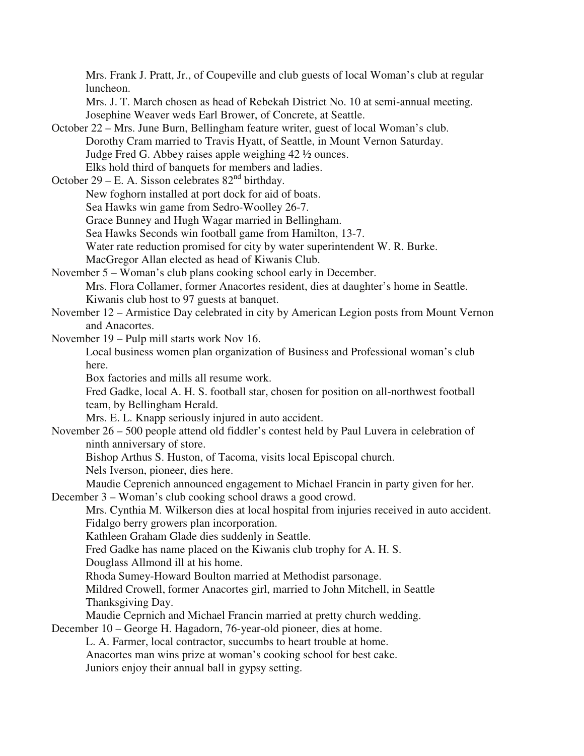Mrs. Frank J. Pratt, Jr., of Coupeville and club guests of local Woman's club at regular luncheon.

Mrs. J. T. March chosen as head of Rebekah District No. 10 at semi-annual meeting.

Josephine Weaver weds Earl Brower, of Concrete, at Seattle.

October 22 – Mrs. June Burn, Bellingham feature writer, guest of local Woman's club.

Dorothy Cram married to Travis Hyatt, of Seattle, in Mount Vernon Saturday.

Judge Fred G. Abbey raises apple weighing 42 ½ ounces.

Elks hold third of banquets for members and ladies.

October 29 – E. A. Sisson celebrates 82nd birthday.

New foghorn installed at port dock for aid of boats.

Sea Hawks win game from Sedro-Woolley 26-7.

Grace Bunney and Hugh Wagar married in Bellingham.

Sea Hawks Seconds win football game from Hamilton, 13-7.

Water rate reduction promised for city by water superintendent W. R. Burke.

MacGregor Allan elected as head of Kiwanis Club.

November 5 – Woman's club plans cooking school early in December.

Mrs. Flora Collamer, former Anacortes resident, dies at daughter's home in Seattle.

Kiwanis club host to 97 guests at banquet.

November 12 – Armistice Day celebrated in city by American Legion posts from Mount Vernon and Anacortes.

November 19 – Pulp mill starts work Nov 16.

Local business women plan organization of Business and Professional woman's club here.

Box factories and mills all resume work.

Fred Gadke, local A. H. S. football star, chosen for position on all-northwest football team, by Bellingham Herald.

Mrs. E. L. Knapp seriously injured in auto accident.

November 26 – 500 people attend old fiddler's contest held by Paul Luvera in celebration of ninth anniversary of store.

Bishop Arthus S. Huston, of Tacoma, visits local Episcopal church.

Nels Iverson, pioneer, dies here.

Maudie Ceprenich announced engagement to Michael Francin in party given for her.

December 3 – Woman's club cooking school draws a good crowd.

Mrs. Cynthia M. Wilkerson dies at local hospital from injuries received in auto accident.

Fidalgo berry growers plan incorporation.

Kathleen Graham Glade dies suddenly in Seattle.

Fred Gadke has name placed on the Kiwanis club trophy for A. H. S.

Douglass Allmond ill at his home.

Rhoda Sumey-Howard Boulton married at Methodist parsonage.

Mildred Crowell, former Anacortes girl, married to John Mitchell, in Seattle Thanksgiving Day.

Maudie Ceprnich and Michael Francin married at pretty church wedding.

December 10 – George H. Hagadorn, 76-year-old pioneer, dies at home.

L. A. Farmer, local contractor, succumbs to heart trouble at home.

Anacortes man wins prize at woman's cooking school for best cake.

Juniors enjoy their annual ball in gypsy setting.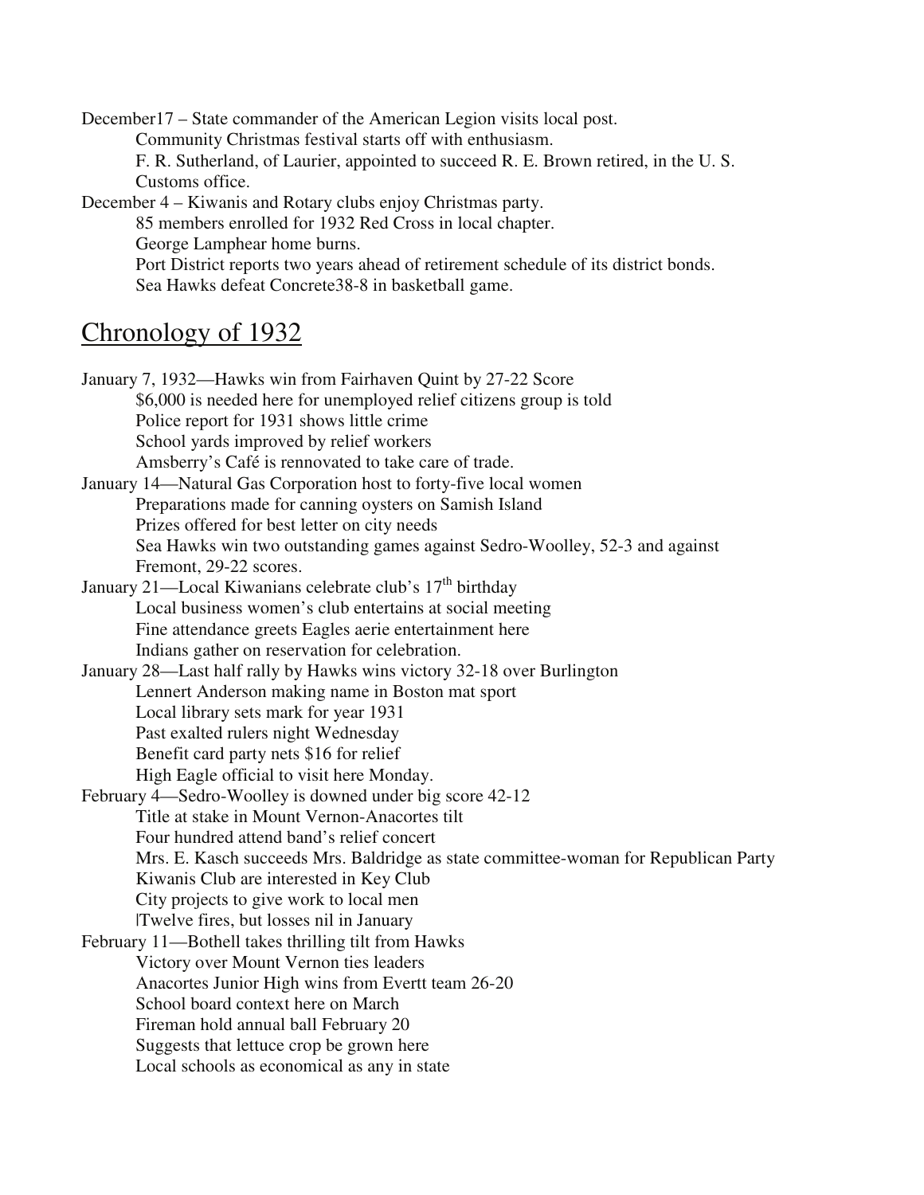December17 – State commander of the American Legion visits local post.

Community Christmas festival starts off with enthusiasm.

F. R. Sutherland, of Laurier, appointed to succeed R. E. Brown retired, in the U. S. Customs office.

December 4 – Kiwanis and Rotary clubs enjoy Christmas party.

85 members enrolled for 1932 Red Cross in local chapter.

George Lamphear home burns.

Port District reports two years ahead of retirement schedule of its district bonds.

Sea Hawks defeat Concrete38-8 in basketball game.

## Chronology of 1932

January 7, 1932—Hawks win from Fairhaven Quint by 27-22 Score

$6,000 is needed here for unemployed relief citizens group is told

Police report for 1931 shows little crime

School yards improved by relief workers

Amsberry's Café is rennovated to take care of trade.

January 14—Natural Gas Corporation host to forty-five local women

Preparations made for canning oysters on Samish Island

Prizes offered for best letter on city needs

Sea Hawks win two outstanding games against Sedro-Woolley, 52-3 and against Fremont, 29-22 scores.

January 21—Local Kiwanians celebrate club's 17th birthday

Local business women's club entertains at social meeting

Fine attendance greets Eagles aerie entertainment here

Indians gather on reservation for celebration.

January 28—Last half rally by Hawks wins victory 32-18 over Burlington

Lennert Anderson making name in Boston mat sport

Local library sets mark for year 1931

Past exalted rulers night Wednesday

Benefit card party nets $16 for relief

High Eagle official to visit here Monday.

February 4—Sedro-Woolley is downed under big score 42-12

Title at stake in Mount Vernon-Anacortes tilt

Four hundred attend band's relief concert

Mrs. E. Kasch succeeds Mrs. Baldridge as state committee-woman for Republican Party

Kiwanis Club are interested in Key Club

City projects to give work to local men

|Twelve fires, but losses nil in January

February 11—Bothell takes thrilling tilt from Hawks

Victory over Mount Vernon ties leaders

Anacortes Junior High wins from Evertt team 26-20

School board context here on March

Fireman hold annual ball February 20

Suggests that lettuce crop be grown here

Local schools as economical as any in state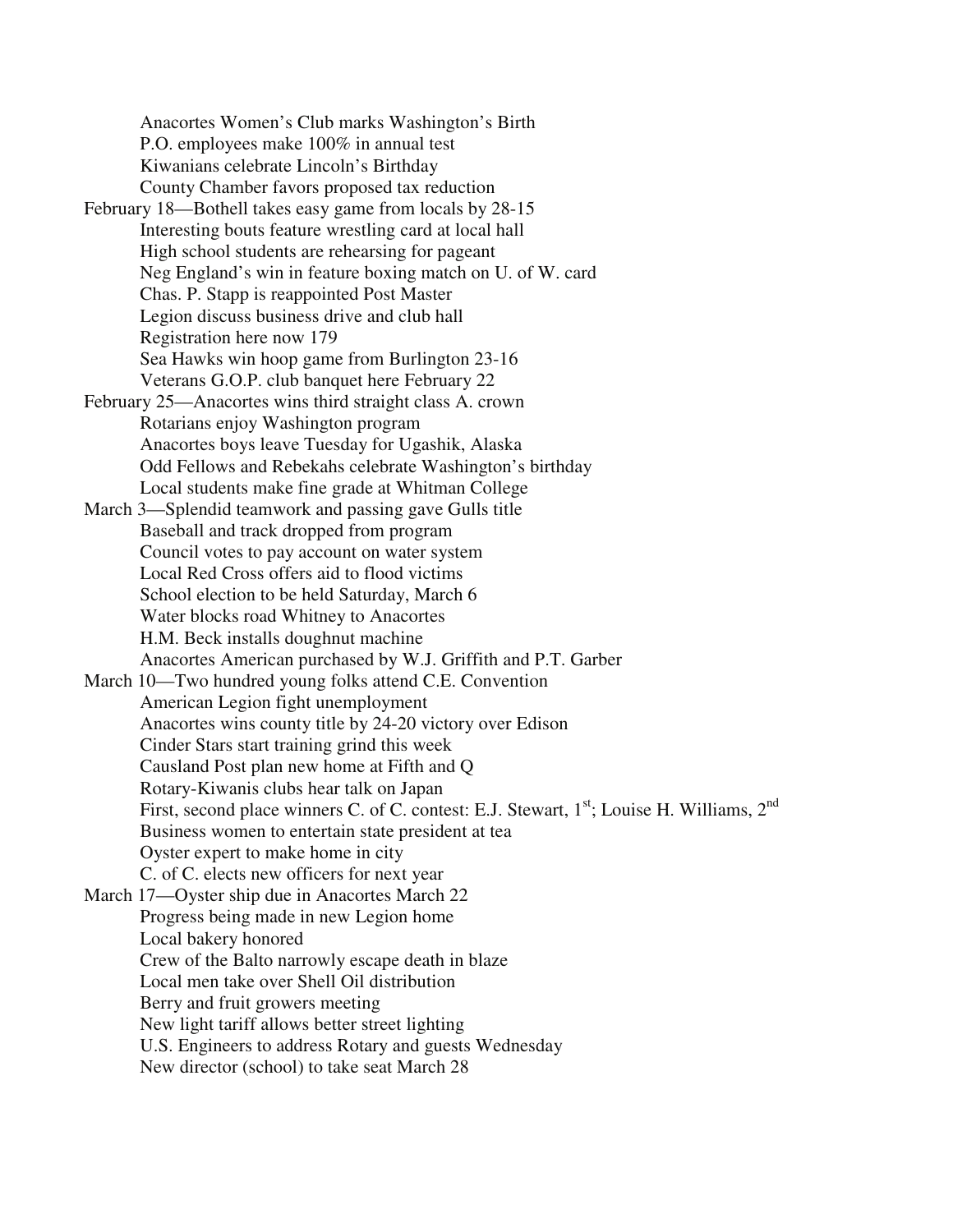Anacortes Women's Club marks Washington's Birth
P.O. employees make 100% in annual test
Kiwanians celebrate Lincoln's Birthday
County Chamber favors proposed tax reduction

February 18—Bothell takes easy game from locals by 28-15
Interesting bouts feature wrestling card at local hall
High school students are rehearsing for pageant
Neg England's win in feature boxing match on U. of W. card
Chas. P. Stapp is reappointed Post Master
Legion discuss business drive and club hall
Registration here now 179
Sea Hawks win hoop game from Burlington 23-16
Veterans G.O.P. club banquet here February 22

February 25—Anacortes wins third straight class A. crown
Rotarians enjoy Washington program
Anacortes boys leave Tuesday for Ugashik, Alaska
Odd Fellows and Rebekahs celebrate Washington's birthday
Local students make fine grade at Whitman College

March 3—Splendid teamwork and passing gave Gulls title
Baseball and track dropped from program
Council votes to pay account on water system
Local Red Cross offers aid to flood victims
School election to be held Saturday, March 6
Water blocks road Whitney to Anacortes
H.M. Beck installs doughnut machine
Anacortes American purchased by W.J. Griffith and P.T. Garber

March 10—Two hundred young folks attend C.E. Convention
American Legion fight unemployment
Anacortes wins county title by 24-20 victory over Edison
Cinder Stars start training grind this week
Causland Post plan new home at Fifth and Q
Rotary-Kiwanis clubs hear talk on Japan
First, second place winners C. of C. contest: E.J. Stewart, 1st; Louise H. Williams, 2nd
Business women to entertain state president at tea
Oyster expert to make home in city
C. of C. elects new officers for next year

March 17—Oyster ship due in Anacortes March 22
Progress being made in new Legion home
Local bakery honored
Crew of the Balto narrowly escape death in blaze
Local men take over Shell Oil distribution
Berry and fruit growers meeting
New light tariff allows better street lighting
U.S. Engineers to address Rotary and guests Wednesday
New director (school) to take seat March 28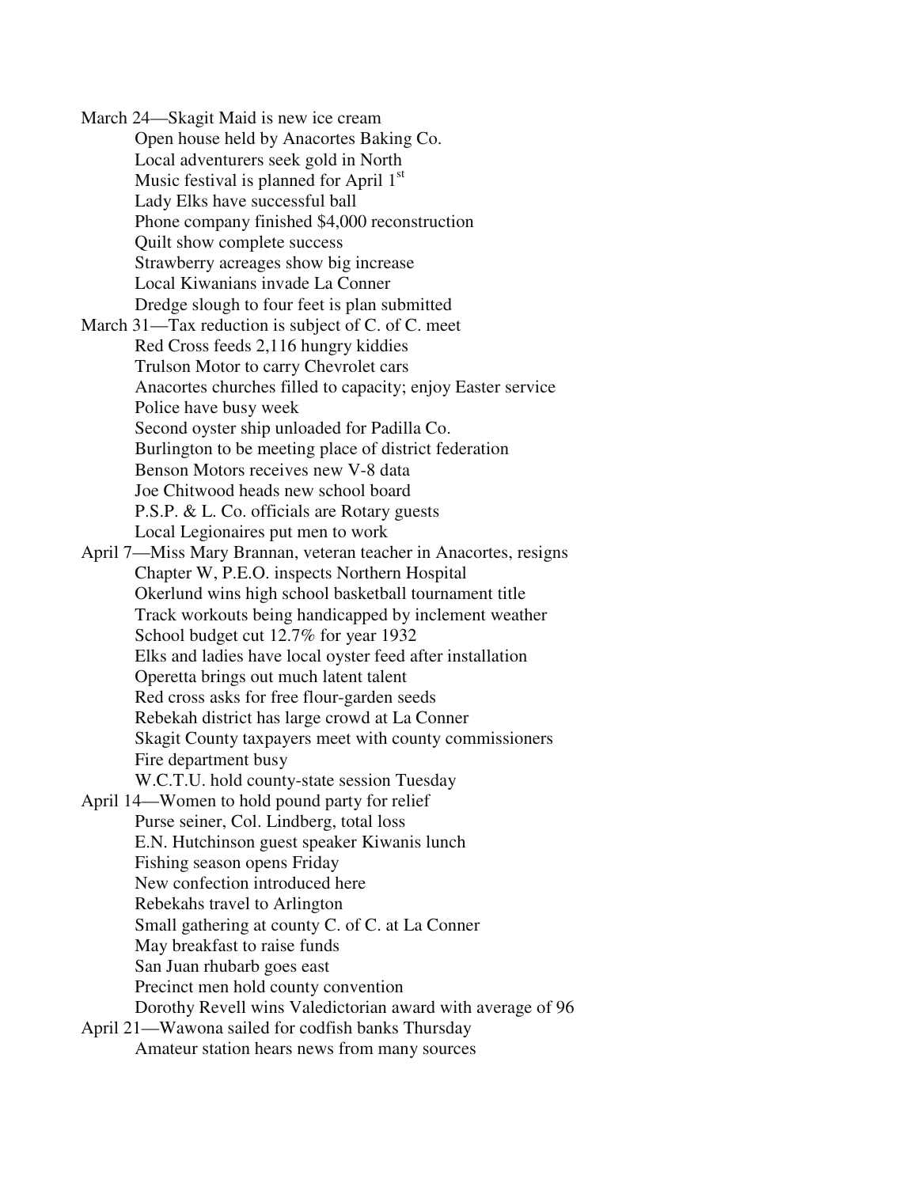March 24—Skagit Maid is new ice cream
- Open house held by Anacortes Baking Co.
- Local adventurers seek gold in North
- Music festival is planned for April 1st
- Lady Elks have successful ball
- Phone company finished $4,000 reconstruction
- Quilt show complete success
- Strawberry acreages show big increase
- Local Kiwanians invade La Conner
- Dredge slough to four feet is plan submitted

March 31—Tax reduction is subject of C. of C. meet
- Red Cross feeds 2,116 hungry kiddies
- Trulson Motor to carry Chevrolet cars
- Anacortes churches filled to capacity; enjoy Easter service
- Police have busy week
- Second oyster ship unloaded for Padilla Co.
- Burlington to be meeting place of district federation
- Benson Motors receives new V-8 data
- Joe Chitwood heads new school board
- P.S.P. & L. Co. officials are Rotary guests
- Local Legionaires put men to work

April 7—Miss Mary Brannan, veteran teacher in Anacortes, resigns
- Chapter W, P.E.O. inspects Northern Hospital
- Okerlund wins high school basketball tournament title
- Track workouts being handicapped by inclement weather
- School budget cut 12.7% for year 1932
- Elks and ladies have local oyster feed after installation
- Operetta brings out much latent talent
- Red cross asks for free flour-garden seeds
- Rebekah district has large crowd at La Conner
- Skagit County taxpayers meet with county commissioners
- Fire department busy
- W.C.T.U. hold county-state session Tuesday

April 14—Women to hold pound party for relief
- Purse seiner, Col. Lindberg, total loss
- E.N. Hutchinson guest speaker Kiwanis lunch
- Fishing season opens Friday
- New confection introduced here
- Rebekahs travel to Arlington
- Small gathering at county C. of C. at La Conner
- May breakfast to raise funds
- San Juan rhubarb goes east
- Precinct men hold county convention
- Dorothy Revell wins Valedictorian award with average of 96

April 21—Wawona sailed for codfish banks Thursday
- Amateur station hears news from many sources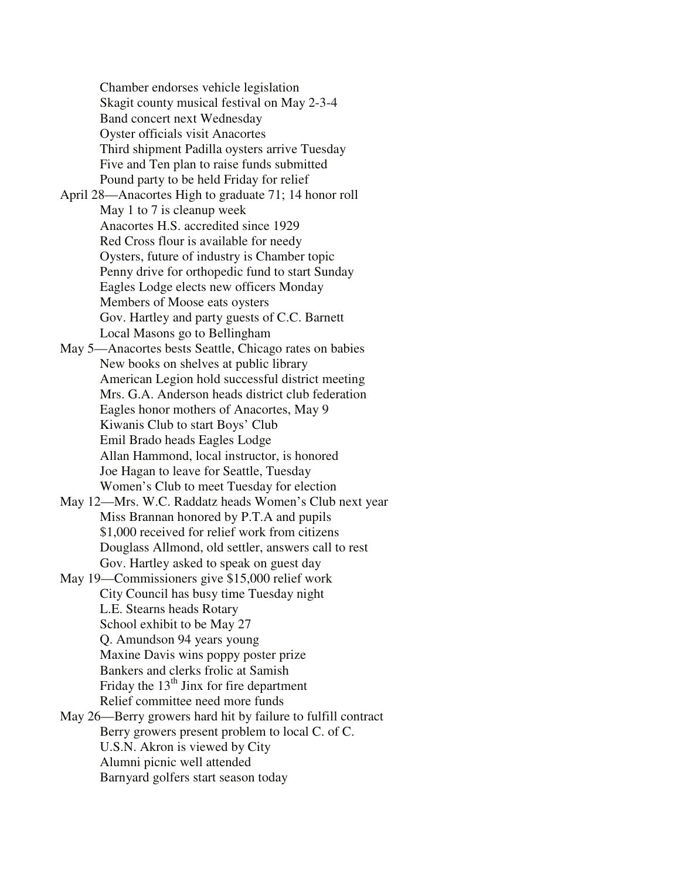Chamber endorses vehicle legislation
Skagit county musical festival on May 2-3-4
Band concert next Wednesday
Oyster officials visit Anacortes
Third shipment Padilla oysters arrive Tuesday
Five and Ten plan to raise funds submitted
Pound party to be held Friday for relief

April 28—Anacortes High to graduate 71; 14 honor roll
May 1 to 7 is cleanup week
Anacortes H.S. accredited since 1929
Red Cross flour is available for needy
Oysters, future of industry is Chamber topic
Penny drive for orthopedic fund to start Sunday
Eagles Lodge elects new officers Monday
Members of Moose eats oysters
Gov. Hartley and party guests of C.C. Barnett
Local Masons go to Bellingham

May 5—Anacortes bests Seattle, Chicago rates on babies
New books on shelves at public library
American Legion hold successful district meeting
Mrs. G.A. Anderson heads district club federation
Eagles honor mothers of Anacortes, May 9
Kiwanis Club to start Boys' Club
Emil Brado heads Eagles Lodge
Allan Hammond, local instructor, is honored
Joe Hagan to leave for Seattle, Tuesday
Women's Club to meet Tuesday for election

May 12—Mrs. W.C. Raddatz heads Women's Club next year
Miss Brannan honored by P.T.A and pupils
$1,000 received for relief work from citizens
Douglass Allmond, old settler, answers call to rest
Gov. Hartley asked to speak on guest day

May 19—Commissioners give $15,000 relief work
City Council has busy time Tuesday night
L.E. Stearns heads Rotary
School exhibit to be May 27
Q. Amundson 94 years young
Maxine Davis wins poppy poster prize
Bankers and clerks frolic at Samish
Friday the 13th Jinx for fire department
Relief committee need more funds

May 26—Berry growers hard hit by failure to fulfill contract
Berry growers present problem to local C. of C.
U.S.N. Akron is viewed by City
Alumni picnic well attended
Barnyard golfers start season today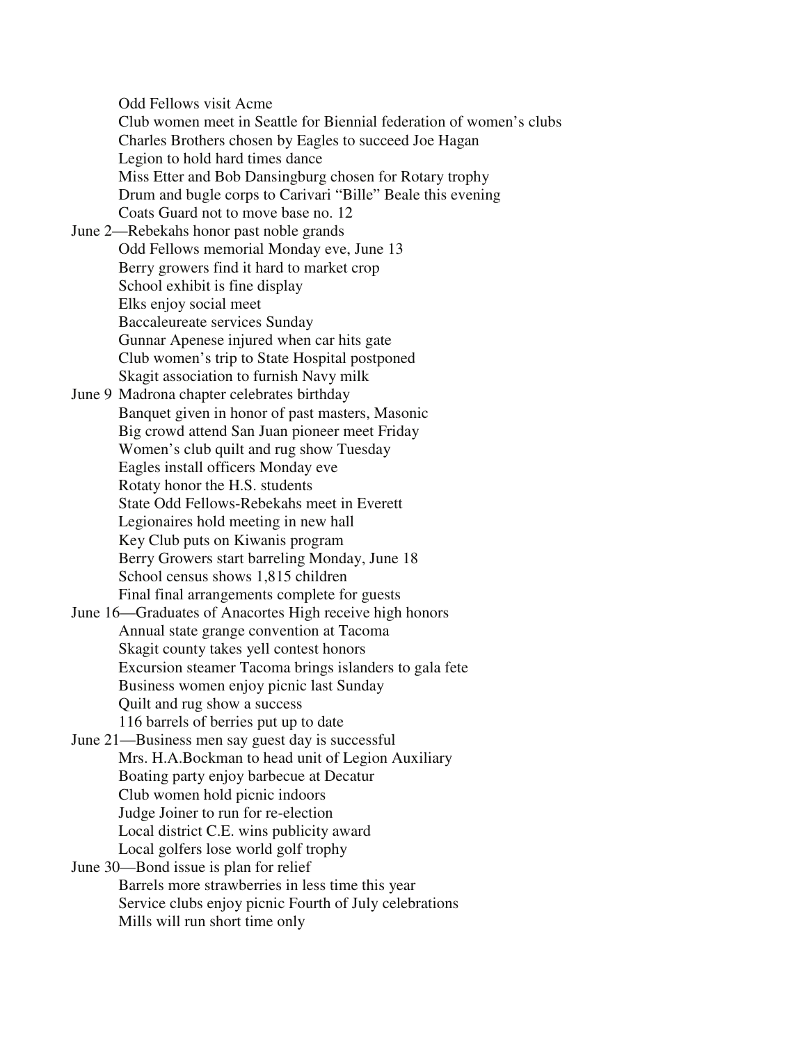Odd Fellows visit Acme
Club women meet in Seattle for Biennial federation of women's clubs
Charles Brothers chosen by Eagles to succeed Joe Hagan
Legion to hold hard times dance
Miss Etter and Bob Dansingburg chosen for Rotary trophy
Drum and bugle corps to Carivari "Bille" Beale this evening
Coats Guard not to move base no. 12

June 2—Rebekahs honor past noble grands
Odd Fellows memorial Monday eve, June 13
Berry growers find it hard to market crop
School exhibit is fine display
Elks enjoy social meet
Baccaleureate services Sunday
Gunnar Apenese injured when car hits gate
Club women's trip to State Hospital postponed
Skagit association to furnish Navy milk

June 9 Madrona chapter celebrates birthday
Banquet given in honor of past masters, Masonic
Big crowd attend San Juan pioneer meet Friday
Women's club quilt and rug show Tuesday
Eagles install officers Monday eve
Rotaty honor the H.S. students
State Odd Fellows-Rebekahs meet in Everett
Legionaires hold meeting in new hall
Key Club puts on Kiwanis program
Berry Growers start barreling Monday, June 18
School census shows 1,815 children
Final final arrangements complete for guests

June 16—Graduates of Anacortes High receive high honors
Annual state grange convention at Tacoma
Skagit county takes yell contest honors
Excursion steamer Tacoma brings islanders to gala fete
Business women enjoy picnic last Sunday
Quilt and rug show a success
116 barrels of berries put up to date

June 21—Business men say guest day is successful
Mrs. H.A.Bockman to head unit of Legion Auxiliary
Boating party enjoy barbecue at Decatur
Club women hold picnic indoors
Judge Joiner to run for re-election
Local district C.E. wins publicity award
Local golfers lose world golf trophy

June 30—Bond issue is plan for relief
Barrels more strawberries in less time this year
Service clubs enjoy picnic Fourth of July celebrations
Mills will run short time only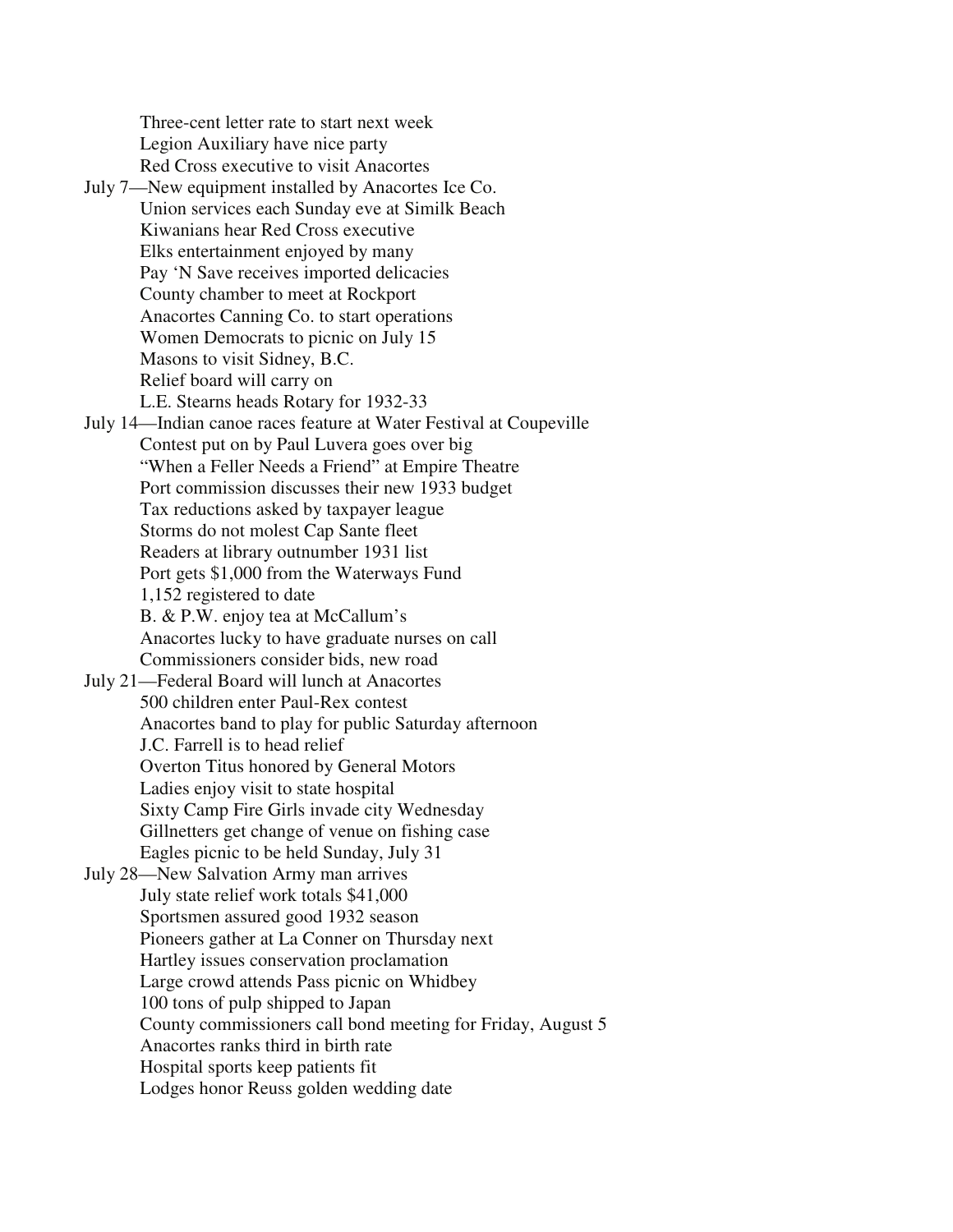Three-cent letter rate to start next week
Legion Auxiliary have nice party
Red Cross executive to visit Anacortes

July 7—New equipment installed by Anacortes Ice Co.
Union services each Sunday eve at Similk Beach
Kiwanians hear Red Cross executive
Elks entertainment enjoyed by many
Pay 'N Save receives imported delicacies
County chamber to meet at Rockport
Anacortes Canning Co. to start operations
Women Democrats to picnic on July 15
Masons to visit Sidney, B.C.
Relief board will carry on
L.E. Stearns heads Rotary for 1932-33

July 14—Indian canoe races feature at Water Festival at Coupeville
Contest put on by Paul Luvera goes over big
"When a Feller Needs a Friend" at Empire Theatre
Port commission discusses their new 1933 budget
Tax reductions asked by taxpayer league
Storms do not molest Cap Sante fleet
Readers at library outnumber 1931 list
Port gets $1,000 from the Waterways Fund
1,152 registered to date
B. & P.W. enjoy tea at McCallum's
Anacortes lucky to have graduate nurses on call
Commissioners consider bids, new road

July 21—Federal Board will lunch at Anacortes
500 children enter Paul-Rex contest
Anacortes band to play for public Saturday afternoon
J.C. Farrell is to head relief
Overton Titus honored by General Motors
Ladies enjoy visit to state hospital
Sixty Camp Fire Girls invade city Wednesday
Gillnetters get change of venue on fishing case
Eagles picnic to be held Sunday, July 31

July 28—New Salvation Army man arrives
July state relief work totals $41,000
Sportsmen assured good 1932 season
Pioneers gather at La Conner on Thursday next
Hartley issues conservation proclamation
Large crowd attends Pass picnic on Whidbey
100 tons of pulp shipped to Japan
County commissioners call bond meeting for Friday, August 5
Anacortes ranks third in birth rate
Hospital sports keep patients fit
Lodges honor Reuss golden wedding date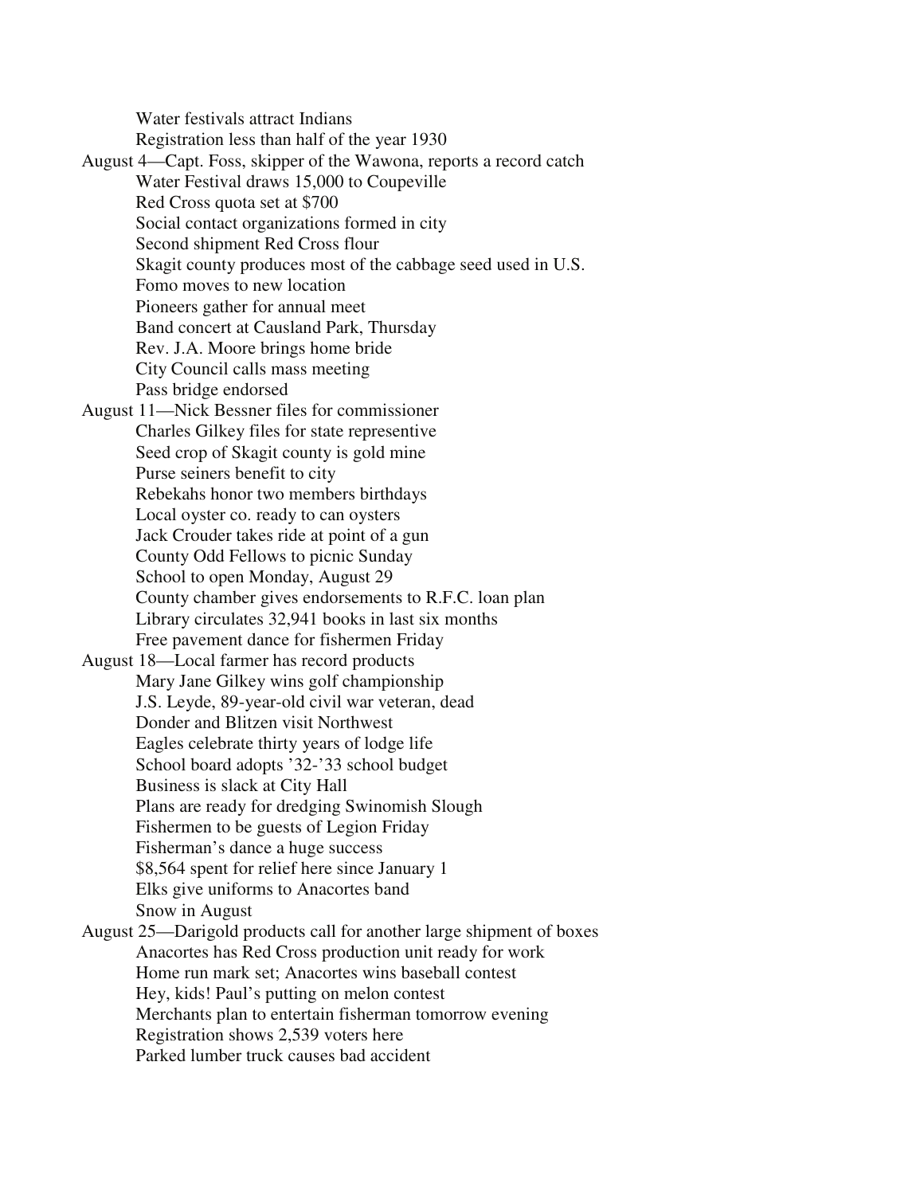Water festivals attract Indians
Registration less than half of the year 1930

August 4—Capt. Foss, skipper of the Wawona, reports a record catch
Water Festival draws 15,000 to Coupeville
Red Cross quota set at $700
Social contact organizations formed in city
Second shipment Red Cross flour
Skagit county produces most of the cabbage seed used in U.S.
Fomo moves to new location
Pioneers gather for annual meet
Band concert at Causland Park, Thursday
Rev. J.A. Moore brings home bride
City Council calls mass meeting
Pass bridge endorsed

August 11—Nick Bessner files for commissioner
Charles Gilkey files for state representive
Seed crop of Skagit county is gold mine
Purse seiners benefit to city
Rebekahs honor two members birthdays
Local oyster co. ready to can oysters
Jack Crouder takes ride at point of a gun
County Odd Fellows to picnic Sunday
School to open Monday, August 29
County chamber gives endorsements to R.F.C. loan plan
Library circulates 32,941 books in last six months
Free pavement dance for fishermen Friday

August 18—Local farmer has record products
Mary Jane Gilkey wins golf championship
J.S. Leyde, 89-year-old civil war veteran, dead
Donder and Blitzen visit Northwest
Eagles celebrate thirty years of lodge life
School board adopts '32-'33 school budget
Business is slack at City Hall
Plans are ready for dredging Swinomish Slough
Fishermen to be guests of Legion Friday
Fisherman's dance a huge success
$8,564 spent for relief here since January 1
Elks give uniforms to Anacortes band
Snow in August

August 25—Darigold products call for another large shipment of boxes
Anacortes has Red Cross production unit ready for work
Home run mark set; Anacortes wins baseball contest
Hey, kids! Paul's putting on melon contest
Merchants plan to entertain fisherman tomorrow evening
Registration shows 2,539 voters here
Parked lumber truck causes bad accident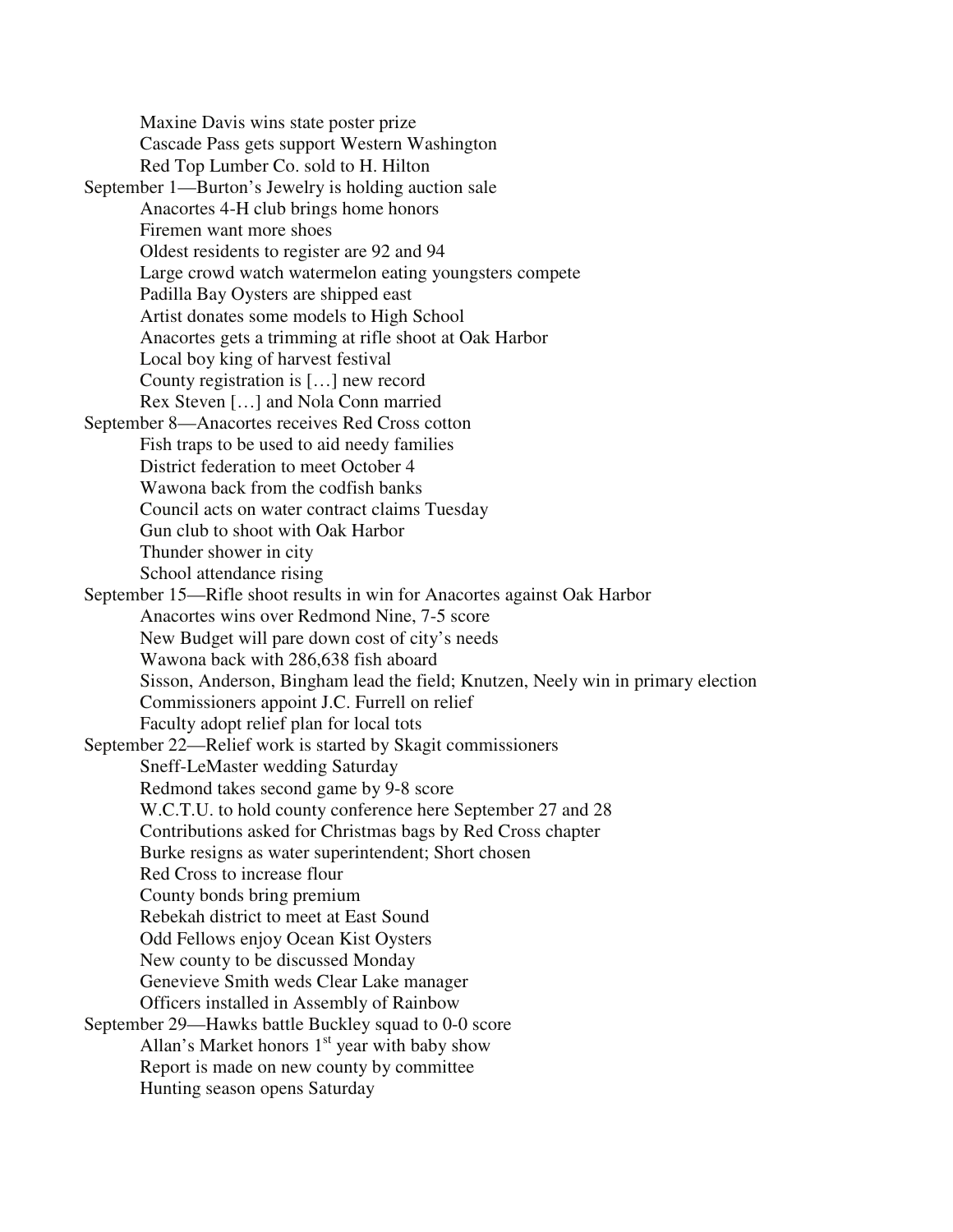Maxine Davis wins state poster prize
Cascade Pass gets support Western Washington
Red Top Lumber Co. sold to H. Hilton

September 1—Burton's Jewelry is holding auction sale
- Anacortes 4-H club brings home honors
- Firemen want more shoes
- Oldest residents to register are 92 and 94
- Large crowd watch watermelon eating youngsters compete
- Padilla Bay Oysters are shipped east
- Artist donates some models to High School
- Anacortes gets a trimming at rifle shoot at Oak Harbor
- Local boy king of harvest festival
- County registration is […] new record
- Rex Steven […] and Nola Conn married

September 8—Anacortes receives Red Cross cotton
- Fish traps to be used to aid needy families
- District federation to meet October 4
- Wawona back from the codfish banks
- Council acts on water contract claims Tuesday
- Gun club to shoot with Oak Harbor
- Thunder shower in city
- School attendance rising

September 15—Rifle shoot results in win for Anacortes against Oak Harbor
- Anacortes wins over Redmond Nine, 7-5 score
- New Budget will pare down cost of city's needs
- Wawona back with 286,638 fish aboard
- Sisson, Anderson, Bingham lead the field; Knutzen, Neely win in primary election
- Commissioners appoint J.C. Furrell on relief
- Faculty adopt relief plan for local tots

September 22—Relief work is started by Skagit commissioners
- Sneff-LeMaster wedding Saturday
- Redmond takes second game by 9-8 score
- W.C.T.U. to hold county conference here September 27 and 28
- Contributions asked for Christmas bags by Red Cross chapter
- Burke resigns as water superintendent; Short chosen
- Red Cross to increase flour
- County bonds bring premium
- Rebekah district to meet at East Sound
- Odd Fellows enjoy Ocean Kist Oysters
- New county to be discussed Monday
- Genevieve Smith weds Clear Lake manager
- Officers installed in Assembly of Rainbow

September 29—Hawks battle Buckley squad to 0-0 score
- Allan's Market honors 1st year with baby show
- Report is made on new county by committee
- Hunting season opens Saturday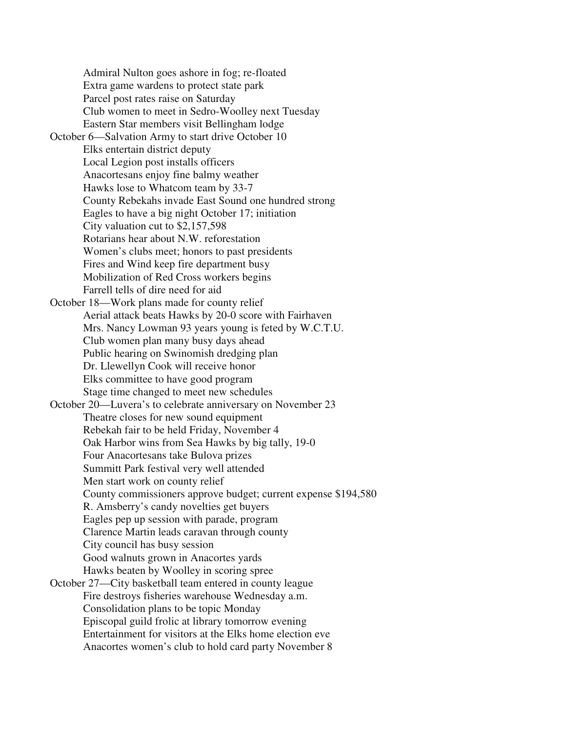Admiral Nulton goes ashore in fog; re-floated
Extra game wardens to protect state park
Parcel post rates raise on Saturday
Club women to meet in Sedro-Woolley next Tuesday
Eastern Star members visit Bellingham lodge

October 6—Salvation Army to start drive October 10
Elks entertain district deputy
Local Legion post installs officers
Anacortesans enjoy fine balmy weather
Hawks lose to Whatcom team by 33-7
County Rebekahs invade East Sound one hundred strong
Eagles to have a big night October 17; initiation
City valuation cut to $2,157,598
Rotarians hear about N.W. reforestation
Women's clubs meet; honors to past presidents
Fires and Wind keep fire department busy
Mobilization of Red Cross workers begins
Farrell tells of dire need for aid

October 18—Work plans made for county relief
Aerial attack beats Hawks by 20-0 score with Fairhaven
Mrs. Nancy Lowman 93 years young is feted by W.C.T.U.
Club women plan many busy days ahead
Public hearing on Swinomish dredging plan
Dr. Llewellyn Cook will receive honor
Elks committee to have good program
Stage time changed to meet new schedules

October 20—Luvera's to celebrate anniversary on November 23
Theatre closes for new sound equipment
Rebekah fair to be held Friday, November 4
Oak Harbor wins from Sea Hawks by big tally, 19-0
Four Anacortesans take Bulova prizes
Summitt Park festival very well attended
Men start work on county relief
County commissioners approve budget; current expense $194,580
R. Amsberry's candy novelties get buyers
Eagles pep up session with parade, program
Clarence Martin leads caravan through county
City council has busy session
Good walnuts grown in Anacortes yards
Hawks beaten by Woolley in scoring spree

October 27—City basketball team entered in county league
Fire destroys fisheries warehouse Wednesday a.m.
Consolidation plans to be topic Monday
Episcopal guild frolic at library tomorrow evening
Entertainment for visitors at the Elks home election eve
Anacortes women's club to hold card party November 8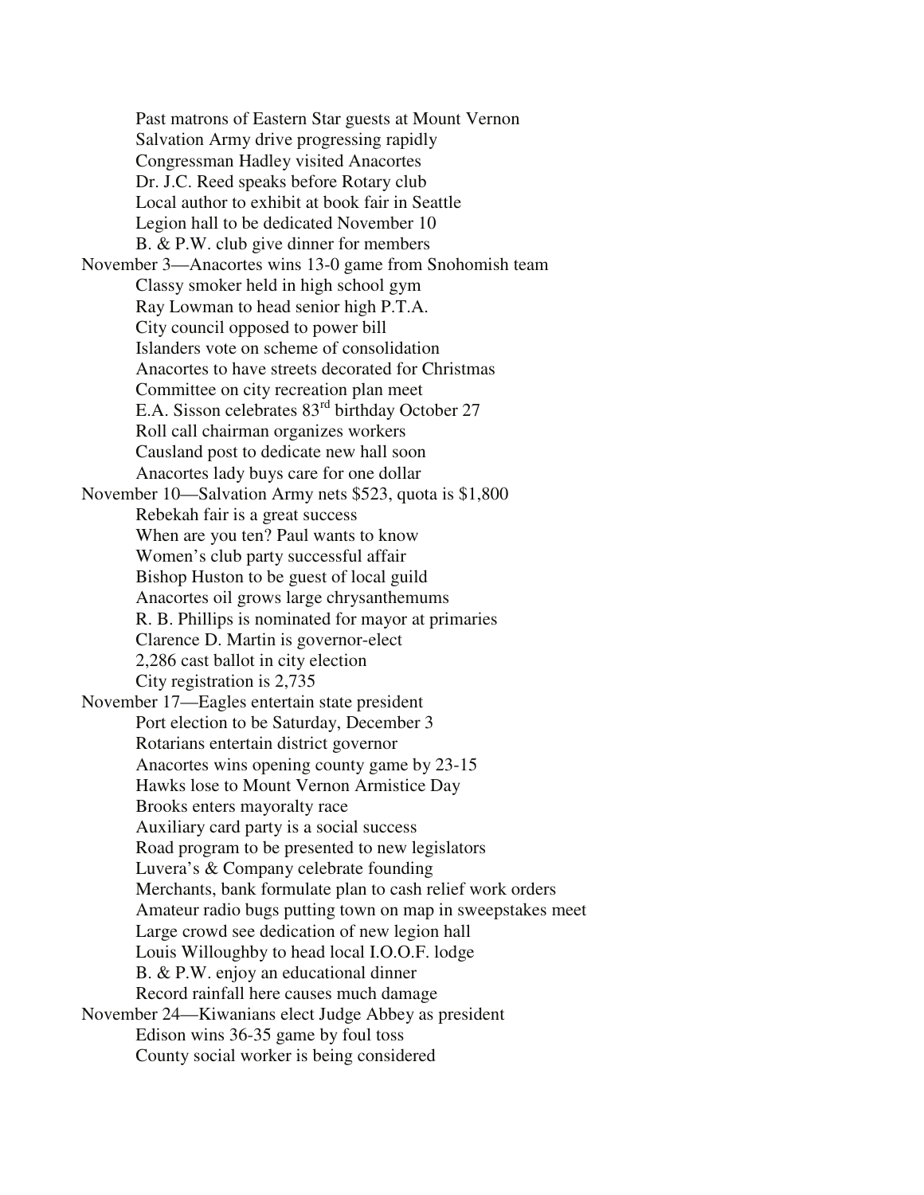Past matrons of Eastern Star guests at Mount Vernon
Salvation Army drive progressing rapidly
Congressman Hadley visited Anacortes
Dr. J.C. Reed speaks before Rotary club
Local author to exhibit at book fair in Seattle
Legion hall to be dedicated November 10
B. & P.W. club give dinner for members

November 3—Anacortes wins 13-0 game from Snohomish team
Classy smoker held in high school gym
Ray Lowman to head senior high P.T.A.
City council opposed to power bill
Islanders vote on scheme of consolidation
Anacortes to have streets decorated for Christmas
Committee on city recreation plan meet
E.A. Sisson celebrates 83rd birthday October 27
Roll call chairman organizes workers
Causland post to dedicate new hall soon
Anacortes lady buys care for one dollar

November 10—Salvation Army nets $523, quota is $1,800
Rebekah fair is a great success
When are you ten? Paul wants to know
Women's club party successful affair
Bishop Huston to be guest of local guild
Anacortes oil grows large chrysanthemums
R. B. Phillips is nominated for mayor at primaries
Clarence D. Martin is governor-elect
2,286 cast ballot in city election
City registration is 2,735

November 17—Eagles entertain state president
Port election to be Saturday, December 3
Rotarians entertain district governor
Anacortes wins opening county game by 23-15
Hawks lose to Mount Vernon Armistice Day
Brooks enters mayoralty race
Auxiliary card party is a social success
Road program to be presented to new legislators
Luvera's & Company celebrate founding
Merchants, bank formulate plan to cash relief work orders
Amateur radio bugs putting town on map in sweepstakes meet
Large crowd see dedication of new legion hall
Louis Willoughby to head local I.O.O.F. lodge
B. & P.W. enjoy an educational dinner
Record rainfall here causes much damage

November 24—Kiwanians elect Judge Abbey as president
Edison wins 36-35 game by foul toss
County social worker is being considered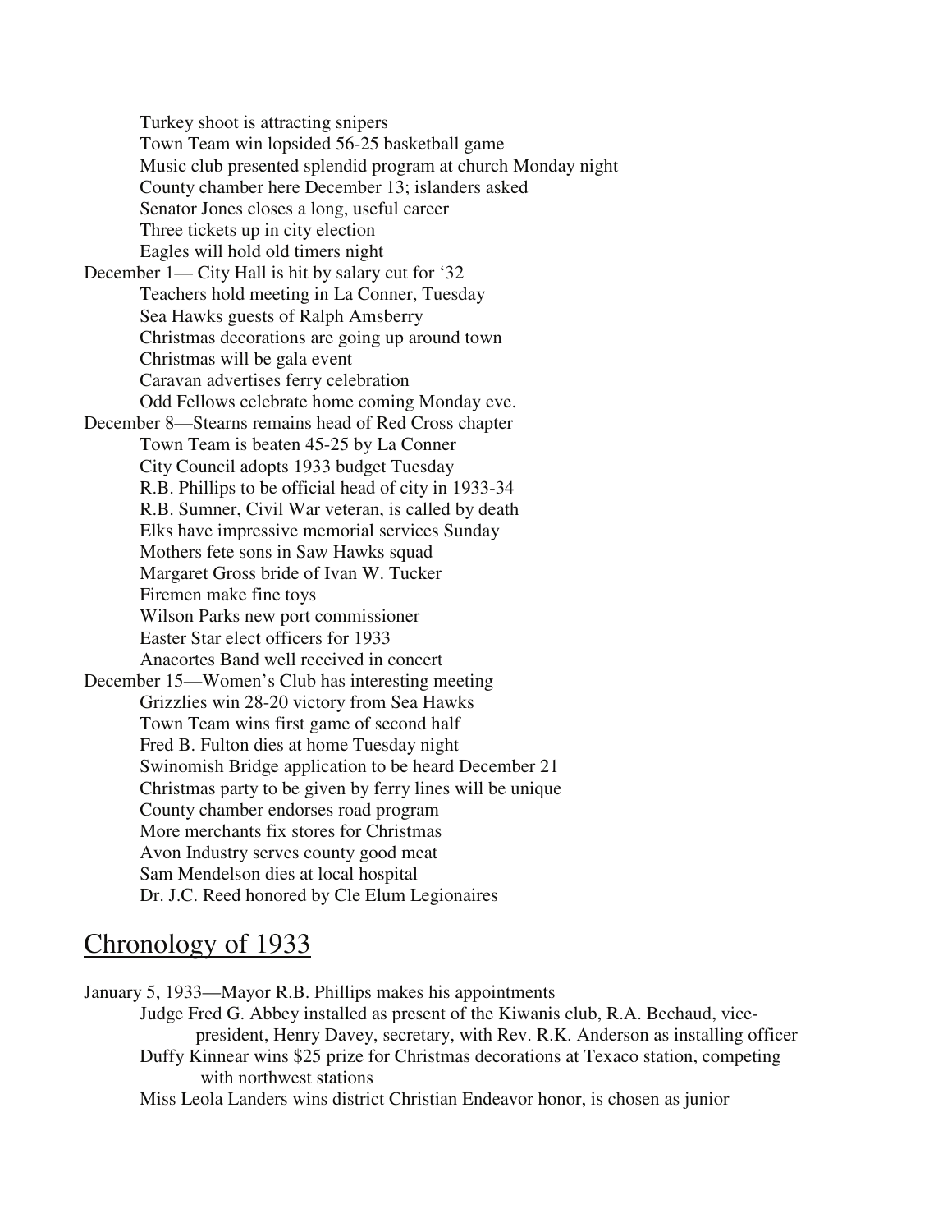Turkey shoot is attracting snipers
Town Team win lopsided 56-25 basketball game
Music club presented splendid program at church Monday night
County chamber here December 13; islanders asked
Senator Jones closes a long, useful career
Three tickets up in city election
Eagles will hold old timers night

December 1— City Hall is hit by salary cut for '32
Teachers hold meeting in La Conner, Tuesday
Sea Hawks guests of Ralph Amsberry
Christmas decorations are going up around town
Christmas will be gala event
Caravan advertises ferry celebration
Odd Fellows celebrate home coming Monday eve.

December 8—Stearns remains head of Red Cross chapter
Town Team is beaten 45-25 by La Conner
City Council adopts 1933 budget Tuesday
R.B. Phillips to be official head of city in 1933-34
R.B. Sumner, Civil War veteran, is called by death
Elks have impressive memorial services Sunday
Mothers fete sons in Saw Hawks squad
Margaret Gross bride of Ivan W. Tucker
Firemen make fine toys
Wilson Parks new port commissioner
Easter Star elect officers for 1933
Anacortes Band well received in concert

December 15—Women's Club has interesting meeting
Grizzlies win 28-20 victory from Sea Hawks
Town Team wins first game of second half
Fred B. Fulton dies at home Tuesday night
Swinomish Bridge application to be heard December 21
Christmas party to be given by ferry lines will be unique
County chamber endorses road program
More merchants fix stores for Christmas
Avon Industry serves county good meat
Sam Mendelson dies at local hospital
Dr. J.C. Reed honored by Cle Elum Legionaires

## Chronology of 1933

January 5, 1933—Mayor R.B. Phillips makes his appointments
Judge Fred G. Abbey installed as present of the Kiwanis club, R.A. Bechaud, vice-president, Henry Davey, secretary, with Rev. R.K. Anderson as installing officer
Duffy Kinnear wins $25 prize for Christmas decorations at Texaco station, competing with northwest stations
Miss Leola Landers wins district Christian Endeavor honor, is chosen as junior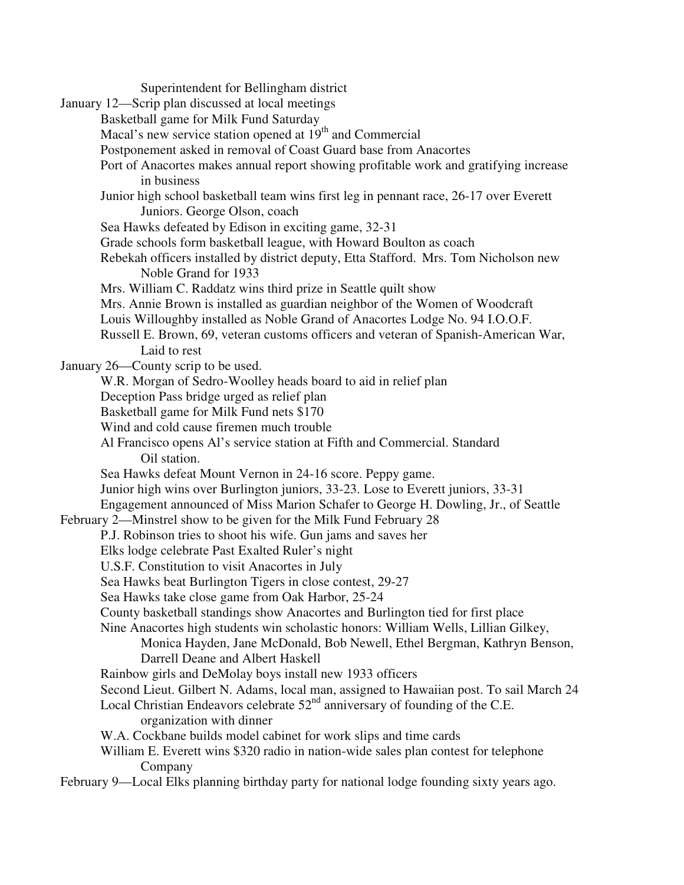Superintendent for Bellingham district

January 12—Scrip plan discussed at local meetings

Basketball game for Milk Fund Saturday

Macal's new service station opened at 19th and Commercial

Postponement asked in removal of Coast Guard base from Anacortes

Port of Anacortes makes annual report showing profitable work and gratifying increase in business

Junior high school basketball team wins first leg in pennant race, 26-17 over Everett Juniors. George Olson, coach

Sea Hawks defeated by Edison in exciting game, 32-31

Grade schools form basketball league, with Howard Boulton as coach

Rebekah officers installed by district deputy, Etta Stafford. Mrs. Tom Nicholson new Noble Grand for 1933

Mrs. William C. Raddatz wins third prize in Seattle quilt show

Mrs. Annie Brown is installed as guardian neighbor of the Women of Woodcraft

Louis Willoughby installed as Noble Grand of Anacortes Lodge No. 94 I.O.O.F.

Russell E. Brown, 69, veteran customs officers and veteran of Spanish-American War, Laid to rest

January 26—County scrip to be used.

W.R. Morgan of Sedro-Woolley heads board to aid in relief plan

Deception Pass bridge urged as relief plan

Basketball game for Milk Fund nets $170

Wind and cold cause firemen much trouble

Al Francisco opens Al's service station at Fifth and Commercial. Standard Oil station.

Sea Hawks defeat Mount Vernon in 24-16 score. Peppy game.

Junior high wins over Burlington juniors, 33-23. Lose to Everett juniors, 33-31

Engagement announced of Miss Marion Schafer to George H. Dowling, Jr., of Seattle

February 2—Minstrel show to be given for the Milk Fund February 28

P.J. Robinson tries to shoot his wife. Gun jams and saves her

Elks lodge celebrate Past Exalted Ruler's night

U.S.F. Constitution to visit Anacortes in July

Sea Hawks beat Burlington Tigers in close contest, 29-27

Sea Hawks take close game from Oak Harbor, 25-24

County basketball standings show Anacortes and Burlington tied for first place

Nine Anacortes high students win scholastic honors: William Wells, Lillian Gilkey, Monica Hayden, Jane McDonald, Bob Newell, Ethel Bergman, Kathryn Benson, Darrell Deane and Albert Haskell

Rainbow girls and DeMolay boys install new 1933 officers

Second Lieut. Gilbert N. Adams, local man, assigned to Hawaiian post. To sail March 24

Local Christian Endeavors celebrate 52nd anniversary of founding of the C.E. organization with dinner

W.A. Cockbane builds model cabinet for work slips and time cards

William E. Everett wins $320 radio in nation-wide sales plan contest for telephone Company

February 9—Local Elks planning birthday party for national lodge founding sixty years ago.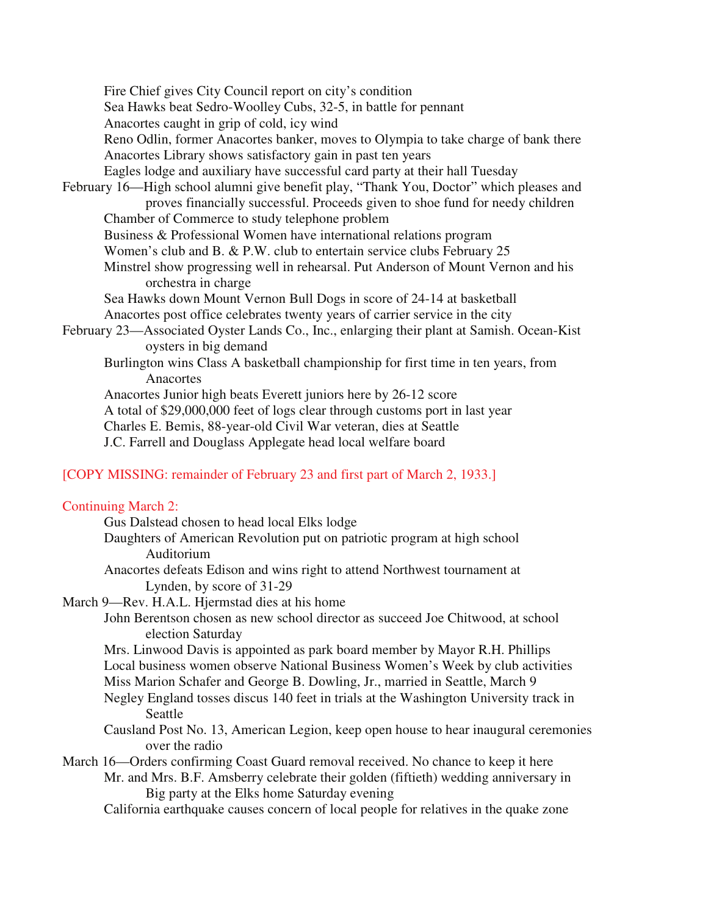Fire Chief gives City Council report on city's condition
Sea Hawks beat Sedro-Woolley Cubs, 32-5, in battle for pennant
Anacortes caught in grip of cold, icy wind
Reno Odlin, former Anacortes banker, moves to Olympia to take charge of bank there
Anacortes Library shows satisfactory gain in past ten years
Eagles lodge and auxiliary have successful card party at their hall Tuesday

February 16—High school alumni give benefit play, "Thank You, Doctor" which pleases and proves financially successful. Proceeds given to shoe fund for needy children
Chamber of Commerce to study telephone problem
Business & Professional Women have international relations program
Women's club and B. & P.W. club to entertain service clubs February 25
Minstrel show progressing well in rehearsal. Put Anderson of Mount Vernon and his orchestra in charge
Sea Hawks down Mount Vernon Bull Dogs in score of 24-14 at basketball
Anacortes post office celebrates twenty years of carrier service in the city

February 23—Associated Oyster Lands Co., Inc., enlarging their plant at Samish. Ocean-Kist oysters in big demand
Burlington wins Class A basketball championship for first time in ten years, from Anacortes
Anacortes Junior high beats Everett juniors here by 26-12 score
A total of $29,000,000 feet of logs clear through customs port in last year
Charles E. Bemis, 88-year-old Civil War veteran, dies at Seattle
J.C. Farrell and Douglass Applegate head local welfare board

[COPY MISSING: remainder of February 23 and first part of March 2, 1933.]

Continuing March 2:
Gus Dalstead chosen to head local Elks lodge
Daughters of American Revolution put on patriotic program at high school Auditorium
Anacortes defeats Edison and wins right to attend Northwest tournament at Lynden, by score of 31-29

March 9—Rev. H.A.L. Hjermstad dies at his home
John Berentson chosen as new school director as succeed Joe Chitwood, at school election Saturday
Mrs. Linwood Davis is appointed as park board member by Mayor R.H. Phillips
Local business women observe National Business Women's Week by club activities
Miss Marion Schafer and George B. Dowling, Jr., married in Seattle, March 9
Negley England tosses discus 140 feet in trials at the Washington University track in Seattle
Causland Post No. 13, American Legion, keep open house to hear inaugural ceremonies over the radio

March 16—Orders confirming Coast Guard removal received. No chance to keep it here
Mr. and Mrs. B.F. Amsberry celebrate their golden (fiftieth) wedding anniversary in Big party at the Elks home Saturday evening
California earthquake causes concern of local people for relatives in the quake zone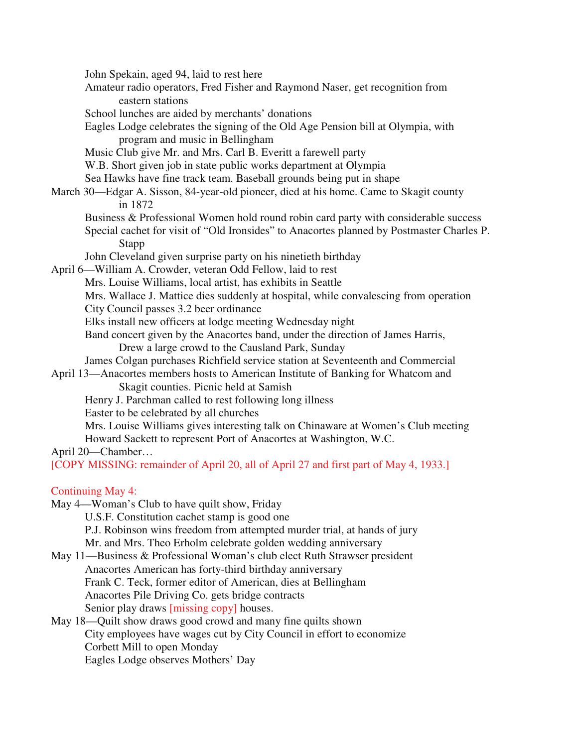John Spekain, aged 94, laid to rest here

Amateur radio operators, Fred Fisher and Raymond Naser, get recognition from eastern stations

School lunches are aided by merchants' donations

Eagles Lodge celebrates the signing of the Old Age Pension bill at Olympia, with program and music in Bellingham

Music Club give Mr. and Mrs. Carl B. Everitt a farewell party

W.B. Short given job in state public works department at Olympia

Sea Hawks have fine track team. Baseball grounds being put in shape

March 30—Edgar A. Sisson, 84-year-old pioneer, died at his home. Came to Skagit county in 1872

Business & Professional Women hold round robin card party with considerable success

Special cachet for visit of "Old Ironsides" to Anacortes planned by Postmaster Charles P. Stapp

John Cleveland given surprise party on his ninetieth birthday

April 6—William A. Crowder, veteran Odd Fellow, laid to rest

Mrs. Louise Williams, local artist, has exhibits in Seattle

Mrs. Wallace J. Mattice dies suddenly at hospital, while convalescing from operation

City Council passes 3.2 beer ordinance

Elks install new officers at lodge meeting Wednesday night

Band concert given by the Anacortes band, under the direction of James Harris, Drew a large crowd to the Causland Park, Sunday

James Colgan purchases Richfield service station at Seventeenth and Commercial

April 13—Anacortes members hosts to American Institute of Banking for Whatcom and Skagit counties. Picnic held at Samish

Henry J. Parchman called to rest following long illness

Easter to be celebrated by all churches

Mrs. Louise Williams gives interesting talk on Chinaware at Women's Club meeting

Howard Sackett to represent Port of Anacortes at Washington, W.C.

April 20—Chamber…

[COPY MISSING: remainder of April 20, all of April 27 and first part of May 4, 1933.]

Continuing May 4:

May 4—Woman's Club to have quilt show, Friday

U.S.F. Constitution cachet stamp is good one

P.J. Robinson wins freedom from attempted murder trial, at hands of jury

Mr. and Mrs. Theo Erholm celebrate golden wedding anniversary

May 11—Business & Professional Woman's club elect Ruth Strawser president

Anacortes American has forty-third birthday anniversary

Frank C. Teck, former editor of American, dies at Bellingham

Anacortes Pile Driving Co. gets bridge contracts

Senior play draws [missing copy] houses.

May 18—Quilt show draws good crowd and many fine quilts shown

City employees have wages cut by City Council in effort to economize

Corbett Mill to open Monday

Eagles Lodge observes Mothers' Day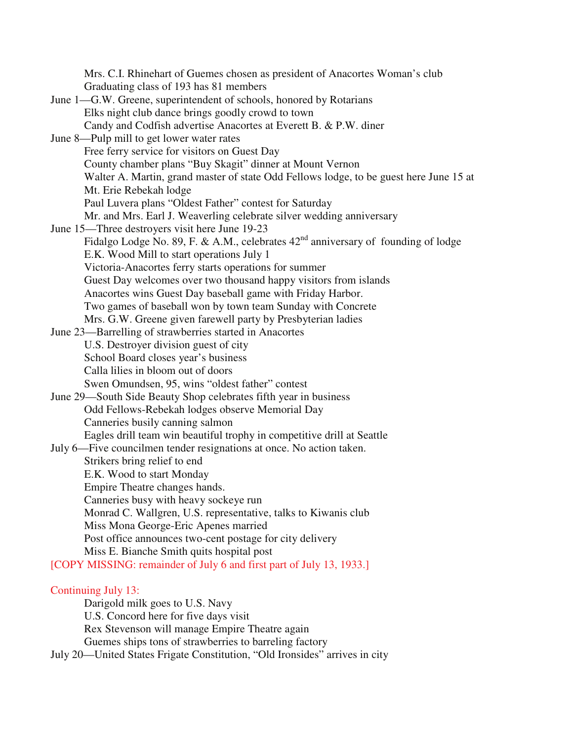Mrs. C.I. Rhinehart of Guemes chosen as president of Anacortes Woman's club
Graduating class of 193 has 81 members

June 1—G.W. Greene, superintendent of schools, honored by Rotarians
Elks night club dance brings goodly crowd to town
Candy and Codfish advertise Anacortes at Everett B. & P.W. diner

June 8—Pulp mill to get lower water rates
Free ferry service for visitors on Guest Day
County chamber plans "Buy Skagit" dinner at Mount Vernon
Walter A. Martin, grand master of state Odd Fellows lodge, to be guest here June 15 at Mt. Erie Rebekah lodge
Paul Luvera plans "Oldest Father" contest for Saturday
Mr. and Mrs. Earl J. Weaverling celebrate silver wedding anniversary

June 15—Three destroyers visit here June 19-23
Fidalgo Lodge No. 89, F. & A.M., celebrates 42nd anniversary of founding of lodge
E.K. Wood Mill to start operations July 1
Victoria-Anacortes ferry starts operations for summer
Guest Day welcomes over two thousand happy visitors from islands
Anacortes wins Guest Day baseball game with Friday Harbor.
Two games of baseball won by town team Sunday with Concrete
Mrs. G.W. Greene given farewell party by Presbyterian ladies

June 23—Barrelling of strawberries started in Anacortes
U.S. Destroyer division guest of city
School Board closes year's business
Calla lilies in bloom out of doors
Swen Omundsen, 95, wins "oldest father" contest

June 29—South Side Beauty Shop celebrates fifth year in business
Odd Fellows-Rebekah lodges observe Memorial Day
Canneries busily canning salmon
Eagles drill team win beautiful trophy in competitive drill at Seattle

July 6—Five councilmen tender resignations at once. No action taken.
Strikers bring relief to end
E.K. Wood to start Monday
Empire Theatre changes hands.
Canneries busy with heavy sockeye run
Monrad C. Wallgren, U.S. representative, talks to Kiwanis club
Miss Mona George-Eric Apenes married
Post office announces two-cent postage for city delivery
Miss E. Bianche Smith quits hospital post

[COPY MISSING: remainder of July 6 and first part of July 13, 1933.]

Continuing July 13:
Darigold milk goes to U.S. Navy
U.S. Concord here for five days visit
Rex Stevenson will manage Empire Theatre again
Guemes ships tons of strawberries to barreling factory

July 20—United States Frigate Constitution, "Old Ironsides" arrives in city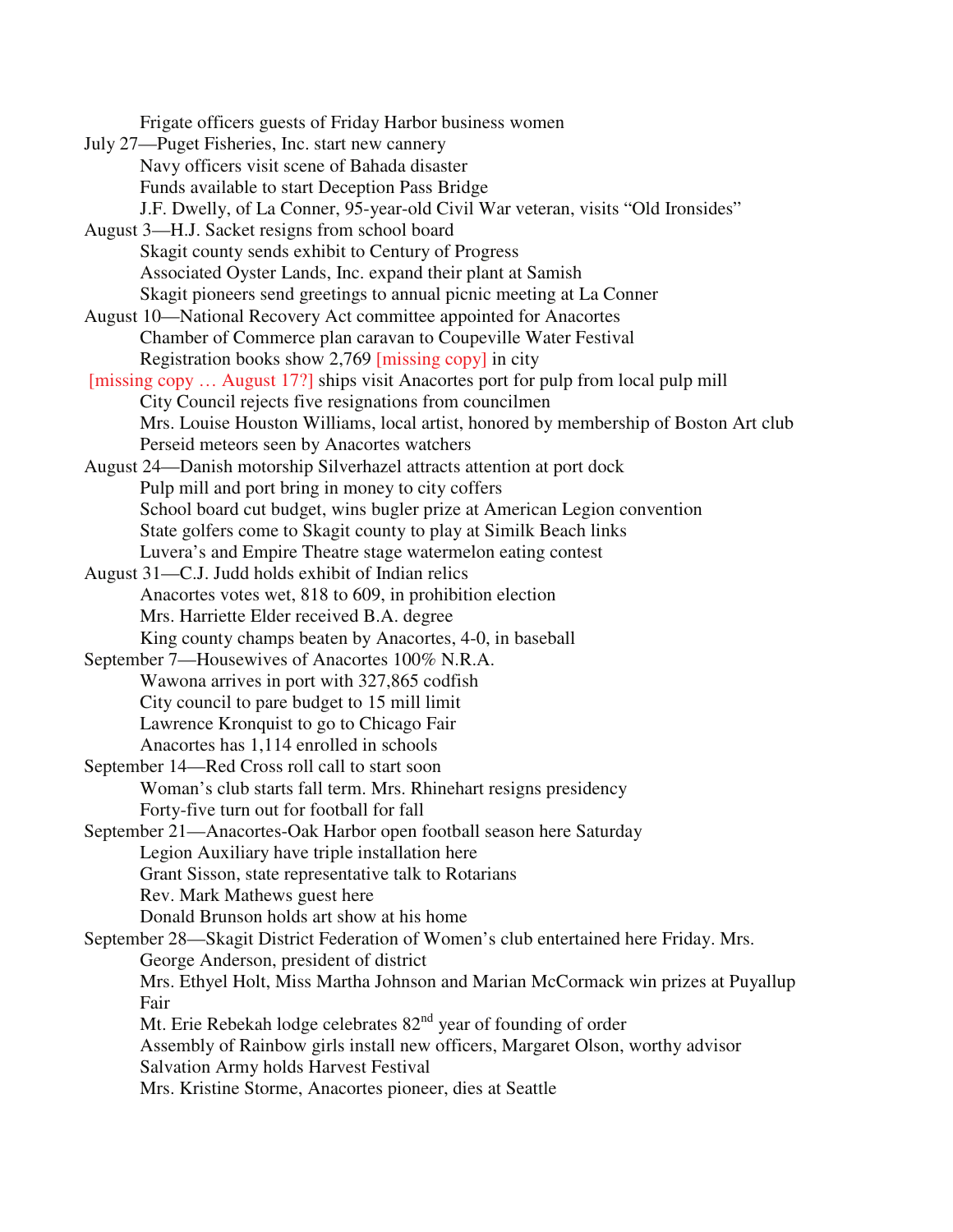Frigate officers guests of Friday Harbor business women

July 27—Puget Fisheries, Inc. start new cannery
Navy officers visit scene of Bahada disaster
Funds available to start Deception Pass Bridge
J.F. Dwelly, of La Conner, 95-year-old Civil War veteran, visits “Old Ironsides”

August 3—H.J. Sacket resigns from school board
Skagit county sends exhibit to Century of Progress
Associated Oyster Lands, Inc. expand their plant at Samish
Skagit pioneers send greetings to annual picnic meeting at La Conner

August 10—National Recovery Act committee appointed for Anacortes
Chamber of Commerce plan caravan to Coupeville Water Festival
Registration books show 2,769 [missing copy] in city

[missing copy … August 17?] ships visit Anacortes port for pulp from local pulp mill
City Council rejects five resignations from councilmen
Mrs. Louise Houston Williams, local artist, honored by membership of Boston Art club
Perseid meteors seen by Anacortes watchers

August 24—Danish motorship Silverhazel attracts attention at port dock
Pulp mill and port bring in money to city coffers
School board cut budget, wins bugler prize at American Legion convention
State golfers come to Skagit county to play at Similk Beach links
Luvera’s and Empire Theatre stage watermelon eating contest

August 31—C.J. Judd holds exhibit of Indian relics
Anacortes votes wet, 818 to 609, in prohibition election
Mrs. Harriette Elder received B.A. degree
King county champs beaten by Anacortes, 4-0, in baseball

September 7—Housewives of Anacortes 100% N.R.A.
Wawona arrives in port with 327,865 codfish
City council to pare budget to 15 mill limit
Lawrence Kronquist to go to Chicago Fair
Anacortes has 1,114 enrolled in schools

September 14—Red Cross roll call to start soon
Woman’s club starts fall term. Mrs. Rhinehart resigns presidency
Forty-five turn out for football for fall

September 21—Anacortes-Oak Harbor open football season here Saturday
Legion Auxiliary have triple installation here
Grant Sisson, state representative talk to Rotarians
Rev. Mark Mathews guest here
Donald Brunson holds art show at his home

September 28—Skagit District Federation of Women’s club entertained here Friday. Mrs. George Anderson, president of district
Mrs. Ethyel Holt, Miss Martha Johnson and Marian McCormack win prizes at Puyallup Fair
Mt. Erie Rebekah lodge celebrates 82nd year of founding of order
Assembly of Rainbow girls install new officers, Margaret Olson, worthy advisor
Salvation Army holds Harvest Festival
Mrs. Kristine Storme, Anacortes pioneer, dies at Seattle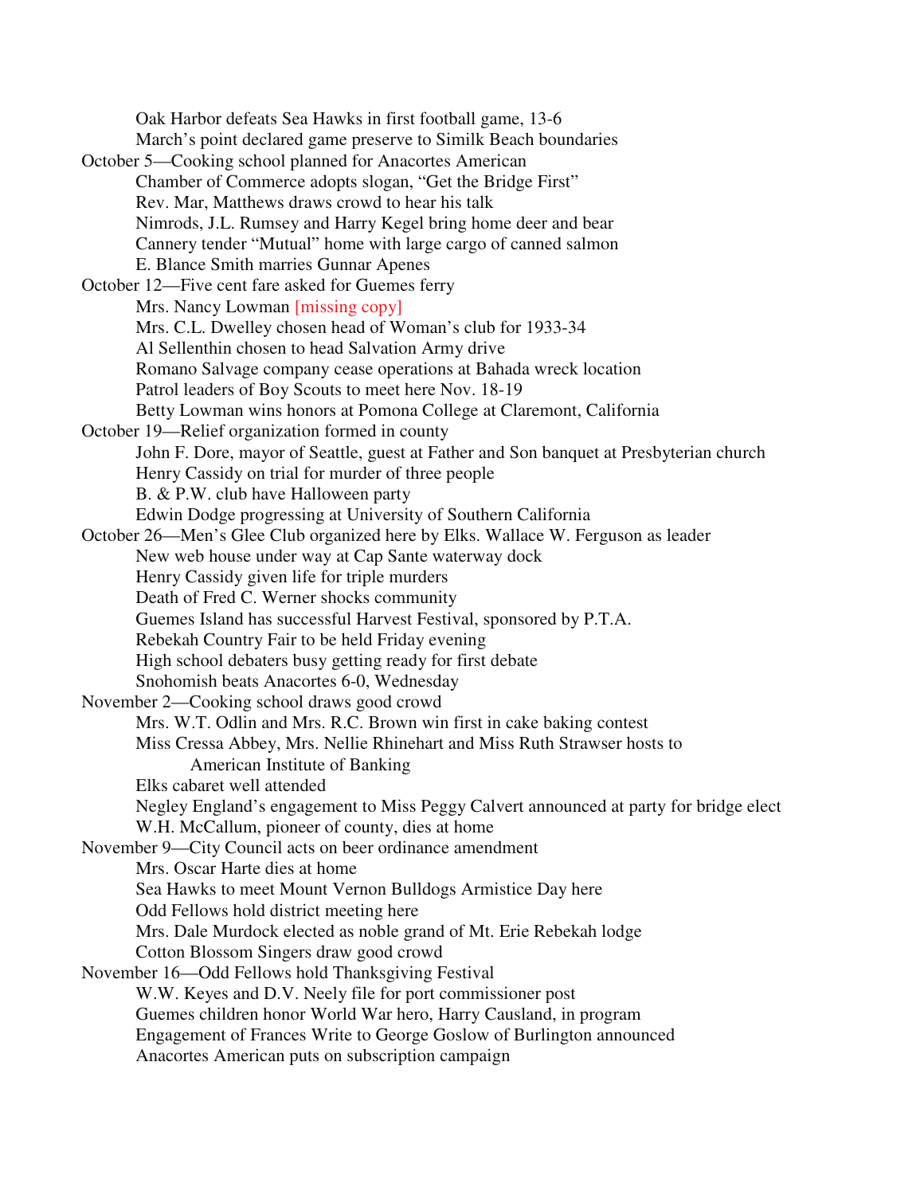Oak Harbor defeats Sea Hawks in first football game, 13-6
March's point declared game preserve to Similk Beach boundaries

October 5—Cooking school planned for Anacortes American
Chamber of Commerce adopts slogan, "Get the Bridge First"
Rev. Mar, Matthews draws crowd to hear his talk
Nimrods, J.L. Rumsey and Harry Kegel bring home deer and bear
Cannery tender "Mutual" home with large cargo of canned salmon
E. Blance Smith marries Gunnar Apenes

October 12—Five cent fare asked for Guemes ferry
Mrs. Nancy Lowman [missing copy]
Mrs. C.L. Dwelley chosen head of Woman's club for 1933-34
Al Sellenthin chosen to head Salvation Army drive
Romano Salvage company cease operations at Bahada wreck location
Patrol leaders of Boy Scouts to meet here Nov. 18-19
Betty Lowman wins honors at Pomona College at Claremont, California

October 19—Relief organization formed in county
John F. Dore, mayor of Seattle, guest at Father and Son banquet at Presbyterian church
Henry Cassidy on trial for murder of three people
B. & P.W. club have Halloween party
Edwin Dodge progressing at University of Southern California

October 26—Men's Glee Club organized here by Elks. Wallace W. Ferguson as leader
New web house under way at Cap Sante waterway dock
Henry Cassidy given life for triple murders
Death of Fred C. Werner shocks community
Guemes Island has successful Harvest Festival, sponsored by P.T.A.
Rebekah Country Fair to be held Friday evening
High school debaters busy getting ready for first debate
Snohomish beats Anacortes 6-0, Wednesday

November 2—Cooking school draws good crowd
Mrs. W.T. Odlin and Mrs. R.C. Brown win first in cake baking contest
Miss Cressa Abbey, Mrs. Nellie Rhinehart and Miss Ruth Strawser hosts to American Institute of Banking
Elks cabaret well attended
Negley England's engagement to Miss Peggy Calvert announced at party for bridge elect
W.H. McCallum, pioneer of county, dies at home

November 9—City Council acts on beer ordinance amendment
Mrs. Oscar Harte dies at home
Sea Hawks to meet Mount Vernon Bulldogs Armistice Day here
Odd Fellows hold district meeting here
Mrs. Dale Murdock elected as noble grand of Mt. Erie Rebekah lodge
Cotton Blossom Singers draw good crowd

November 16—Odd Fellows hold Thanksgiving Festival
W.W. Keyes and D.V. Neely file for port commissioner post
Guemes children honor World War hero, Harry Causland, in program
Engagement of Frances Write to George Goslow of Burlington announced
Anacortes American puts on subscription campaign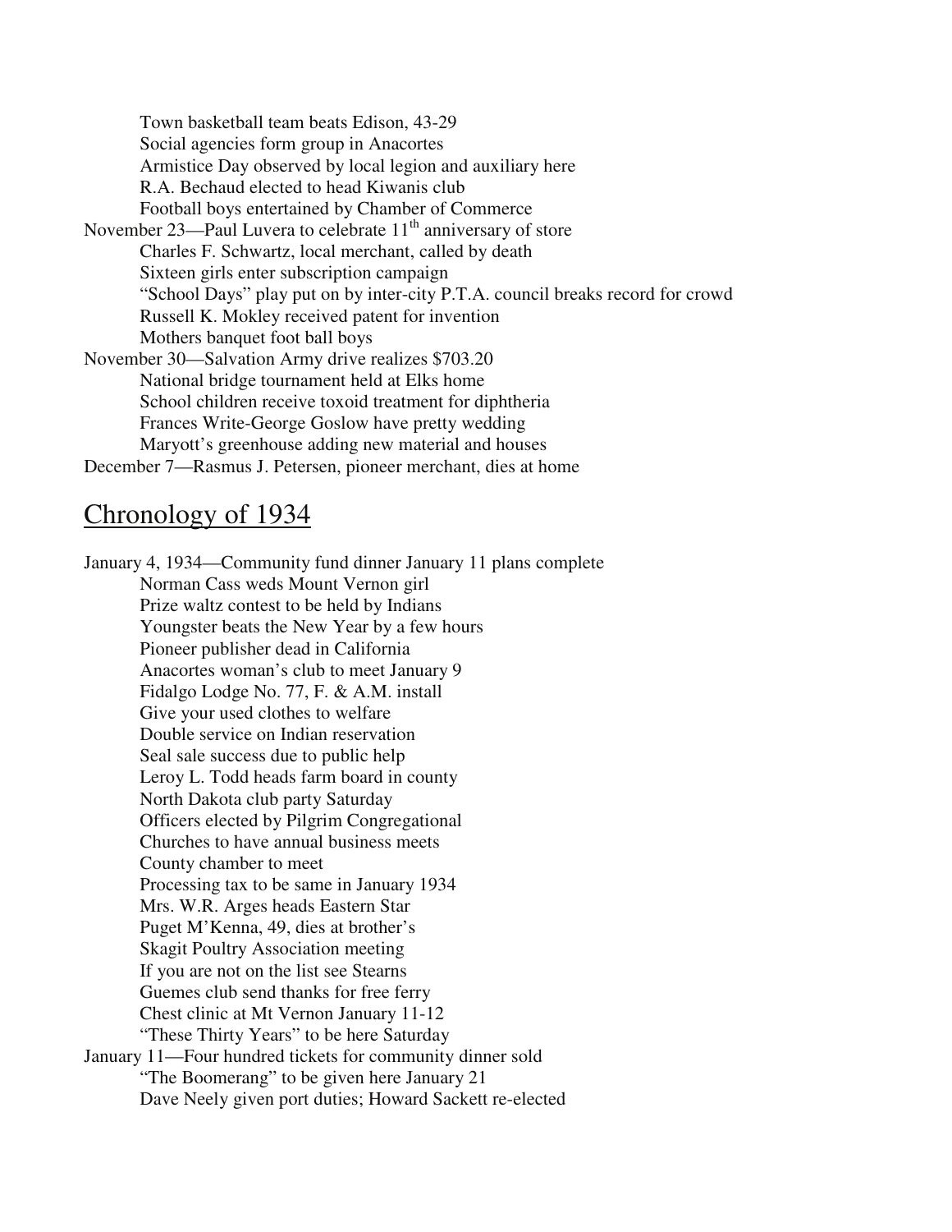Town basketball team beats Edison, 43-29
Social agencies form group in Anacortes
Armistice Day observed by local legion and auxiliary here
R.A. Bechaud elected to head Kiwanis club
Football boys entertained by Chamber of Commerce

November 23—Paul Luvera to celebrate 11th anniversary of store
Charles F. Schwartz, local merchant, called by death
Sixteen girls enter subscription campaign
"School Days" play put on by inter-city P.T.A. council breaks record for crowd
Russell K. Mokley received patent for invention
Mothers banquet foot ball boys

November 30—Salvation Army drive realizes $703.20
National bridge tournament held at Elks home
School children receive toxoid treatment for diphtheria
Frances Write-George Goslow have pretty wedding
Maryott's greenhouse adding new material and houses

December 7—Rasmus J. Petersen, pioneer merchant, dies at home

## Chronology of 1934

January 4, 1934—Community fund dinner January 11 plans complete
Norman Cass weds Mount Vernon girl
Prize waltz contest to be held by Indians
Youngster beats the New Year by a few hours
Pioneer publisher dead in California
Anacortes woman's club to meet January 9
Fidalgo Lodge No. 77, F. & A.M. install
Give your used clothes to welfare
Double service on Indian reservation
Seal sale success due to public help
Leroy L. Todd heads farm board in county
North Dakota club party Saturday
Officers elected by Pilgrim Congregational
Churches to have annual business meets
County chamber to meet
Processing tax to be same in January 1934
Mrs. W.R. Arges heads Eastern Star
Puget M'Kenna, 49, dies at brother's
Skagit Poultry Association meeting
If you are not on the list see Stearns
Guemes club send thanks for free ferry
Chest clinic at Mt Vernon January 11-12
"These Thirty Years" to be here Saturday

January 11—Four hundred tickets for community dinner sold
"The Boomerang" to be given here January 21
Dave Neely given port duties; Howard Sackett re-elected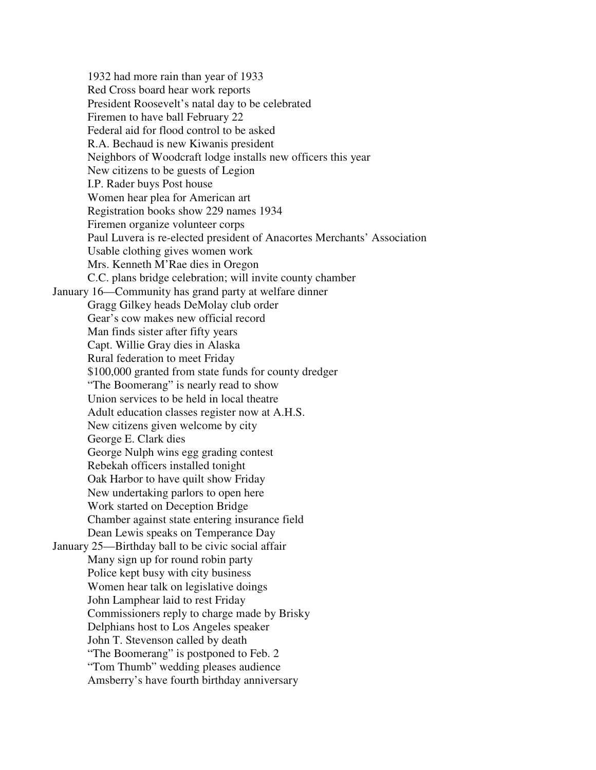1932 had more rain than year of 1933
Red Cross board hear work reports
President Roosevelt's natal day to be celebrated
Firemen to have ball February 22
Federal aid for flood control to be asked
R.A. Bechaud is new Kiwanis president
Neighbors of Woodcraft lodge installs new officers this year
New citizens to be guests of Legion
I.P. Rader buys Post house
Women hear plea for American art
Registration books show 229 names 1934
Firemen organize volunteer corps
Paul Luvera is re-elected president of Anacortes Merchants' Association
Usable clothing gives women work
Mrs. Kenneth M'Rae dies in Oregon
C.C. plans bridge celebration; will invite county chamber

January 16—Community has grand party at welfare dinner
Gragg Gilkey heads DeMolay club order
Gear's cow makes new official record
Man finds sister after fifty years
Capt. Willie Gray dies in Alaska
Rural federation to meet Friday
$100,000 granted from state funds for county dredger
"The Boomerang" is nearly read to show
Union services to be held in local theatre
Adult education classes register now at A.H.S.
New citizens given welcome by city
George E. Clark dies
George Nulph wins egg grading contest
Rebekah officers installed tonight
Oak Harbor to have quilt show Friday
New undertaking parlors to open here
Work started on Deception Bridge
Chamber against state entering insurance field
Dean Lewis speaks on Temperance Day

January 25—Birthday ball to be civic social affair
Many sign up for round robin party
Police kept busy with city business
Women hear talk on legislative doings
John Lamphear laid to rest Friday
Commissioners reply to charge made by Brisky
Delphians host to Los Angeles speaker
John T. Stevenson called by death
"The Boomerang" is postponed to Feb. 2
"Tom Thumb" wedding pleases audience
Amsberry's have fourth birthday anniversary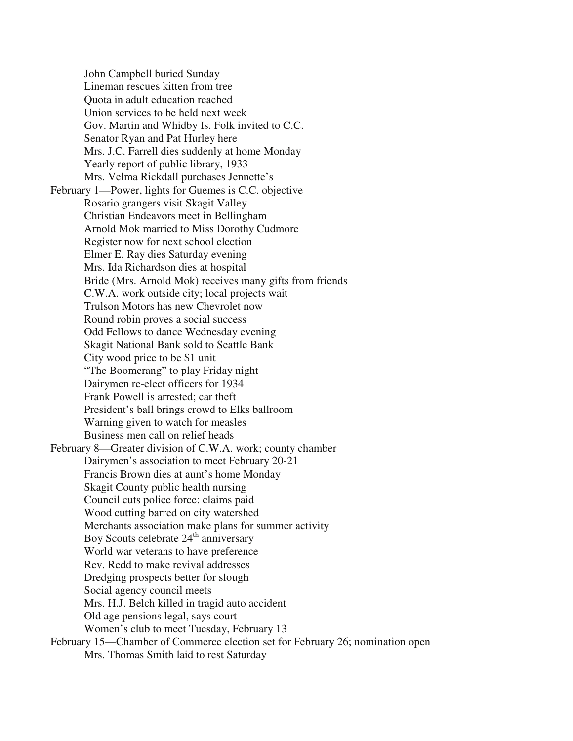John Campbell buried Sunday
Lineman rescues kitten from tree
Quota in adult education reached
Union services to be held next week
Gov. Martin and Whidby Is. Folk invited to C.C.
Senator Ryan and Pat Hurley here
Mrs. J.C. Farrell dies suddenly at home Monday
Yearly report of public library, 1933
Mrs. Velma Rickdall purchases Jennette's

February 1—Power, lights for Guemes is C.C. objective
Rosario grangers visit Skagit Valley
Christian Endeavors meet in Bellingham
Arnold Mok married to Miss Dorothy Cudmore
Register now for next school election
Elmer E. Ray dies Saturday evening
Mrs. Ida Richardson dies at hospital
Bride (Mrs. Arnold Mok) receives many gifts from friends
C.W.A. work outside city; local projects wait
Trulson Motors has new Chevrolet now
Round robin proves a social success
Odd Fellows to dance Wednesday evening
Skagit National Bank sold to Seattle Bank
City wood price to be $1 unit
"The Boomerang" to play Friday night
Dairymen re-elect officers for 1934
Frank Powell is arrested; car theft
President's ball brings crowd to Elks ballroom
Warning given to watch for measles
Business men call on relief heads

February 8—Greater division of C.W.A. work; county chamber
Dairymen's association to meet February 20-21
Francis Brown dies at aunt's home Monday
Skagit County public health nursing
Council cuts police force: claims paid
Wood cutting barred on city watershed
Merchants association make plans for summer activity
Boy Scouts celebrate 24th anniversary
World war veterans to have preference
Rev. Redd to make revival addresses
Dredging prospects better for slough
Social agency council meets
Mrs. H.J. Belch killed in tragid auto accident
Old age pensions legal, says court
Women's club to meet Tuesday, February 13

February 15—Chamber of Commerce election set for February 26; nomination open
Mrs. Thomas Smith laid to rest Saturday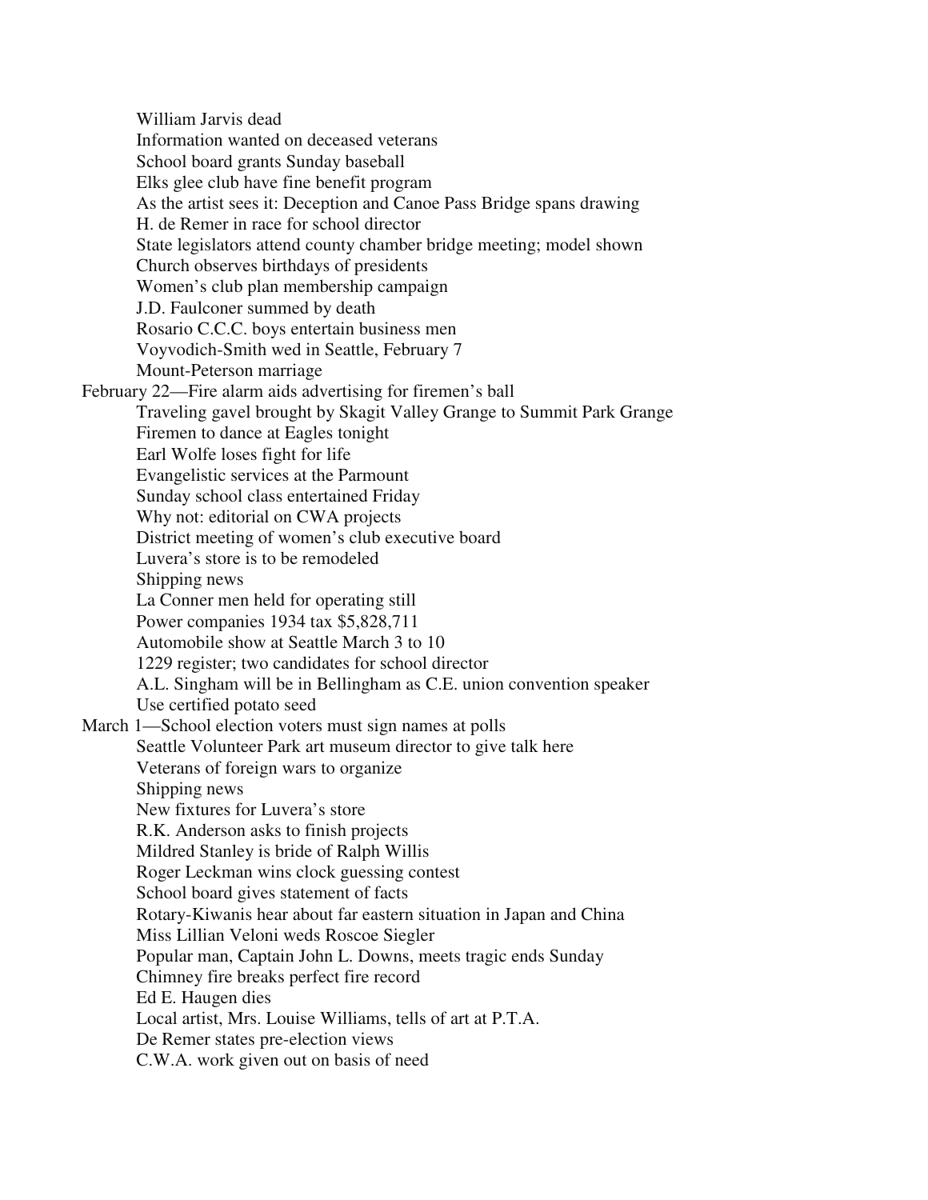William Jarvis dead
Information wanted on deceased veterans
School board grants Sunday baseball
Elks glee club have fine benefit program
As the artist sees it: Deception and Canoe Pass Bridge spans drawing
H. de Remer in race for school director
State legislators attend county chamber bridge meeting; model shown
Church observes birthdays of presidents
Women's club plan membership campaign
J.D. Faulconer summed by death
Rosario C.C.C. boys entertain business men
Voyvodich-Smith wed in Seattle, February 7
Mount-Peterson marriage

February 22—Fire alarm aids advertising for firemen's ball
Traveling gavel brought by Skagit Valley Grange to Summit Park Grange
Firemen to dance at Eagles tonight
Earl Wolfe loses fight for life
Evangelistic services at the Parmount
Sunday school class entertained Friday
Why not: editorial on CWA projects
District meeting of women's club executive board
Luvera's store is to be remodeled
Shipping news
La Conner men held for operating still
Power companies 1934 tax $5,828,711
Automobile show at Seattle March 3 to 10
1229 register; two candidates for school director
A.L. Singham will be in Bellingham as C.E. union convention speaker
Use certified potato seed

March 1—School election voters must sign names at polls
Seattle Volunteer Park art museum director to give talk here
Veterans of foreign wars to organize
Shipping news
New fixtures for Luvera's store
R.K. Anderson asks to finish projects
Mildred Stanley is bride of Ralph Willis
Roger Leckman wins clock guessing contest
School board gives statement of facts
Rotary-Kiwanis hear about far eastern situation in Japan and China
Miss Lillian Veloni weds Roscoe Siegler
Popular man, Captain John L. Downs, meets tragic ends Sunday
Chimney fire breaks perfect fire record
Ed E. Haugen dies
Local artist, Mrs. Louise Williams, tells of art at P.T.A.
De Remer states pre-election views
C.W.A. work given out on basis of need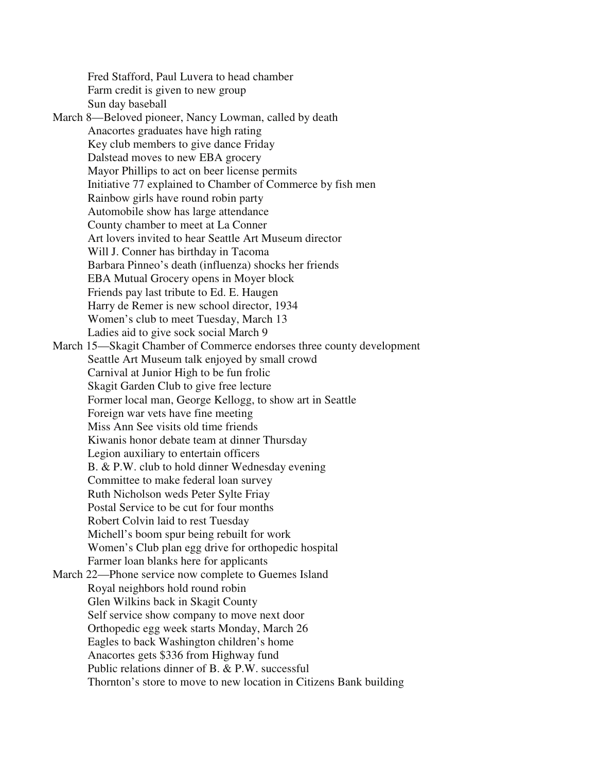Fred Stafford, Paul Luvera to head chamber
Farm credit is given to new group
Sun day baseball

March 8—Beloved pioneer, Nancy Lowman, called by death
Anacortes graduates have high rating
Key club members to give dance Friday
Dalstead moves to new EBA grocery
Mayor Phillips to act on beer license permits
Initiative 77 explained to Chamber of Commerce by fish men
Rainbow girls have round robin party
Automobile show has large attendance
County chamber to meet at La Conner
Art lovers invited to hear Seattle Art Museum director
Will J. Conner has birthday in Tacoma
Barbara Pinneo's death (influenza) shocks her friends
EBA Mutual Grocery opens in Moyer block
Friends pay last tribute to Ed. E. Haugen
Harry de Remer is new school director, 1934
Women's club to meet Tuesday, March 13
Ladies aid to give sock social March 9

March 15—Skagit Chamber of Commerce endorses three county development
Seattle Art Museum talk enjoyed by small crowd
Carnival at Junior High to be fun frolic
Skagit Garden Club to give free lecture
Former local man, George Kellogg, to show art in Seattle
Foreign war vets have fine meeting
Miss Ann See visits old time friends
Kiwanis honor debate team at dinner Thursday
Legion auxiliary to entertain officers
B. & P.W. club to hold dinner Wednesday evening
Committee to make federal loan survey
Ruth Nicholson weds Peter Sylte Friay
Postal Service to be cut for four months
Robert Colvin laid to rest Tuesday
Michell's boom spur being rebuilt for work
Women's Club plan egg drive for orthopedic hospital
Farmer loan blanks here for applicants

March 22—Phone service now complete to Guemes Island
Royal neighbors hold round robin
Glen Wilkins back in Skagit County
Self service show company to move next door
Orthopedic egg week starts Monday, March 26
Eagles to back Washington children's home
Anacortes gets $336 from Highway fund
Public relations dinner of B. & P.W. successful
Thornton's store to move to new location in Citizens Bank building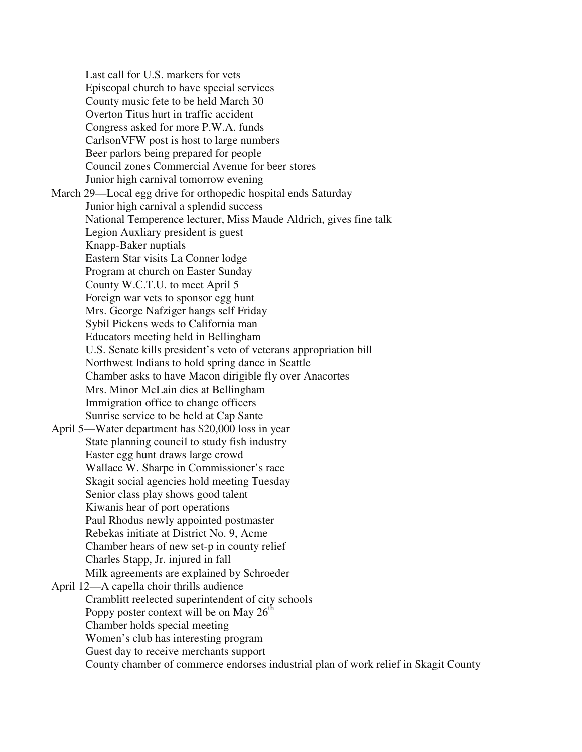Last call for U.S. markers for vets
Episcopal church to have special services
County music fete to be held March 30
Overton Titus hurt in traffic accident
Congress asked for more P.W.A. funds
CarlsonVFW post is host to large numbers
Beer parlors being prepared for people
Council zones Commercial Avenue for beer stores
Junior high carnival tomorrow evening

March 29—Local egg drive for orthopedic hospital ends Saturday
Junior high carnival a splendid success
National Temperence lecturer, Miss Maude Aldrich, gives fine talk
Legion Auxliary president is guest
Knapp-Baker nuptials
Eastern Star visits La Conner lodge
Program at church on Easter Sunday
County W.C.T.U. to meet April 5
Foreign war vets to sponsor egg hunt
Mrs. George Nafziger hangs self Friday
Sybil Pickens weds to California man
Educators meeting held in Bellingham
U.S. Senate kills president's veto of veterans appropriation bill
Northwest Indians to hold spring dance in Seattle
Chamber asks to have Macon dirigible fly over Anacortes
Mrs. Minor McLain dies at Bellingham
Immigration office to change officers
Sunrise service to be held at Cap Sante

April 5—Water department has $20,000 loss in year
State planning council to study fish industry
Easter egg hunt draws large crowd
Wallace W. Sharpe in Commissioner's race
Skagit social agencies hold meeting Tuesday
Senior class play shows good talent
Kiwanis hear of port operations
Paul Rhodus newly appointed postmaster
Rebekas initiate at District No. 9, Acme
Chamber hears of new set-p in county relief
Charles Stapp, Jr. injured in fall
Milk agreements are explained by Schroeder

April 12—A capella choir thrills audience
Cramblitt reelected superintendent of city schools
Poppy poster context will be on May 26th
Chamber holds special meeting
Women's club has interesting program
Guest day to receive merchants support
County chamber of commerce endorses industrial plan of work relief in Skagit County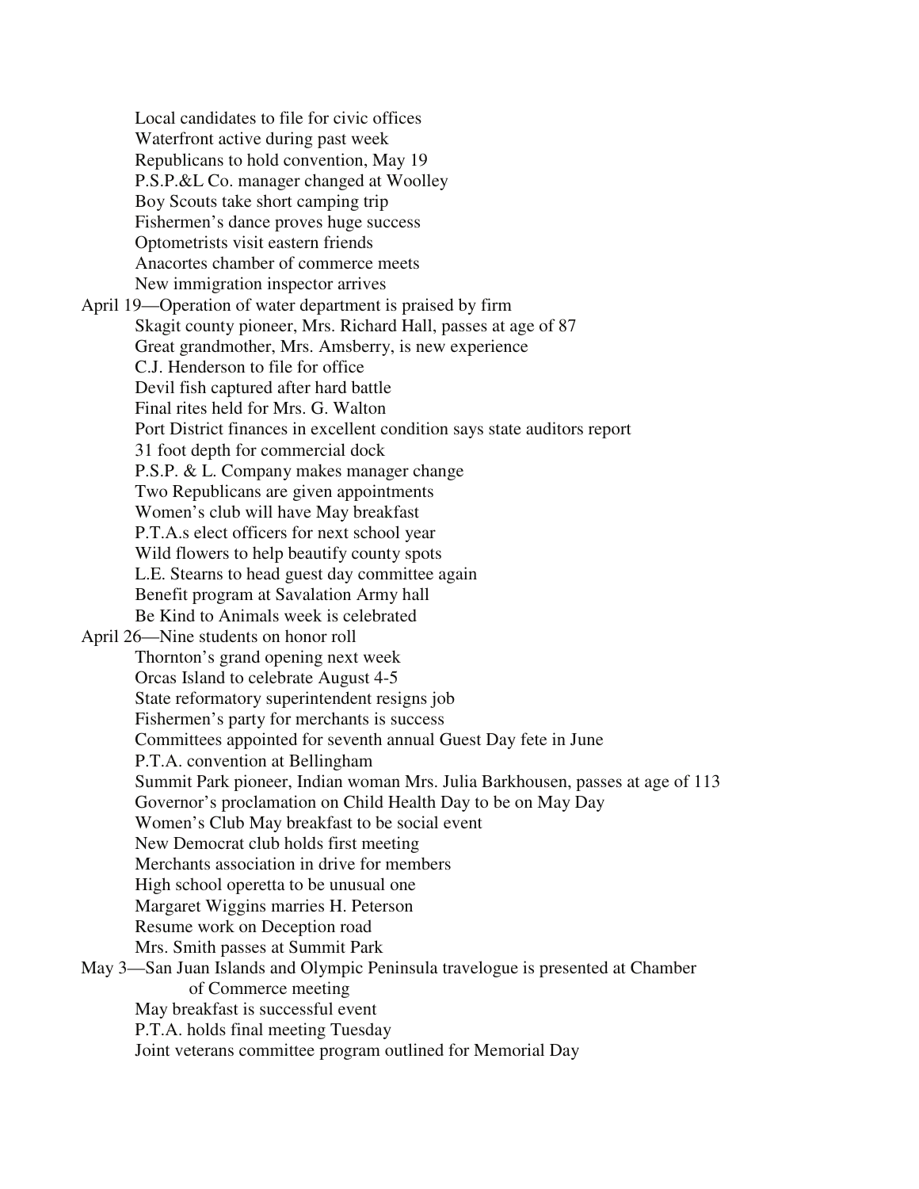Local candidates to file for civic offices
Waterfront active during past week
Republicans to hold convention, May 19
P.S.P.&L Co. manager changed at Woolley
Boy Scouts take short camping trip
Fishermen's dance proves huge success
Optometrists visit eastern friends
Anacortes chamber of commerce meets
New immigration inspector arrives

April 19—Operation of water department is praised by firm
Skagit county pioneer, Mrs. Richard Hall, passes at age of 87
Great grandmother, Mrs. Amsberry, is new experience
C.J. Henderson to file for office
Devil fish captured after hard battle
Final rites held for Mrs. G. Walton
Port District finances in excellent condition says state auditors report
31 foot depth for commercial dock
P.S.P. & L. Company makes manager change
Two Republicans are given appointments
Women's club will have May breakfast
P.T.A.s elect officers for next school year
Wild flowers to help beautify county spots
L.E. Stearns to head guest day committee again
Benefit program at Savalation Army hall
Be Kind to Animals week is celebrated

April 26—Nine students on honor roll
Thornton's grand opening next week
Orcas Island to celebrate August 4-5
State reformatory superintendent resigns job
Fishermen's party for merchants is success
Committees appointed for seventh annual Guest Day fete in June
P.T.A. convention at Bellingham
Summit Park pioneer, Indian woman Mrs. Julia Barkhousen, passes at age of 113
Governor's proclamation on Child Health Day to be on May Day
Women's Club May breakfast to be social event
New Democrat club holds first meeting
Merchants association in drive for members
High school operetta to be unusual one
Margaret Wiggins marries H. Peterson
Resume work on Deception road
Mrs. Smith passes at Summit Park

May 3—San Juan Islands and Olympic Peninsula travelogue is presented at Chamber of Commerce meeting
May breakfast is successful event
P.T.A. holds final meeting Tuesday
Joint veterans committee program outlined for Memorial Day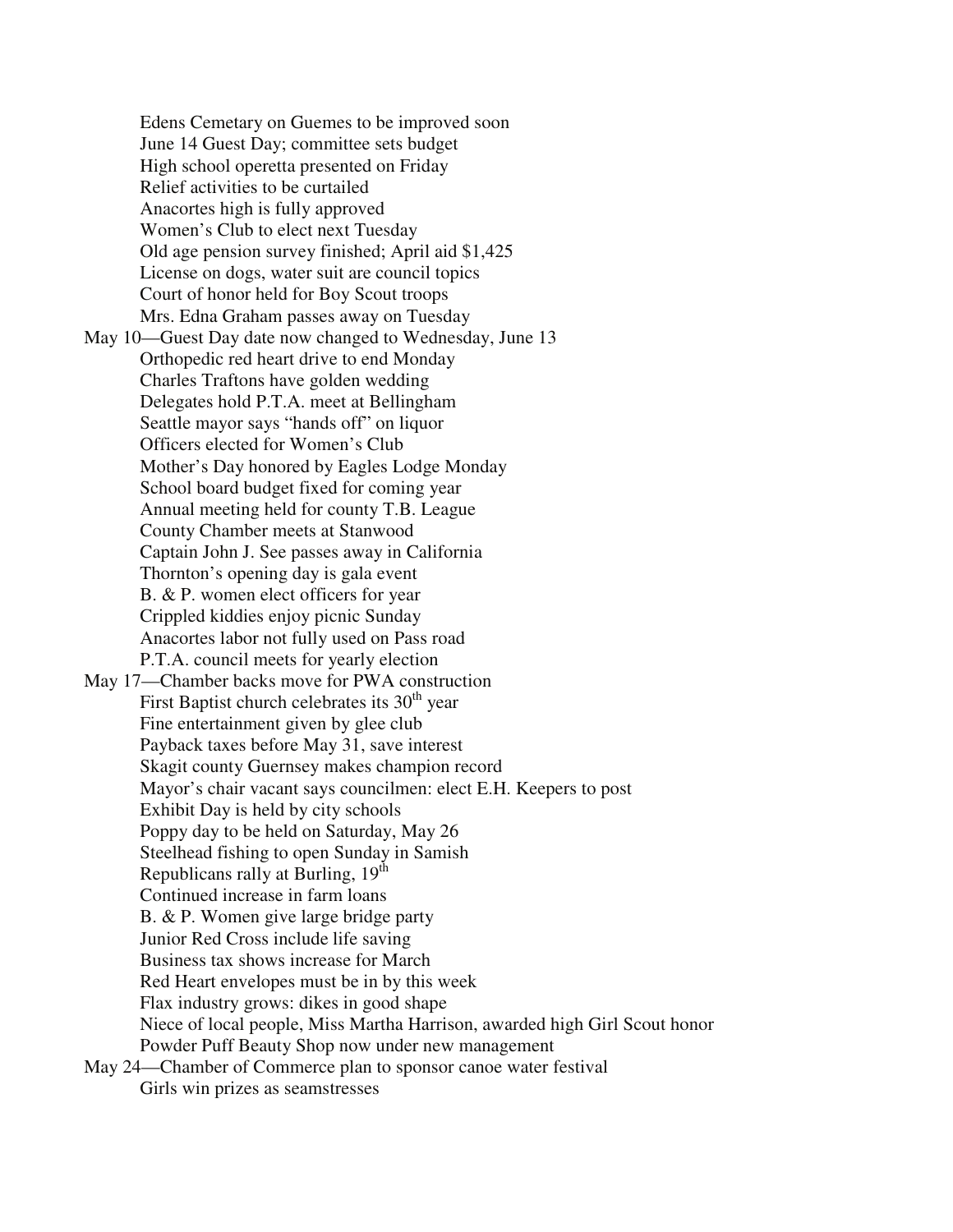Edens Cemetary on Guemes to be improved soon
June 14 Guest Day; committee sets budget
High school operetta presented on Friday
Relief activities to be curtailed
Anacortes high is fully approved
Women's Club to elect next Tuesday
Old age pension survey finished; April aid $1,425
License on dogs, water suit are council topics
Court of honor held for Boy Scout troops
Mrs. Edna Graham passes away on Tuesday

May 10—Guest Day date now changed to Wednesday, June 13
Orthopedic red heart drive to end Monday
Charles Traftons have golden wedding
Delegates hold P.T.A. meet at Bellingham
Seattle mayor says "hands off" on liquor
Officers elected for Women's Club
Mother's Day honored by Eagles Lodge Monday
School board budget fixed for coming year
Annual meeting held for county T.B. League
County Chamber meets at Stanwood
Captain John J. See passes away in California
Thornton's opening day is gala event
B. & P. women elect officers for year
Crippled kiddies enjoy picnic Sunday
Anacortes labor not fully used on Pass road
P.T.A. council meets for yearly election

May 17—Chamber backs move for PWA construction
First Baptist church celebrates its 30th year
Fine entertainment given by glee club
Payback taxes before May 31, save interest
Skagit county Guernsey makes champion record
Mayor's chair vacant says councilmen: elect E.H. Keepers to post
Exhibit Day is held by city schools
Poppy day to be held on Saturday, May 26
Steelhead fishing to open Sunday in Samish
Republicans rally at Burling, 19th
Continued increase in farm loans
B. & P. Women give large bridge party
Junior Red Cross include life saving
Business tax shows increase for March
Red Heart envelopes must be in by this week
Flax industry grows: dikes in good shape
Niece of local people, Miss Martha Harrison, awarded high Girl Scout honor
Powder Puff Beauty Shop now under new management

May 24—Chamber of Commerce plan to sponsor canoe water festival
Girls win prizes as seamstresses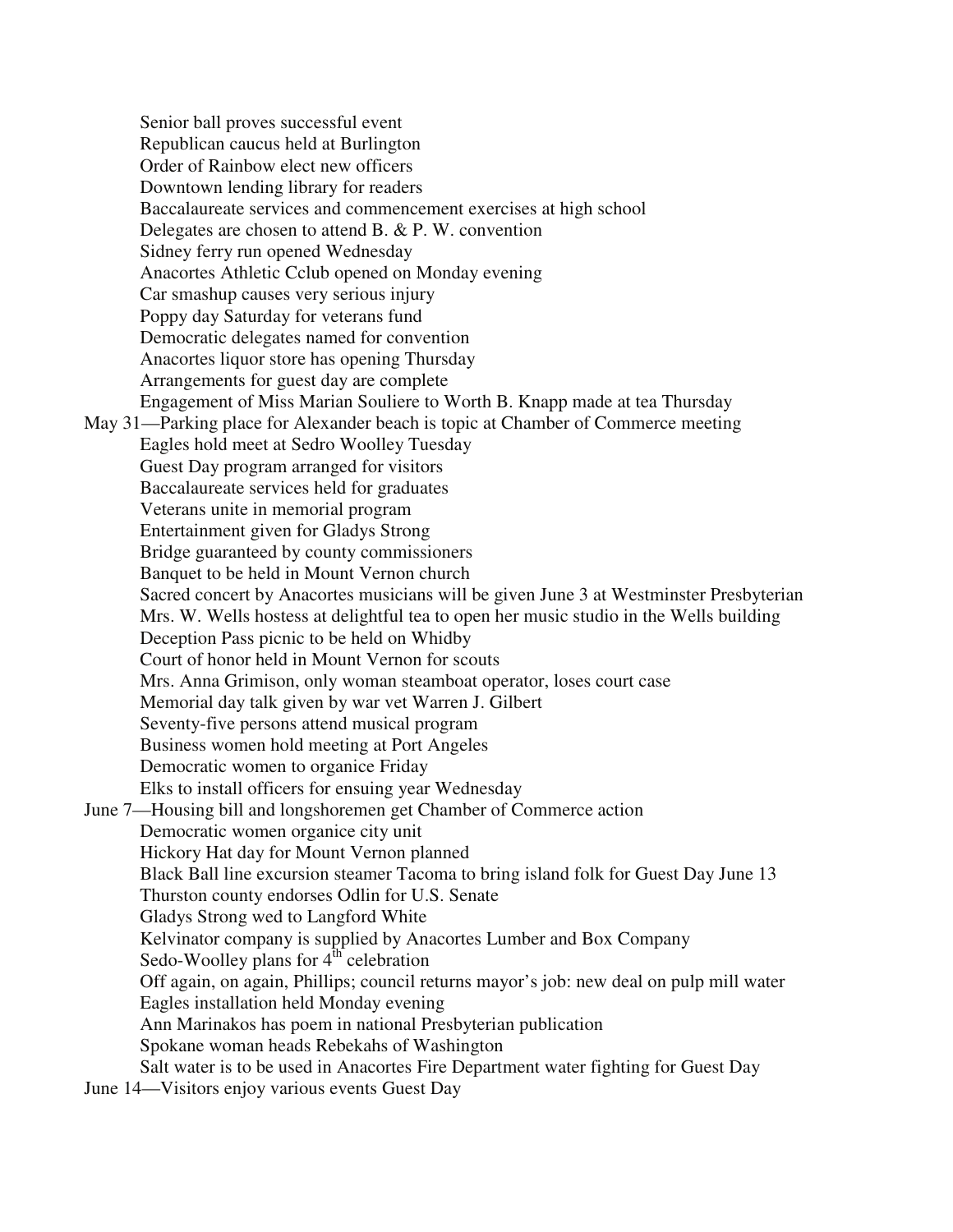Senior ball proves successful event  
Republican caucus held at Burlington  
Order of Rainbow elect new officers  
Downtown lending library for readers  
Baccalaureate services and commencement exercises at high school  
Delegates are chosen to attend B. & P. W. convention  
Sidney ferry run opened Wednesday  
Anacortes Athletic Cclub opened on Monday evening  
Car smashup causes very serious injury  
Poppy day Saturday for veterans fund  
Democratic delegates named for convention  
Anacortes liquor store has opening Thursday  
Arrangements for guest day are complete  
Engagement of Miss Marian Souliere to Worth B. Knapp made at tea Thursday

May 31—Parking place for Alexander beach is topic at Chamber of Commerce meeting  
Eagles hold meet at Sedro Woolley Tuesday  
Guest Day program arranged for visitors  
Baccalaureate services held for graduates  
Veterans unite in memorial program  
Entertainment given for Gladys Strong  
Bridge guaranteed by county commissioners  
Banquet to be held in Mount Vernon church  
Sacred concert by Anacortes musicians will be given June 3 at Westminster Presbyterian  
Mrs. W. Wells hostess at delightful tea to open her music studio in the Wells building  
Deception Pass picnic to be held on Whidby  
Court of honor held in Mount Vernon for scouts  
Mrs. Anna Grimison, only woman steamboat operator, loses court case  
Memorial day talk given by war vet Warren J. Gilbert  
Seventy-five persons attend musical program  
Business women hold meeting at Port Angeles  
Democratic women to organice Friday  
Elks to install officers for ensuing year Wednesday

June 7—Housing bill and longshoremen get Chamber of Commerce action  
Democratic women organice city unit  
Hickory Hat day for Mount Vernon planned  
Black Ball line excursion steamer Tacoma to bring island folk for Guest Day June 13  
Thurston county endorses Odlin for U.S. Senate  
Gladys Strong wed to Langford White  
Kelvinator company is supplied by Anacortes Lumber and Box Company  
Sedo-Woolley plans for 4th celebration  
Off again, on again, Phillips; council returns mayor's job: new deal on pulp mill water  
Eagles installation held Monday evening  
Ann Marinakos has poem in national Presbyterian publication  
Spokane woman heads Rebekahs of Washington  
Salt water is to be used in Anacortes Fire Department water fighting for Guest Day

June 14—Visitors enjoy various events Guest Day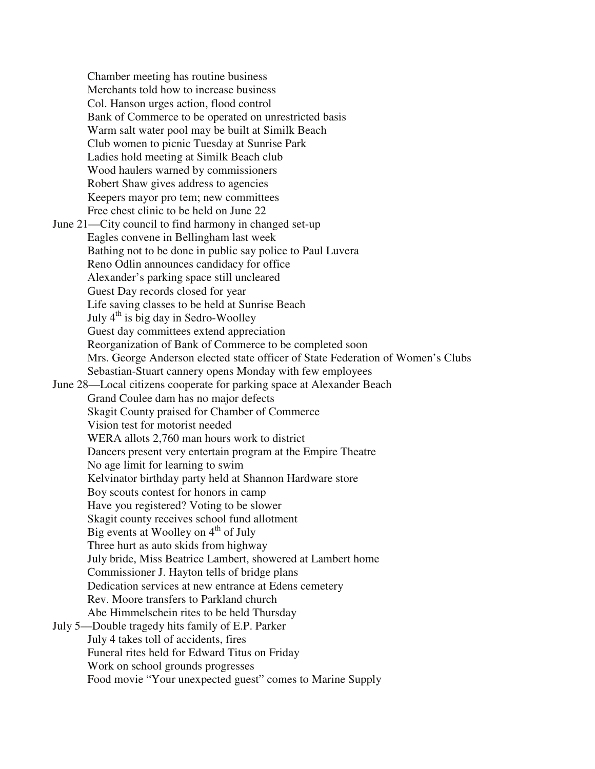Chamber meeting has routine business
Merchants told how to increase business
Col. Hanson urges action, flood control
Bank of Commerce to be operated on unrestricted basis
Warm salt water pool may be built at Similk Beach
Club women to picnic Tuesday at Sunrise Park
Ladies hold meeting at Similk Beach club
Wood haulers warned by commissioners
Robert Shaw gives address to agencies
Keepers mayor pro tem; new committees
Free chest clinic to be held on June 22

June 21—City council to find harmony in changed set-up
Eagles convene in Bellingham last week
Bathing not to be done in public say police to Paul Luvera
Reno Odlin announces candidacy for office
Alexander's parking space still uncleared
Guest Day records closed for year
Life saving classes to be held at Sunrise Beach
July 4th is big day in Sedro-Woolley
Guest day committees extend appreciation
Reorganization of Bank of Commerce to be completed soon
Mrs. George Anderson elected state officer of State Federation of Women's Clubs
Sebastian-Stuart cannery opens Monday with few employees

June 28—Local citizens cooperate for parking space at Alexander Beach
Grand Coulee dam has no major defects
Skagit County praised for Chamber of Commerce
Vision test for motorist needed
WERA allots 2,760 man hours work to district
Dancers present very entertain program at the Empire Theatre
No age limit for learning to swim
Kelvinator birthday party held at Shannon Hardware store
Boy scouts contest for honors in camp
Have you registered? Voting to be slower
Skagit county receives school fund allotment
Big events at Woolley on 4th of July
Three hurt as auto skids from highway
July bride, Miss Beatrice Lambert, showered at Lambert home
Commissioner J. Hayton tells of bridge plans
Dedication services at new entrance at Edens cemetery
Rev. Moore transfers to Parkland church
Abe Himmelschein rites to be held Thursday

July 5—Double tragedy hits family of E.P. Parker
July 4 takes toll of accidents, fires
Funeral rites held for Edward Titus on Friday
Work on school grounds progresses
Food movie "Your unexpected guest" comes to Marine Supply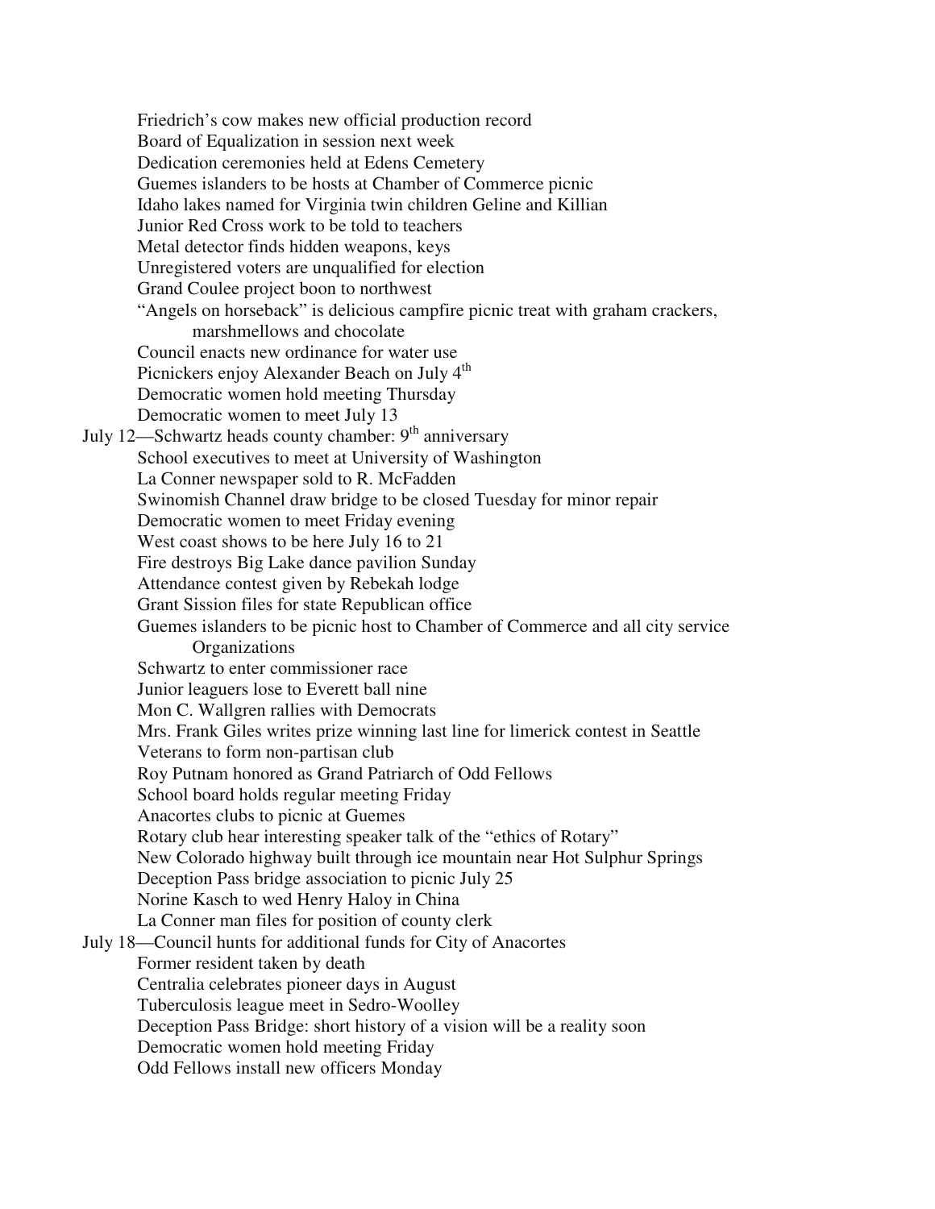Friedrich's cow makes new official production record
Board of Equalization in session next week
Dedication ceremonies held at Edens Cemetery
Guemes islanders to be hosts at Chamber of Commerce picnic
Idaho lakes named for Virginia twin children Geline and Killian
Junior Red Cross work to be told to teachers
Metal detector finds hidden weapons, keys
Unregistered voters are unqualified for election
Grand Coulee project boon to northwest
"Angels on horseback" is delicious campfire picnic treat with graham crackers, marshmellows and chocolate
Council enacts new ordinance for water use
Picnickers enjoy Alexander Beach on July 4th
Democratic women hold meeting Thursday
Democratic women to meet July 13

July 12—Schwartz heads county chamber: 9th anniversary
School executives to meet at University of Washington
La Conner newspaper sold to R. McFadden
Swinomish Channel draw bridge to be closed Tuesday for minor repair
Democratic women to meet Friday evening
West coast shows to be here July 16 to 21
Fire destroys Big Lake dance pavilion Sunday
Attendance contest given by Rebekah lodge
Grant Sission files for state Republican office
Guemes islanders to be picnic host to Chamber of Commerce and all city service Organizations
Schwartz to enter commissioner race
Junior leaguers lose to Everett ball nine
Mon C. Wallgren rallies with Democrats
Mrs. Frank Giles writes prize winning last line for limerick contest in Seattle
Veterans to form non-partisan club
Roy Putnam honored as Grand Patriarch of Odd Fellows
School board holds regular meeting Friday
Anacortes clubs to picnic at Guemes
Rotary club hear interesting speaker talk of the "ethics of Rotary"
New Colorado highway built through ice mountain near Hot Sulphur Springs
Deception Pass bridge association to picnic July 25
Norine Kasch to wed Henry Haloy in China
La Conner man files for position of county clerk

July 18—Council hunts for additional funds for City of Anacortes
Former resident taken by death
Centralia celebrates pioneer days in August
Tuberculosis league meet in Sedro-Woolley
Deception Pass Bridge: short history of a vision will be a reality soon
Democratic women hold meeting Friday
Odd Fellows install new officers Monday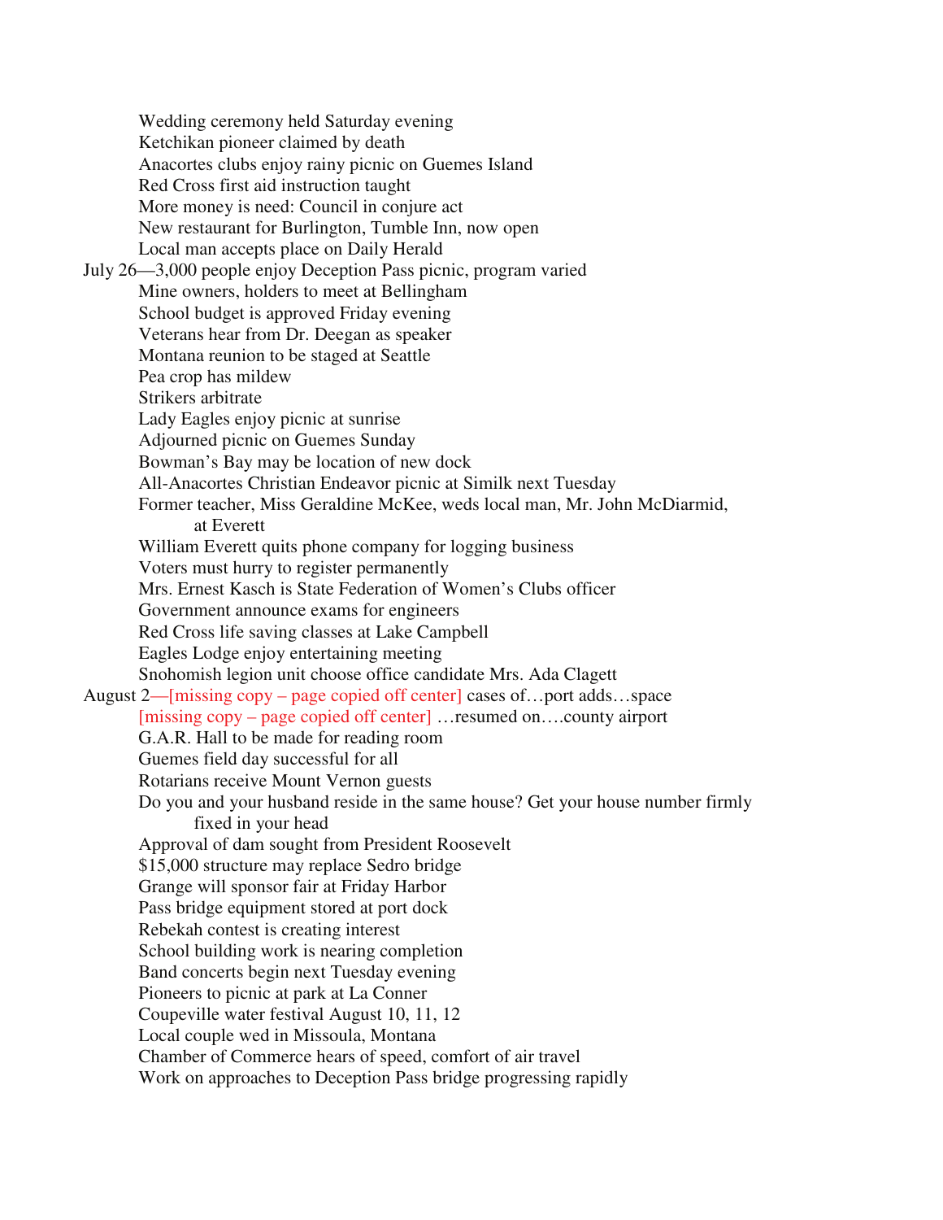Wedding ceremony held Saturday evening
Ketchikan pioneer claimed by death
Anacortes clubs enjoy rainy picnic on Guemes Island
Red Cross first aid instruction taught
More money is need: Council in conjure act
New restaurant for Burlington, Tumble Inn, now open
Local man accepts place on Daily Herald

July 26—3,000 people enjoy Deception Pass picnic, program varied
Mine owners, holders to meet at Bellingham
School budget is approved Friday evening
Veterans hear from Dr. Deegan as speaker
Montana reunion to be staged at Seattle
Pea crop has mildew
Strikers arbitrate
Lady Eagles enjoy picnic at sunrise
Adjourned picnic on Guemes Sunday
Bowman's Bay may be location of new dock
All-Anacortes Christian Endeavor picnic at Similk next Tuesday
Former teacher, Miss Geraldine McKee, weds local man, Mr. John McDiarmid, at Everett
William Everett quits phone company for logging business
Voters must hurry to register permanently
Mrs. Ernest Kasch is State Federation of Women's Clubs officer
Government announce exams for engineers
Red Cross life saving classes at Lake Campbell
Eagles Lodge enjoy entertaining meeting
Snohomish legion unit choose office candidate Mrs. Ada Clagett

August 2—[missing copy – page copied off center] cases of…port adds…space
[missing copy – page copied off center] …resumed on….county airport
G.A.R. Hall to be made for reading room
Guemes field day successful for all
Rotarians receive Mount Vernon guests
Do you and your husband reside in the same house? Get your house number firmly fixed in your head
Approval of dam sought from President Roosevelt
$15,000 structure may replace Sedro bridge
Grange will sponsor fair at Friday Harbor
Pass bridge equipment stored at port dock
Rebekah contest is creating interest
School building work is nearing completion
Band concerts begin next Tuesday evening
Pioneers to picnic at park at La Conner
Coupeville water festival August 10, 11, 12
Local couple wed in Missoula, Montana
Chamber of Commerce hears of speed, comfort of air travel
Work on approaches to Deception Pass bridge progressing rapidly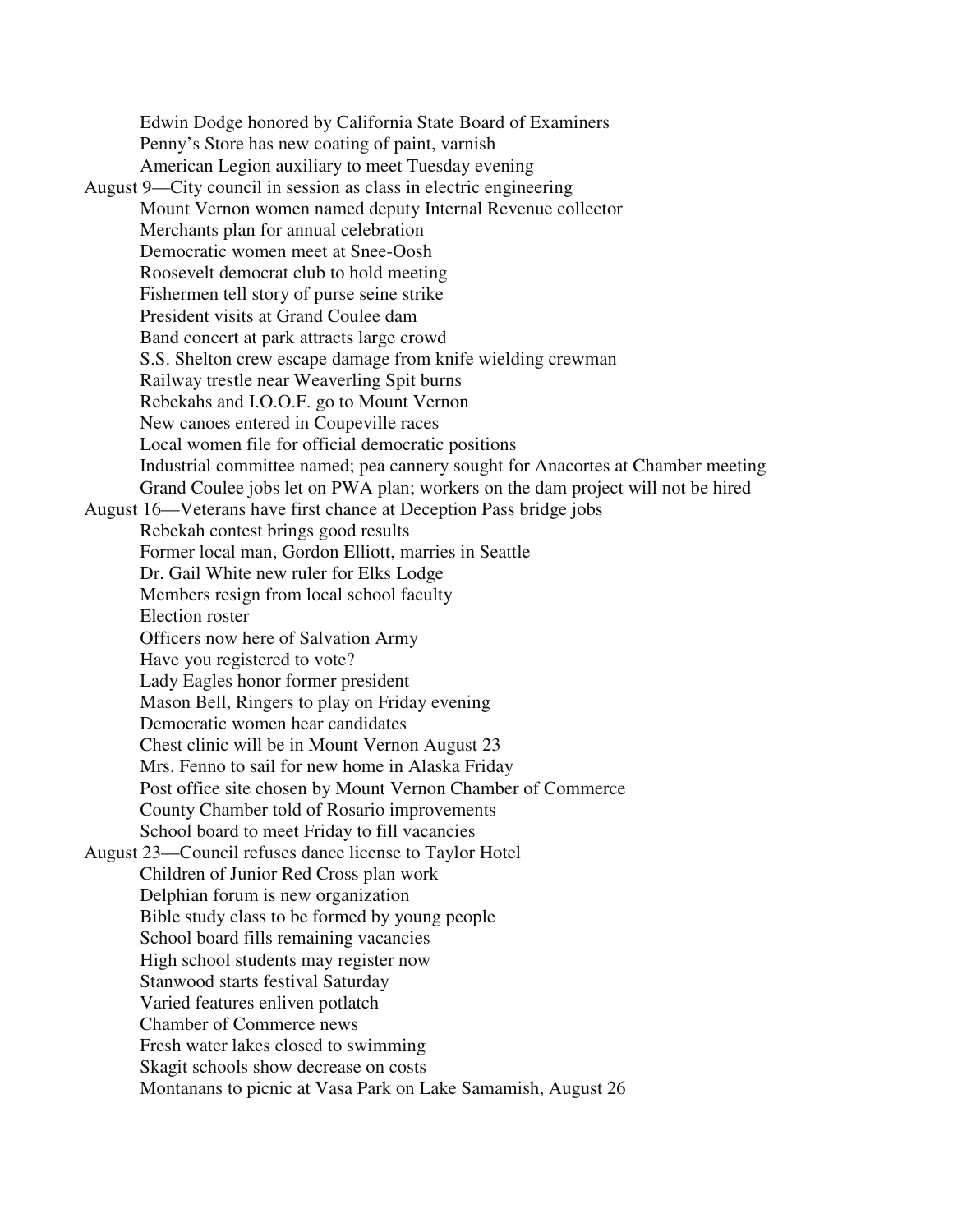Edwin Dodge honored by California State Board of Examiners
Penny's Store has new coating of paint, varnish
American Legion auxiliary to meet Tuesday evening

August 9—City council in session as class in electric engineering
Mount Vernon women named deputy Internal Revenue collector
Merchants plan for annual celebration
Democratic women meet at Snee-Oosh
Roosevelt democrat club to hold meeting
Fishermen tell story of purse seine strike
President visits at Grand Coulee dam
Band concert at park attracts large crowd
S.S. Shelton crew escape damage from knife wielding crewman
Railway trestle near Weaverling Spit burns
Rebekahs and I.O.O.F. go to Mount Vernon
New canoes entered in Coupeville races
Local women file for official democratic positions
Industrial committee named; pea cannery sought for Anacortes at Chamber meeting
Grand Coulee jobs let on PWA plan; workers on the dam project will not be hired

August 16—Veterans have first chance at Deception Pass bridge jobs
Rebekah contest brings good results
Former local man, Gordon Elliott, marries in Seattle
Dr. Gail White new ruler for Elks Lodge
Members resign from local school faculty
Election roster
Officers now here of Salvation Army
Have you registered to vote?
Lady Eagles honor former president
Mason Bell, Ringers to play on Friday evening
Democratic women hear candidates
Chest clinic will be in Mount Vernon August 23
Mrs. Fenno to sail for new home in Alaska Friday
Post office site chosen by Mount Vernon Chamber of Commerce
County Chamber told of Rosario improvements
School board to meet Friday to fill vacancies

August 23—Council refuses dance license to Taylor Hotel
Children of Junior Red Cross plan work
Delphian forum is new organization
Bible study class to be formed by young people
School board fills remaining vacancies
High school students may register now
Stanwood starts festival Saturday
Varied features enliven potlatch
Chamber of Commerce news
Fresh water lakes closed to swimming
Skagit schools show decrease on costs
Montanans to picnic at Vasa Park on Lake Samamish, August 26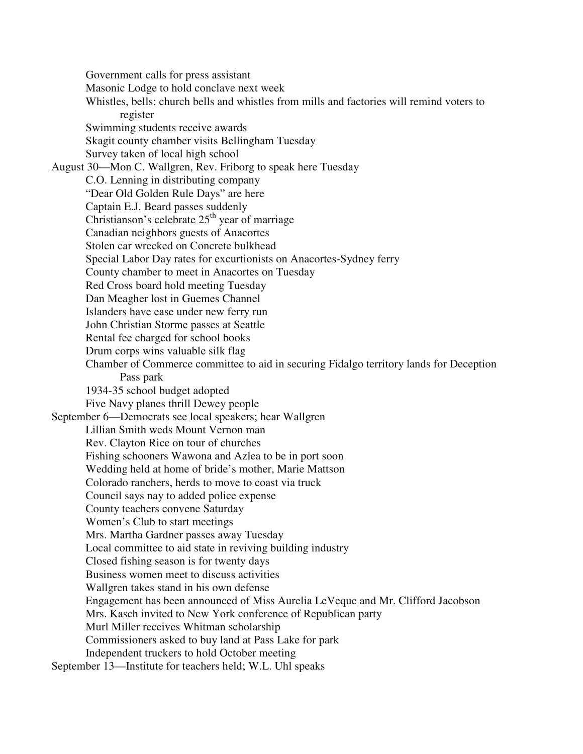Government calls for press assistant
Masonic Lodge to hold conclave next week
Whistles, bells: church bells and whistles from mills and factories will remind voters to register
Swimming students receive awards
Skagit county chamber visits Bellingham Tuesday
Survey taken of local high school

August 30—Mon C. Wallgren, Rev. Friborg to speak here Tuesday
C.O. Lenning in distributing company
"Dear Old Golden Rule Days" are here
Captain E.J. Beard passes suddenly
Christianson's celebrate 25th year of marriage
Canadian neighbors guests of Anacortes
Stolen car wrecked on Concrete bulkhead
Special Labor Day rates for excurtionists on Anacortes-Sydney ferry
County chamber to meet in Anacortes on Tuesday
Red Cross board hold meeting Tuesday
Dan Meagher lost in Guemes Channel
Islanders have ease under new ferry run
John Christian Storme passes at Seattle
Rental fee charged for school books
Drum corps wins valuable silk flag
Chamber of Commerce committee to aid in securing Fidalgo territory lands for Deception Pass park
1934-35 school budget adopted
Five Navy planes thrill Dewey people

September 6—Democrats see local speakers; hear Wallgren
Lillian Smith weds Mount Vernon man
Rev. Clayton Rice on tour of churches
Fishing schooners Wawona and Azlea to be in port soon
Wedding held at home of bride's mother, Marie Mattson
Colorado ranchers, herds to move to coast via truck
Council says nay to added police expense
County teachers convene Saturday
Women's Club to start meetings
Mrs. Martha Gardner passes away Tuesday
Local committee to aid state in reviving building industry
Closed fishing season is for twenty days
Business women meet to discuss activities
Wallgren takes stand in his own defense
Engagement has been announced of Miss Aurelia LeVeque and Mr. Clifford Jacobson
Mrs. Kasch invited to New York conference of Republican party
Murl Miller receives Whitman scholarship
Commissioners asked to buy land at Pass Lake for park
Independent truckers to hold October meeting

September 13—Institute for teachers held; W.L. Uhl speaks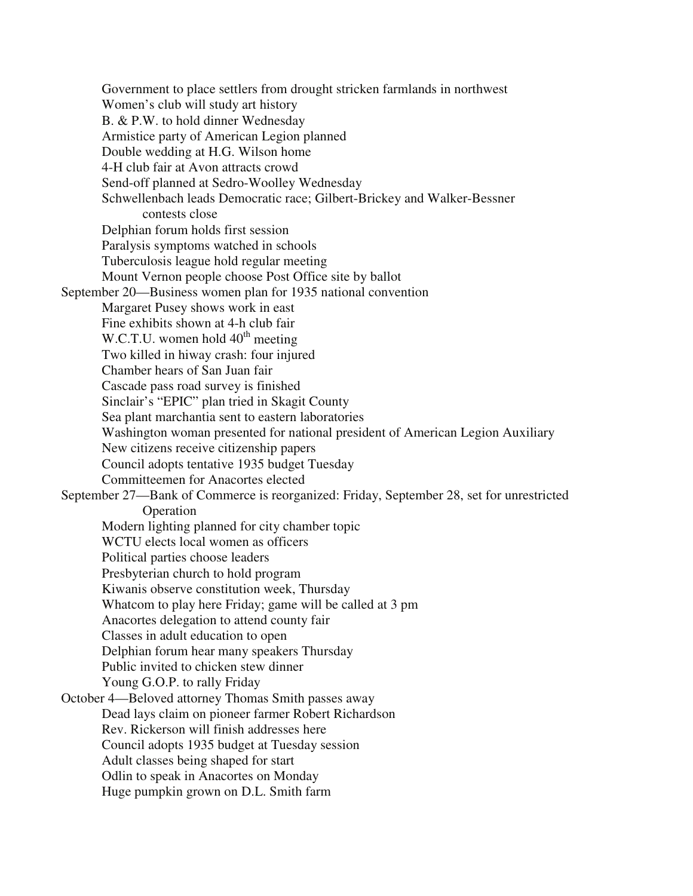Government to place settlers from drought stricken farmlands in northwest
Women's club will study art history
B. & P.W. to hold dinner Wednesday
Armistice party of American Legion planned
Double wedding at H.G. Wilson home
4-H club fair at Avon attracts crowd
Send-off planned at Sedro-Woolley Wednesday
Schwellenbach leads Democratic race; Gilbert-Brickey and Walker-Bessner contests close
Delphian forum holds first session
Paralysis symptoms watched in schools
Tuberculosis league hold regular meeting
Mount Vernon people choose Post Office site by ballot

September 20—Business women plan for 1935 national convention
Margaret Pusey shows work in east
Fine exhibits shown at 4-h club fair
W.C.T.U. women hold 40th meeting
Two killed in hiway crash: four injured
Chamber hears of San Juan fair
Cascade pass road survey is finished
Sinclair's "EPIC" plan tried in Skagit County
Sea plant marchantia sent to eastern laboratories
Washington woman presented for national president of American Legion Auxiliary
New citizens receive citizenship papers
Council adopts tentative 1935 budget Tuesday
Committeemen for Anacortes elected

September 27—Bank of Commerce is reorganized: Friday, September 28, set for unrestricted Operation
Modern lighting planned for city chamber topic
WCTU elects local women as officers
Political parties choose leaders
Presbyterian church to hold program
Kiwanis observe constitution week, Thursday
Whatcom to play here Friday; game will be called at 3 pm
Anacortes delegation to attend county fair
Classes in adult education to open
Delphian forum hear many speakers Thursday
Public invited to chicken stew dinner
Young G.O.P. to rally Friday

October 4—Beloved attorney Thomas Smith passes away
Dead lays claim on pioneer farmer Robert Richardson
Rev. Rickerson will finish addresses here
Council adopts 1935 budget at Tuesday session
Adult classes being shaped for start
Odlin to speak in Anacortes on Monday
Huge pumpkin grown on D.L. Smith farm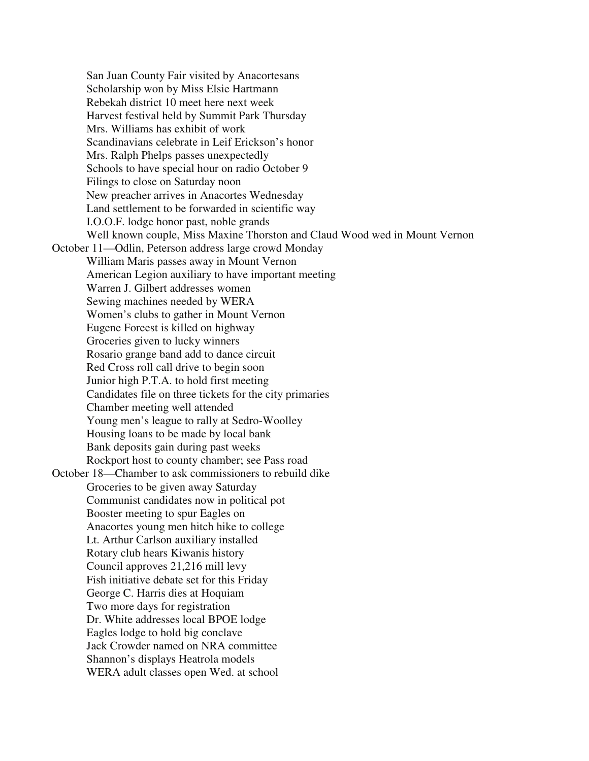San Juan County Fair visited by Anacortesans
Scholarship won by Miss Elsie Hartmann
Rebekah district 10 meet here next week
Harvest festival held by Summit Park Thursday
Mrs. Williams has exhibit of work
Scandinavians celebrate in Leif Erickson's honor
Mrs. Ralph Phelps passes unexpectedly
Schools to have special hour on radio October 9
Filings to close on Saturday noon
New preacher arrives in Anacortes Wednesday
Land settlement to be forwarded in scientific way
I.O.O.F. lodge honor past, noble grands
Well known couple, Miss Maxine Thorston and Claud Wood wed in Mount Vernon

October 11—Odlin, Peterson address large crowd Monday
William Maris passes away in Mount Vernon
American Legion auxiliary to have important meeting
Warren J. Gilbert addresses women
Sewing machines needed by WERA
Women's clubs to gather in Mount Vernon
Eugene Foreest is killed on highway
Groceries given to lucky winners
Rosario grange band add to dance circuit
Red Cross roll call drive to begin soon
Junior high P.T.A. to hold first meeting
Candidates file on three tickets for the city primaries
Chamber meeting well attended
Young men's league to rally at Sedro-Woolley
Housing loans to be made by local bank
Bank deposits gain during past weeks
Rockport host to county chamber; see Pass road

October 18—Chamber to ask commissioners to rebuild dike
Groceries to be given away Saturday
Communist candidates now in political pot
Booster meeting to spur Eagles on
Anacortes young men hitch hike to college
Lt. Arthur Carlson auxiliary installed
Rotary club hears Kiwanis history
Council approves 21,216 mill levy
Fish initiative debate set for this Friday
George C. Harris dies at Hoquiam
Two more days for registration
Dr. White addresses local BPOE lodge
Eagles lodge to hold big conclave
Jack Crowder named on NRA committee
Shannon's displays Heatrola models
WERA adult classes open Wed. at school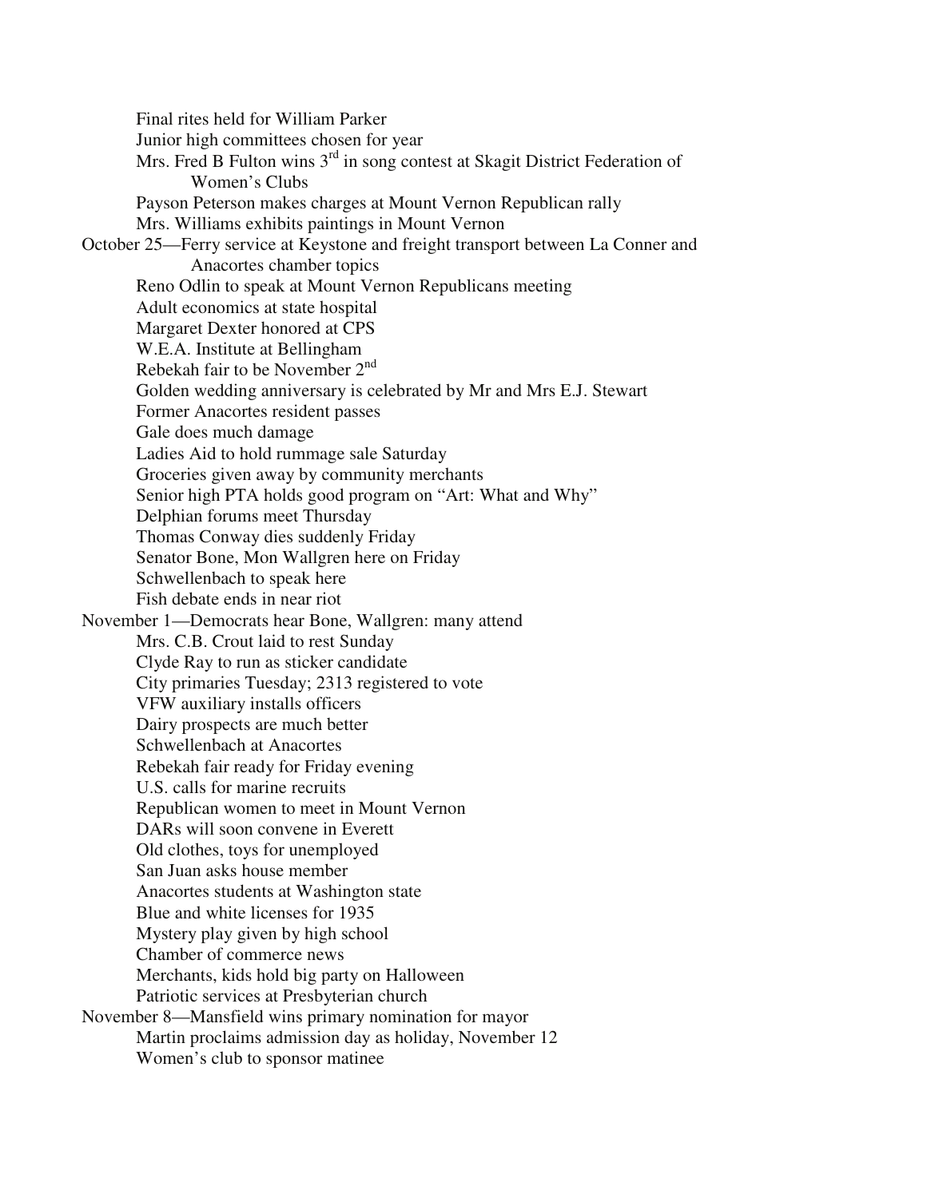Final rites held for William Parker
Junior high committees chosen for year
Mrs. Fred B Fulton wins 3rd in song contest at Skagit District Federation of Women's Clubs
Payson Peterson makes charges at Mount Vernon Republican rally
Mrs. Williams exhibits paintings in Mount Vernon

October 25—Ferry service at Keystone and freight transport between La Conner and Anacortes chamber topics
Reno Odlin to speak at Mount Vernon Republicans meeting
Adult economics at state hospital
Margaret Dexter honored at CPS
W.E.A. Institute at Bellingham
Rebekah fair to be November 2nd
Golden wedding anniversary is celebrated by Mr and Mrs E.J. Stewart
Former Anacortes resident passes
Gale does much damage
Ladies Aid to hold rummage sale Saturday
Groceries given away by community merchants
Senior high PTA holds good program on "Art: What and Why"
Delphian forums meet Thursday
Thomas Conway dies suddenly Friday
Senator Bone, Mon Wallgren here on Friday
Schwellenbach to speak here
Fish debate ends in near riot

November 1—Democrats hear Bone, Wallgren: many attend
Mrs. C.B. Crout laid to rest Sunday
Clyde Ray to run as sticker candidate
City primaries Tuesday; 2313 registered to vote
VFW auxiliary installs officers
Dairy prospects are much better
Schwellenbach at Anacortes
Rebekah fair ready for Friday evening
U.S. calls for marine recruits
Republican women to meet in Mount Vernon
DARs will soon convene in Everett
Old clothes, toys for unemployed
San Juan asks house member
Anacortes students at Washington state
Blue and white licenses for 1935
Mystery play given by high school
Chamber of commerce news
Merchants, kids hold big party on Halloween
Patriotic services at Presbyterian church

November 8—Mansfield wins primary nomination for mayor
Martin proclaims admission day as holiday, November 12
Women's club to sponsor matinee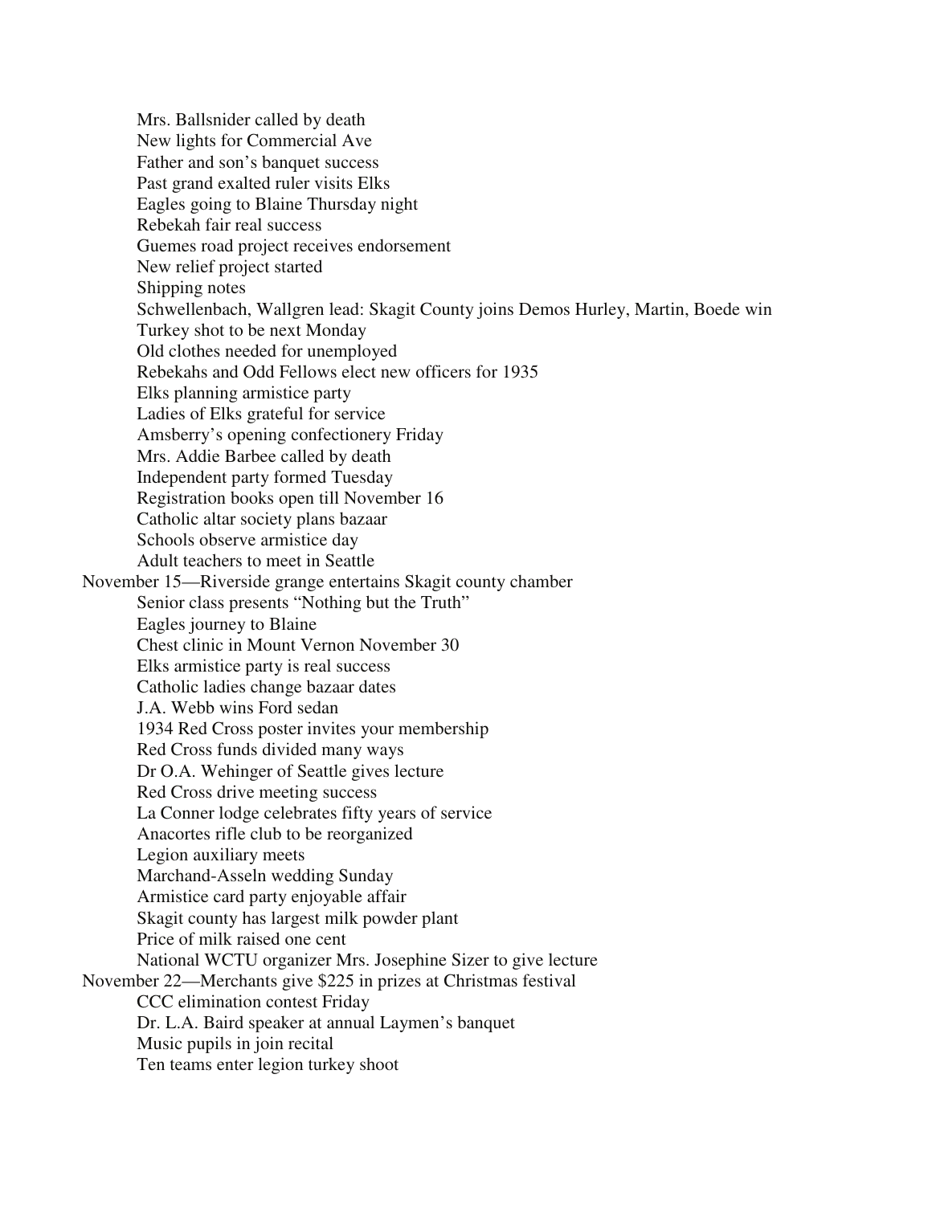Mrs. Ballsnider called by death
New lights for Commercial Ave
Father and son's banquet success
Past grand exalted ruler visits Elks
Eagles going to Blaine Thursday night
Rebekah fair real success
Guemes road project receives endorsement
New relief project started
Shipping notes
Schwellenbach, Wallgren lead: Skagit County joins Demos Hurley, Martin, Boede win
Turkey shot to be next Monday
Old clothes needed for unemployed
Rebekahs and Odd Fellows elect new officers for 1935
Elks planning armistice party
Ladies of Elks grateful for service
Amsberry's opening confectionery Friday
Mrs. Addie Barbee called by death
Independent party formed Tuesday
Registration books open till November 16
Catholic altar society plans bazaar
Schools observe armistice day
Adult teachers to meet in Seattle

November 15—Riverside grange entertains Skagit county chamber
Senior class presents "Nothing but the Truth"
Eagles journey to Blaine
Chest clinic in Mount Vernon November 30
Elks armistice party is real success
Catholic ladies change bazaar dates
J.A. Webb wins Ford sedan
1934 Red Cross poster invites your membership
Red Cross funds divided many ways
Dr O.A. Wehinger of Seattle gives lecture
Red Cross drive meeting success
La Conner lodge celebrates fifty years of service
Anacortes rifle club to be reorganized
Legion auxiliary meets
Marchand-Asseln wedding Sunday
Armistice card party enjoyable affair
Skagit county has largest milk powder plant
Price of milk raised one cent
National WCTU organizer Mrs. Josephine Sizer to give lecture

November 22—Merchants give $225 in prizes at Christmas festival
CCC elimination contest Friday
Dr. L.A. Baird speaker at annual Laymen's banquet
Music pupils in join recital
Ten teams enter legion turkey shoot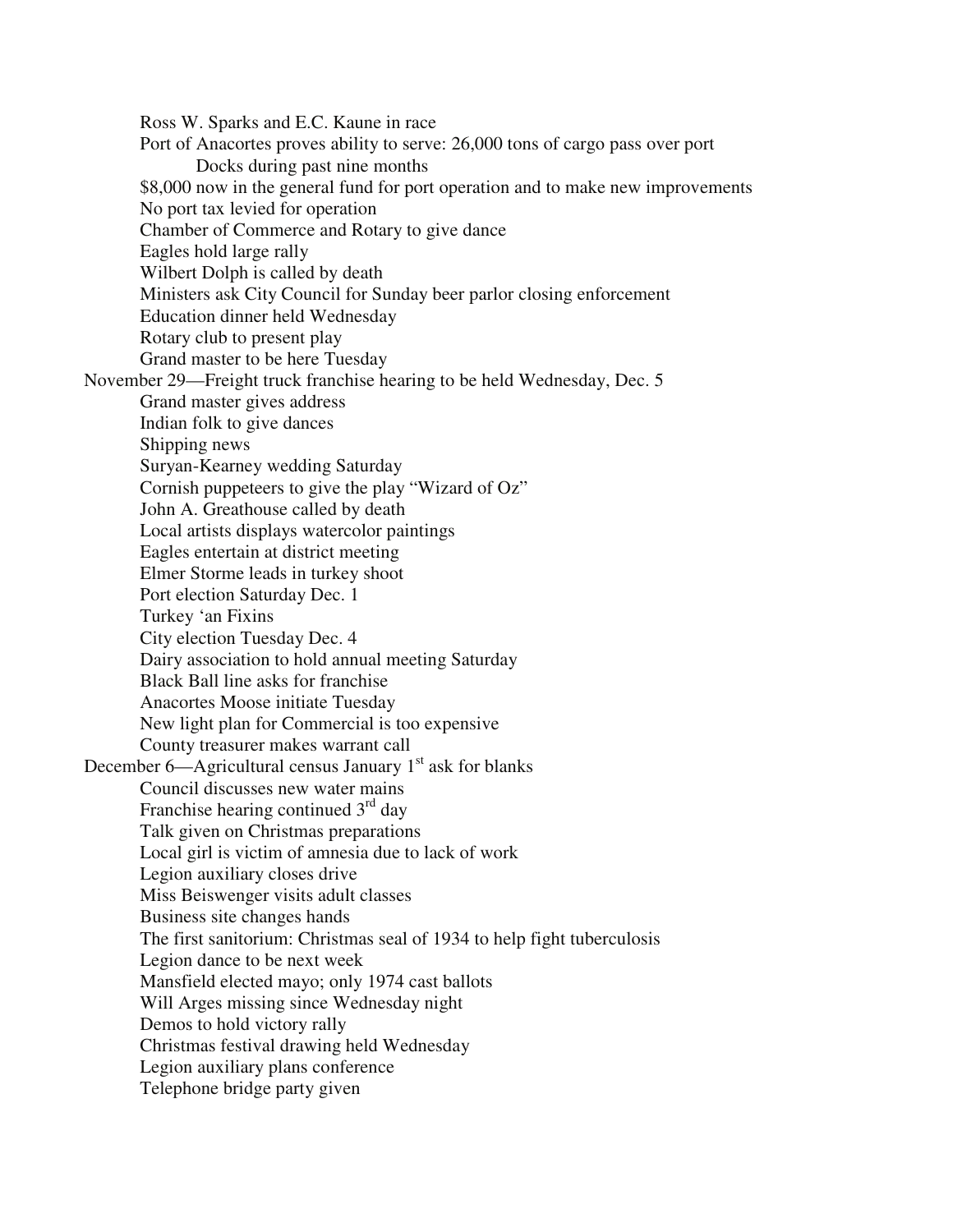Ross W. Sparks and E.C. Kaune in race

Port of Anacortes proves ability to serve: 26,000 tons of cargo pass over port Docks during past nine months

$8,000 now in the general fund for port operation and to make new improvements

No port tax levied for operation

Chamber of Commerce and Rotary to give dance

Eagles hold large rally

Wilbert Dolph is called by death

Ministers ask City Council for Sunday beer parlor closing enforcement

Education dinner held Wednesday

Rotary club to present play

Grand master to be here Tuesday

November 29—Freight truck franchise hearing to be held Wednesday, Dec. 5

Grand master gives address

Indian folk to give dances

Shipping news

Suryan-Kearney wedding Saturday

Cornish puppeteers to give the play "Wizard of Oz"

John A. Greathouse called by death

Local artists displays watercolor paintings

Eagles entertain at district meeting

Elmer Storme leads in turkey shoot

Port election Saturday Dec. 1

Turkey 'an Fixins

City election Tuesday Dec. 4

Dairy association to hold annual meeting Saturday

Black Ball line asks for franchise

Anacortes Moose initiate Tuesday

New light plan for Commercial is too expensive

County treasurer makes warrant call

December 6—Agricultural census January 1st ask for blanks

Council discusses new water mains

Franchise hearing continued 3rd day

Talk given on Christmas preparations

Local girl is victim of amnesia due to lack of work

Legion auxiliary closes drive

Miss Beiswenger visits adult classes

Business site changes hands

The first sanitorium: Christmas seal of 1934 to help fight tuberculosis

Legion dance to be next week

Mansfield elected mayo; only 1974 cast ballots

Will Arges missing since Wednesday night

Demos to hold victory rally

Christmas festival drawing held Wednesday

Legion auxiliary plans conference

Telephone bridge party given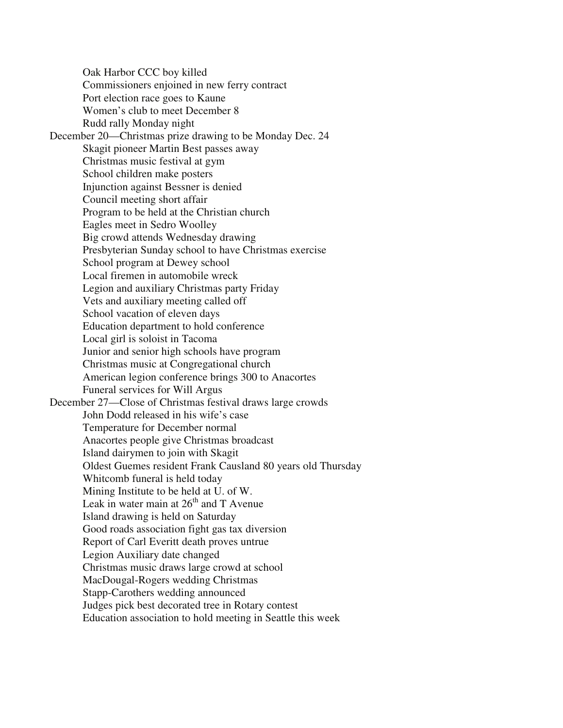Oak Harbor CCC boy killed
Commissioners enjoined in new ferry contract
Port election race goes to Kaune
Women's club to meet December 8
Rudd rally Monday night

December 20—Christmas prize drawing to be Monday Dec. 24
Skagit pioneer Martin Best passes away
Christmas music festival at gym
School children make posters
Injunction against Bessner is denied
Council meeting short affair
Program to be held at the Christian church
Eagles meet in Sedro Woolley
Big crowd attends Wednesday drawing
Presbyterian Sunday school to have Christmas exercise
School program at Dewey school
Local firemen in automobile wreck
Legion and auxiliary Christmas party Friday
Vets and auxiliary meeting called off
School vacation of eleven days
Education department to hold conference
Local girl is soloist in Tacoma
Junior and senior high schools have program
Christmas music at Congregational church
American legion conference brings 300 to Anacortes
Funeral services for Will Argus

December 27—Close of Christmas festival draws large crowds
John Dodd released in his wife's case
Temperature for December normal
Anacortes people give Christmas broadcast
Island dairymen to join with Skagit
Oldest Guemes resident Frank Causland 80 years old Thursday
Whitcomb funeral is held today
Mining Institute to be held at U. of W.
Leak in water main at 26th and T Avenue
Island drawing is held on Saturday
Good roads association fight gas tax diversion
Report of Carl Everitt death proves untrue
Legion Auxiliary date changed
Christmas music draws large crowd at school
MacDougal-Rogers wedding Christmas
Stapp-Carothers wedding announced
Judges pick best decorated tree in Rotary contest
Education association to hold meeting in Seattle this week